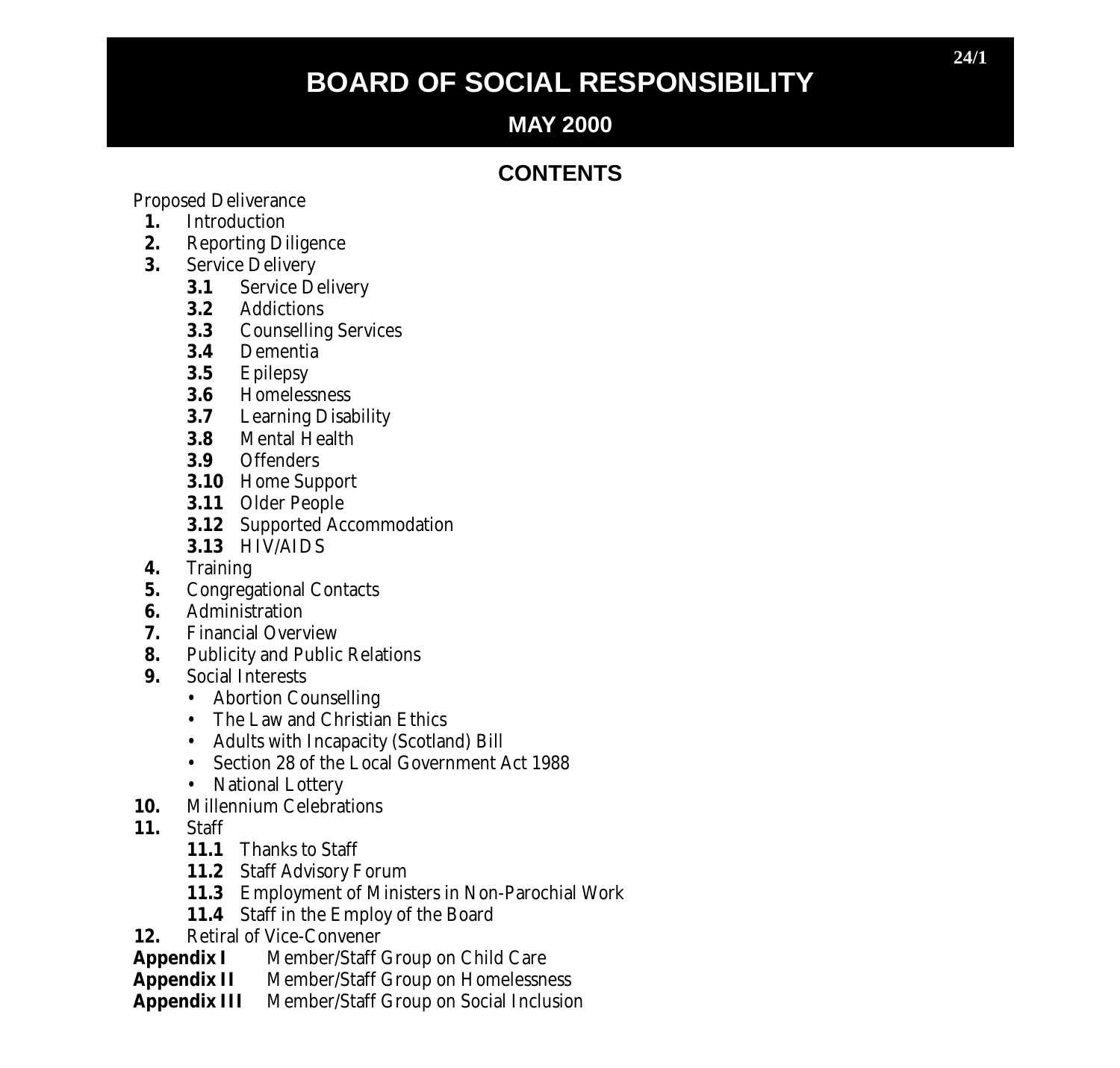# BOARD OF SOCIAL RESPONSIBILITY

## MAY 2000

## CONTENTS

Proposed Deliverance

1. Introduction
2. Reporting Diligence
3. Service Delivery
   - **3.1** Service Delivery
   - **3.2** Addictions
   - **3.3** Counselling Services
   - **3.4** Dementia
   - **3.5** Epilepsy
   - **3.6** Homelessness
   - **3.7** Learning Disability
   - **3.8** Mental Health
   - **3.9** Offenders
   - **3.10** Home Support
   - **3.11** Older People
   - **3.12** Supported Accommodation
   - **3.13** HIV/AIDS
4. Training
5. Congregational Contacts
6. Administration
7. Financial Overview
8. Publicity and Public Relations
9. Social Interests
   - Abortion Counselling
   - The Law and Christian Ethics
   - Adults with Incapacity (Scotland) Bill
   - Section 28 of the Local Government Act 1988
   - National Lottery
10. Millennium Celebrations
11. Staff
    - **11.1** Thanks to Staff
    - **11.2** Staff Advisory Forum
    - **11.3** Employment of Ministers in Non-Parochial Work
    - **11.4** Staff in the Employ of the Board
12. Retiral of Vice-Convener

**Appendix I** Member/Staff Group on Child Care

**Appendix II** Member/Staff Group on Homelessness

**Appendix III** Member/Staff Group on Social Inclusion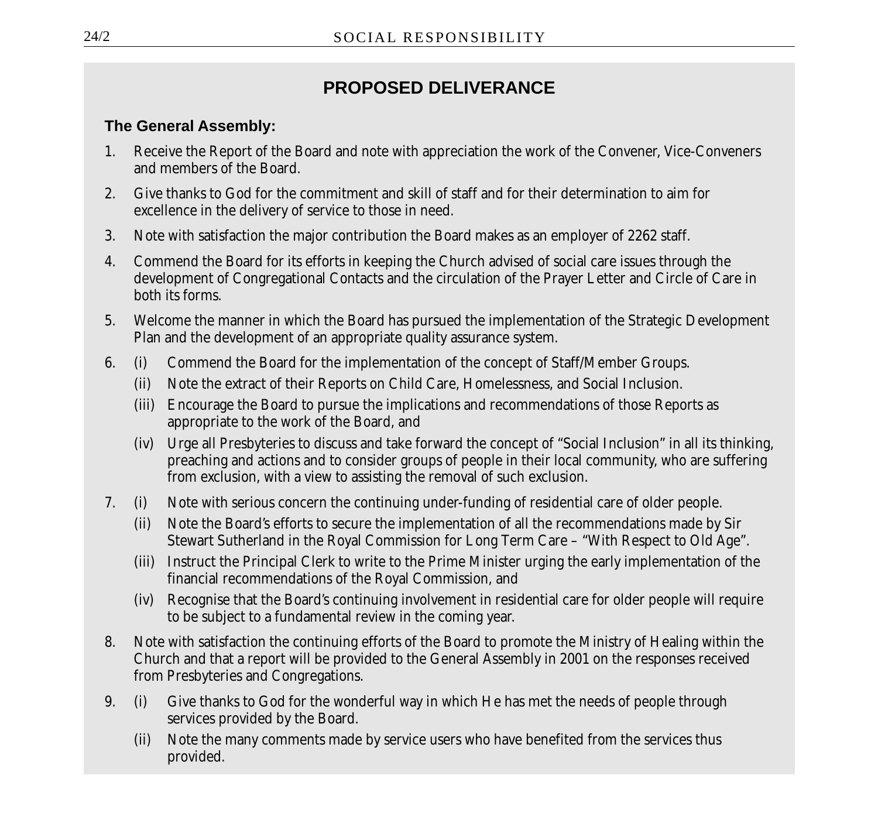## PROPOSED DELIVERANCE

**The General Assembly:**

1. Receive the Report of the Board and note with appreciation the work of the Convener, Vice-Conveners and members of the Board.
2. Give thanks to God for the commitment and skill of staff and for their determination to aim for excellence in the delivery of service to those in need.
3. Note with satisfaction the major contribution the Board makes as an employer of 2262 staff.
4. Commend the Board for its efforts in keeping the Church advised of social care issues through the development of Congregational Contacts and the circulation of the Prayer Letter and Circle of Care in both its forms.
5. Welcome the manner in which the Board has pursued the implementation of the Strategic Development Plan and the development of an appropriate quality assurance system.
6. (i) Commend the Board for the implementation of the concept of Staff/Member Groups.
   (ii) Note the extract of their Reports on Child Care, Homelessness, and Social Inclusion.
   (iii) Encourage the Board to pursue the implications and recommendations of those Reports as appropriate to the work of the Board, and
   (iv) Urge all Presbyteries to discuss and take forward the concept of "Social Inclusion" in all its thinking, preaching and actions and to consider groups of people in their local community, who are suffering from exclusion, with a view to assisting the removal of such exclusion.
7. (i) Note with serious concern the continuing under-funding of residential care of older people.
   (ii) Note the Board's efforts to secure the implementation of all the recommendations made by Sir Stewart Sutherland in the Royal Commission for Long Term Care – "With Respect to Old Age".
   (iii) Instruct the Principal Clerk to write to the Prime Minister urging the early implementation of the financial recommendations of the Royal Commission, and
   (iv) Recognise that the Board's continuing involvement in residential care for older people will require to be subject to a fundamental review in the coming year.
8. Note with satisfaction the continuing efforts of the Board to promote the Ministry of Healing within the Church and that a report will be provided to the General Assembly in 2001 on the responses received from Presbyteries and Congregations.
9. (i) Give thanks to God for the wonderful way in which He has met the needs of people through services provided by the Board.
   (ii) Note the many comments made by service users who have benefited from the services thus provided.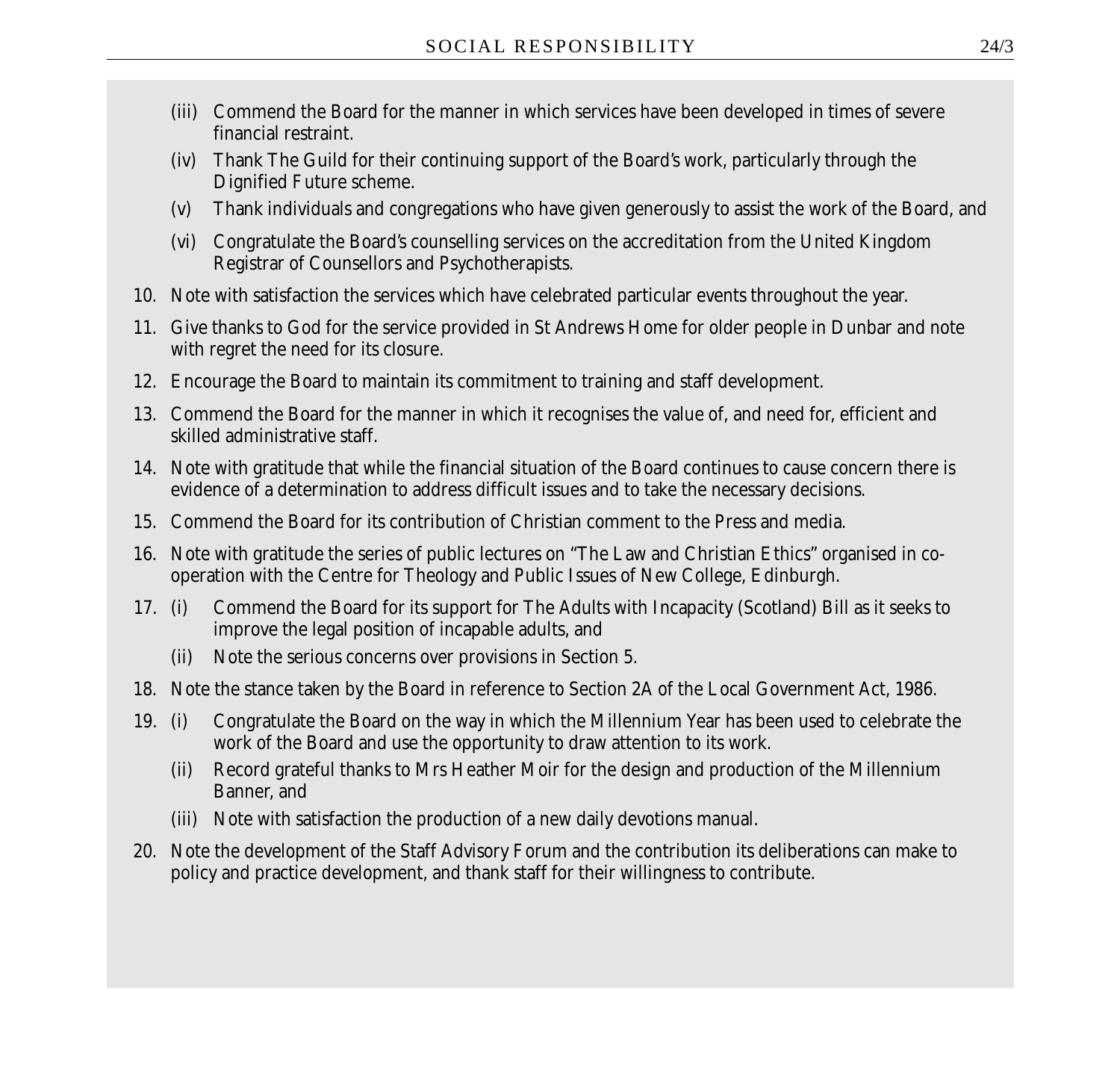(iii) Commend the Board for the manner in which services have been developed in times of severe financial restraint.

(iv) Thank The Guild for their continuing support of the Board's work, particularly through the Dignified Future scheme.

(v) Thank individuals and congregations who have given generously to assist the work of the Board, and

(vi) Congratulate the Board's counselling services on the accreditation from the United Kingdom Registrar of Counsellors and Psychotherapists.

10. Note with satisfaction the services which have celebrated particular events throughout the year.

11. Give thanks to God for the service provided in St Andrews Home for older people in Dunbar and note with regret the need for its closure.

12. Encourage the Board to maintain its commitment to training and staff development.

13. Commend the Board for the manner in which it recognises the value of, and need for, efficient and skilled administrative staff.

14. Note with gratitude that while the financial situation of the Board continues to cause concern there is evidence of a determination to address difficult issues and to take the necessary decisions.

15. Commend the Board for its contribution of Christian comment to the Press and media.

16. Note with gratitude the series of public lectures on "The Law and Christian Ethics" organised in co-operation with the Centre for Theology and Public Issues of New College, Edinburgh.

17. (i) Commend the Board for its support for The Adults with Incapacity (Scotland) Bill as it seeks to improve the legal position of incapable adults, and

    (ii) Note the serious concerns over provisions in Section 5.

18. Note the stance taken by the Board in reference to Section 2A of the Local Government Act, 1986.

19. (i) Congratulate the Board on the way in which the Millennium Year has been used to celebrate the work of the Board and use the opportunity to draw attention to its work.

    (ii) Record grateful thanks to Mrs Heather Moir for the design and production of the Millennium Banner, and

    (iii) Note with satisfaction the production of a new daily devotions manual.

20. Note the development of the Staff Advisory Forum and the contribution its deliberations can make to policy and practice development, and thank staff for their willingness to contribute.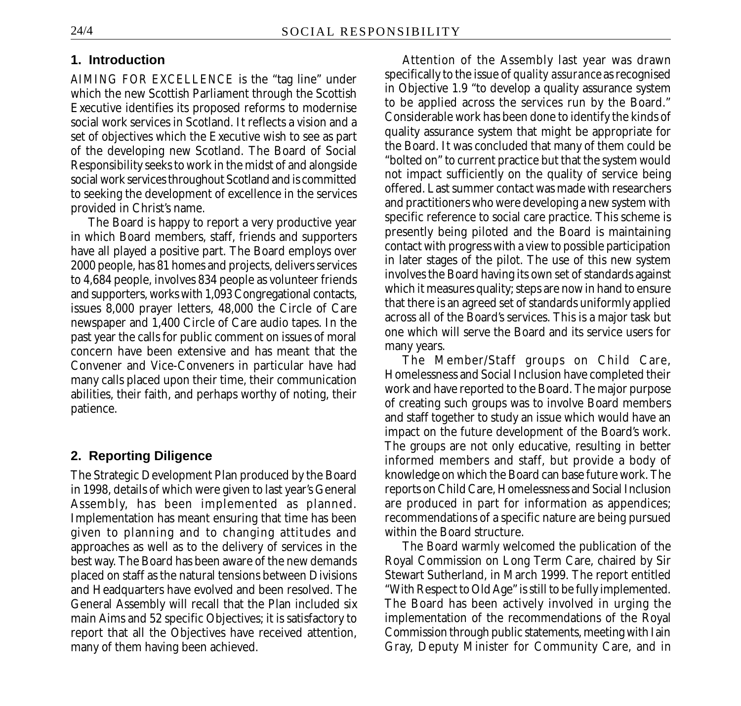## 1. Introduction

*AIMING FOR EXCELLENCE* is the "tag line" under which the new Scottish Parliament through the Scottish Executive identifies its proposed reforms to modernise social work services in Scotland. It reflects a vision and a set of objectives which the Executive wish to see as part of the developing new Scotland. The Board of Social Responsibility seeks to work in the midst of and alongside social work services throughout Scotland and is committed to seeking the development of excellence in the services provided in Christ's name.

The Board is happy to report a very productive year in which Board members, staff, friends and supporters have all played a positive part. The Board employs over 2000 people, has 81 homes and projects, delivers services to 4,684 people, involves 834 people as volunteer friends and supporters, works with 1,093 Congregational contacts, issues 8,000 prayer letters, 48,000 the Circle of Care newspaper and 1,400 Circle of Care audio tapes. In the past year the calls for public comment on issues of moral concern have been extensive and has meant that the Convener and Vice-Conveners in particular have had many calls placed upon their time, their communication abilities, their faith, and perhaps worthy of noting, their patience.

## 2. Reporting Diligence

The Strategic Development Plan produced by the Board in 1998, details of which were given to last year's General Assembly, has been implemented as planned. Implementation has meant ensuring that time has been given to planning and to changing attitudes and approaches as well as to the delivery of services in the best way. The Board has been aware of the new demands placed on staff as the natural tensions between Divisions and Headquarters have evolved and been resolved. The General Assembly will recall that the Plan included six main Aims and 52 specific Objectives; it is satisfactory to report that all the Objectives have received attention, many of them having been achieved.

Attention of the Assembly last year was drawn specifically to the issue of *quality assurance* as recognised in Objective 1.9 "to develop a quality assurance system to be applied across the services run by the Board." Considerable work has been done to identify the kinds of quality assurance system that might be appropriate for the Board. It was concluded that many of them could be "bolted on" to current practice but that the system would not impact sufficiently on the quality of service being offered. Last summer contact was made with researchers and practitioners who were developing a new system with specific reference to social care practice. This scheme is presently being piloted and the Board is maintaining contact with progress with a view to possible participation in later stages of the pilot. The use of this new system involves the Board having its own set of standards against which it measures quality; steps are now in hand to ensure that there is an agreed set of standards uniformly applied across all of the Board's services. This is a major task but one which will serve the Board and its service users for many years.

The Member/Staff groups on Child Care, Homelessness and Social Inclusion have completed their work and have reported to the Board. The major purpose of creating such groups was to involve Board members and staff together to study an issue which would have an impact on the future development of the Board's work. The groups are not only educative, resulting in better informed members and staff, but provide a body of knowledge on which the Board can base future work. The reports on Child Care, Homelessness and Social Inclusion are produced in part for information as appendices; recommendations of a specific nature are being pursued within the Board structure.

The Board warmly welcomed the publication of the Royal Commission on Long Term Care, chaired by Sir Stewart Sutherland, in March 1999. The report entitled "With Respect to Old Age" is still to be fully implemented. The Board has been actively involved in urging the implementation of the recommendations of the Royal Commission through public statements, meeting with Iain Gray, Deputy Minister for Community Care, and in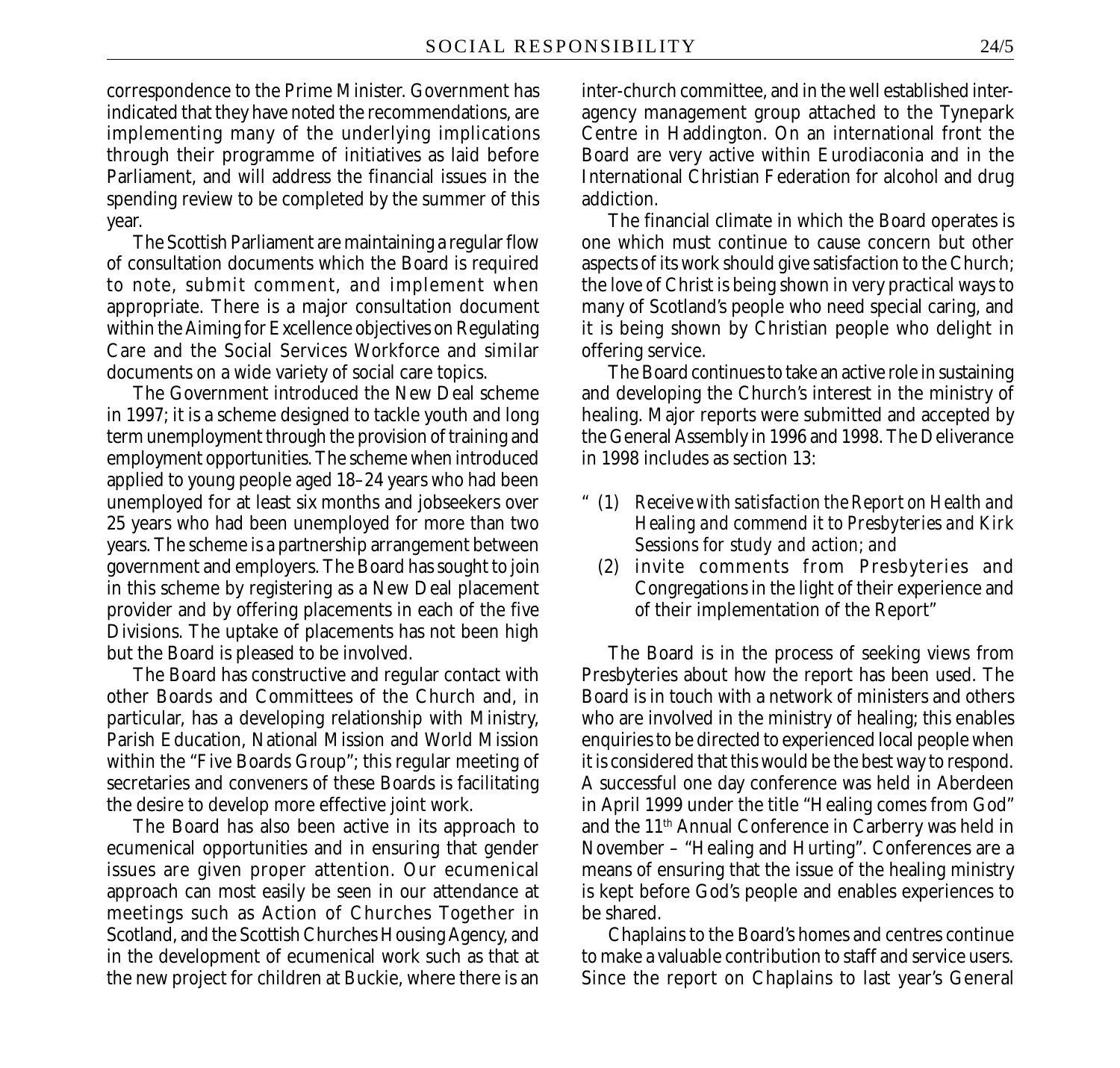correspondence to the Prime Minister. Government has indicated that they have noted the recommendations, are implementing many of the underlying implications through their programme of initiatives as laid before Parliament, and will address the financial issues in the spending review to be completed by the summer of this year.

The Scottish Parliament are maintaining a regular flow of consultation documents which the Board is required to note, submit comment, and implement when appropriate. There is a major consultation document within the Aiming for Excellence objectives on Regulating Care and the Social Services Workforce and similar documents on a wide variety of social care topics.

The Government introduced the New Deal scheme in 1997; it is a scheme designed to tackle youth and long term unemployment through the provision of training and employment opportunities. The scheme when introduced applied to young people aged 18–24 years who had been unemployed for at least six months and jobseekers over 25 years who had been unemployed for more than two years. The scheme is a partnership arrangement between government and employers. The Board has sought to join in this scheme by registering as a New Deal placement provider and by offering placements in each of the five Divisions. The uptake of placements has not been high but the Board is pleased to be involved.

The Board has constructive and regular contact with other Boards and Committees of the Church and, in particular, has a developing relationship with Ministry, Parish Education, National Mission and World Mission within the "Five Boards Group"; this regular meeting of secretaries and conveners of these Boards is facilitating the desire to develop more effective joint work.

The Board has also been active in its approach to ecumenical opportunities and in ensuring that gender issues are given proper attention. Our ecumenical approach can most easily be seen in our attendance at meetings such as Action of Churches Together in Scotland, and the Scottish Churches Housing Agency, and in the development of ecumenical work such as that at the new project for children at Buckie, where there is an inter-church committee, and in the well established inter-agency management group attached to the Tynepark Centre in Haddington. On an international front the Board are very active within Eurodiaconia and in the International Christian Federation for alcohol and drug addiction.

The financial climate in which the Board operates is one which must continue to cause concern but other aspects of its work should give satisfaction to the Church; the love of Christ is being shown in very practical ways to many of Scotland's people who need special caring, and it is being shown by Christian people who delight in offering service.

The Board continues to take an active role in sustaining and developing the Church's interest in the ministry of healing. Major reports were submitted and accepted by the General Assembly in 1996 and 1998. The Deliverance in 1998 includes as section 13:

"(1) *Receive with satisfaction the Report on Health and Healing and commend it to Presbyteries and Kirk Sessions for study and action; and*

(2) invite comments from Presbyteries and Congregations in the light of their experience and of their implementation of the Report"

The Board is in the process of seeking views from Presbyteries about how the report has been used. The Board is in touch with a network of ministers and others who are involved in the ministry of healing; this enables enquiries to be directed to experienced local people when it is considered that this would be the best way to respond. A successful one day conference was held in Aberdeen in April 1999 under the title "Healing comes from God" and the 11th Annual Conference in Carberry was held in November – "Healing and Hurting". Conferences are a means of ensuring that the issue of the healing ministry is kept before God's people and enables experiences to be shared.

Chaplains to the Board's homes and centres continue to make a valuable contribution to staff and service users. Since the report on Chaplains to last year's General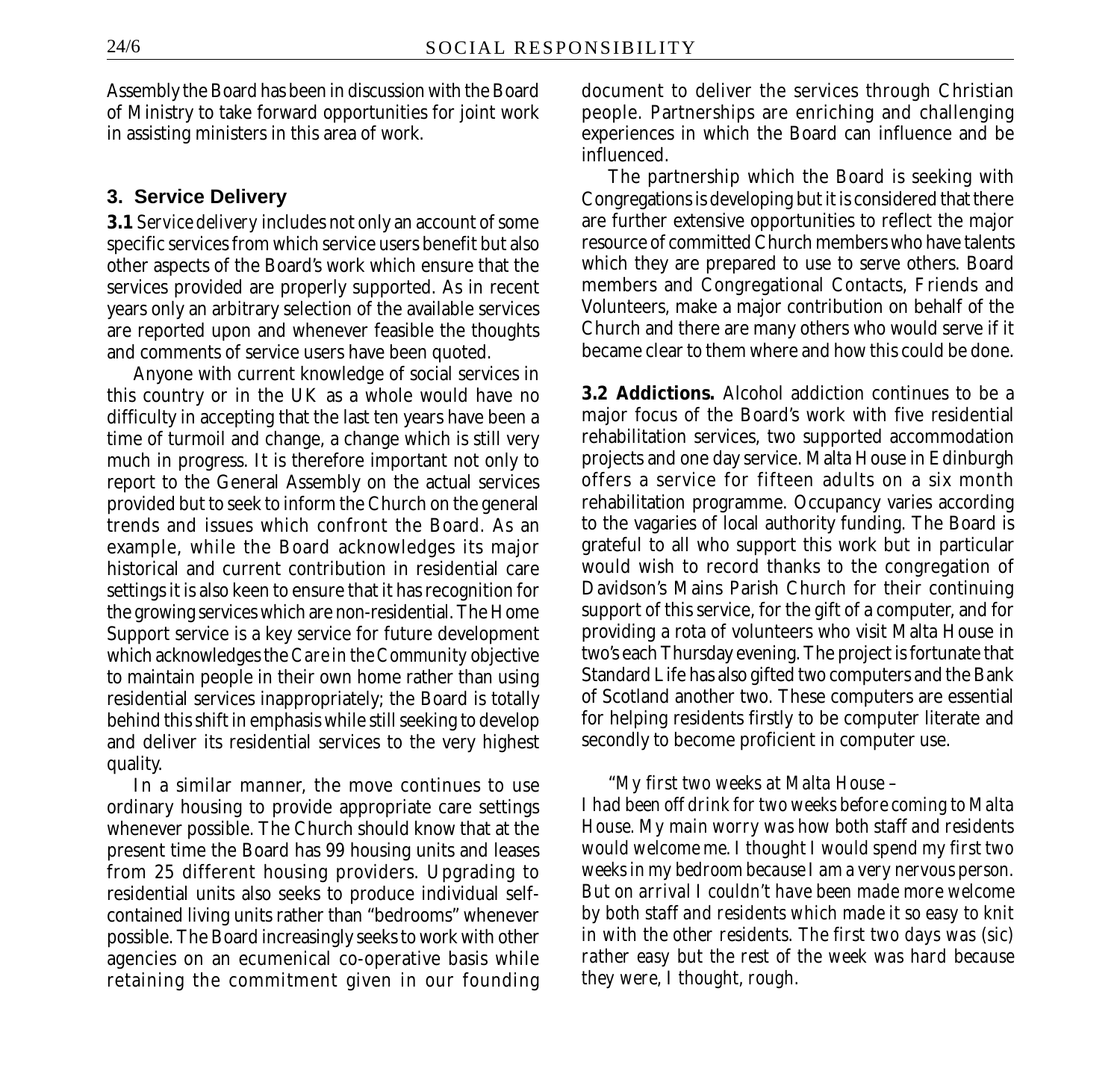Assembly the Board has been in discussion with the Board of Ministry to take forward opportunities for joint work in assisting ministers in this area of work.

## 3. Service Delivery

**3.1** *Service delivery* includes not only an account of some specific services from which service users benefit but also other aspects of the Board's work which ensure that the services provided are properly supported. As in recent years only an arbitrary selection of the available services are reported upon and whenever feasible the thoughts and comments of service users have been quoted.

Anyone with current knowledge of social services in this country or in the UK as a whole would have no difficulty in accepting that the last ten years have been a time of turmoil and change, a change which is still very much in progress. It is therefore important not only to report to the General Assembly on the actual services provided but to seek to inform the Church on the general trends and issues which confront the Board. As an example, while the Board acknowledges its major historical and current contribution in residential care settings it is also keen to ensure that it has recognition for the growing services which are non-residential. The Home Support service is a key service for future development which acknowledges the *Care in the Community* objective to maintain people in their own home rather than using residential services inappropriately; the Board is totally behind this shift in emphasis while still seeking to develop and deliver its residential services to the very highest quality.

In a similar manner, the move continues to use ordinary housing to provide appropriate care settings whenever possible. The Church should know that at the present time the Board has 99 housing units and leases from 25 different housing providers. Upgrading to residential units also seeks to produce individual self-contained living units rather than "bedrooms" whenever possible. The Board increasingly seeks to work with other agencies on an ecumenical co-operative basis while retaining the commitment given in our founding document to deliver the services through Christian people. Partnerships are enriching and challenging experiences in which the Board can influence and be influenced.

The partnership which the Board is seeking with Congregations is developing but it is considered that there are further extensive opportunities to reflect the major resource of committed Church members who have talents which they are prepared to use to serve others. Board members and Congregational Contacts, Friends and Volunteers, make a major contribution on behalf of the Church and there are many others who would serve if it became clear to them where and how this could be done.

**3.2 Addictions.** Alcohol addiction continues to be a major focus of the Board's work with five residential rehabilitation services, two supported accommodation projects and one day service. Malta House in Edinburgh offers a service for fifteen adults on a six month rehabilitation programme. Occupancy varies according to the vagaries of local authority funding. The Board is grateful to all who support this work but in particular would wish to record thanks to the congregation of Davidson's Mains Parish Church for their continuing support of this service, for the gift of a computer, and for providing a rota of volunteers who visit Malta House in two's each Thursday evening. The project is fortunate that Standard Life has also gifted two computers and the Bank of Scotland another two. These computers are essential for helping residents firstly to be computer literate and secondly to become proficient in computer use.

*"My first two weeks at Malta House –*

*I had been off drink for two weeks before coming to Malta House. My main worry was how both staff and residents would welcome me. I thought I would spend my first two weeks in my bedroom because I am a very nervous person. But on arrival I couldn't have been made more welcome by both staff and residents which made it so easy to knit in with the other residents. The first two days was (sic) rather easy but the rest of the week was hard because they were, I thought, rough.*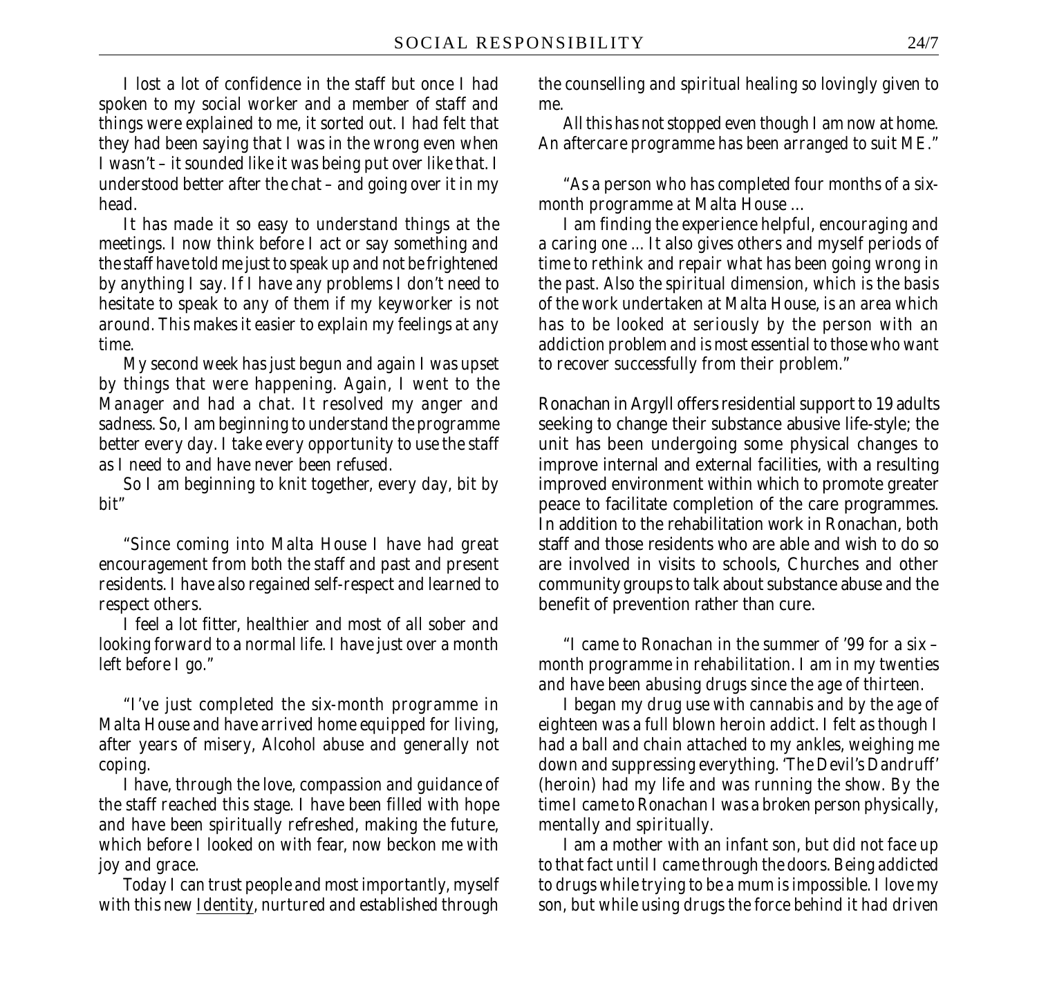I lost a lot of confidence in the staff but once I had spoken to my social worker and a member of staff and things were explained to me, it sorted out. I had felt that they had been saying that I was in the wrong even when I wasn't – it sounded like it was being put over like that. I understood better after the chat – and going over it in my head.

It has made it so easy to understand things at the meetings. I now think before I act or say something and the staff have told me just to speak up and not be frightened by anything I say. If I have any problems I don't need to hesitate to speak to any of them if my keyworker is not around. This makes it easier to explain my feelings at any time.

My second week has just begun and again I was upset by things that were happening. Again, I went to the Manager and had a chat. It resolved my anger and sadness. So, I am beginning to understand the programme better every day. I take every opportunity to use the staff as I need to and have never been refused.

So I am beginning to knit together, every day, bit by bit"

"Since coming into Malta House I have had great encouragement from both the staff and past and present residents. I have also regained self-respect and learned to respect others.

I feel a lot fitter, healthier and most of all sober and looking forward to a normal life. I have just over a month left before I go."

"I've just completed the six-month programme in Malta House and have arrived home equipped for living, after years of misery, Alcohol abuse and generally not coping.

I have, through the love, compassion and guidance of the staff reached this stage. I have been filled with hope and have been spiritually refreshed, making the future, which before I looked on with fear, now beckon me with joy and grace.

Today I can trust people and most importantly, myself with this new Identity, nurtured and established through the counselling and spiritual healing so lovingly given to me.

All this has not stopped even though I am now at home. An aftercare programme has been arranged to suit ME."

"As a person who has completed four months of a six-month programme at Malta House ...

I am finding the experience helpful, encouraging and a caring one ... It also gives others and myself periods of time to rethink and repair what has been going wrong in the past. Also the spiritual dimension, which is the basis of the work undertaken at Malta House, is an area which has to be looked at seriously by the person with an addiction problem and is most essential to those who want to recover successfully from their problem."

Ronachan in Argyll offers residential support to 19 adults seeking to change their substance abusive life-style; the unit has been undergoing some physical changes to improve internal and external facilities, with a resulting improved environment within which to promote greater peace to facilitate completion of the care programmes. In addition to the rehabilitation work in Ronachan, both staff and those residents who are able and wish to do so are involved in visits to schools, Churches and other community groups to talk about substance abuse and the benefit of prevention rather than cure.

"I came to Ronachan in the summer of '99 for a six – month programme in rehabilitation. I am in my twenties and have been abusing drugs since the age of thirteen.

I began my drug use with cannabis and by the age of eighteen was a full blown heroin addict. I felt as though I had a ball and chain attached to my ankles, weighing me down and suppressing everything. 'The Devil's Dandruff' (heroin) had my life and was running the show. By the time I came to Ronachan I was a broken person physically, mentally and spiritually.

I am a mother with an infant son, but did not face up to that fact until I came through the doors. Being addicted to drugs while trying to be a mum is impossible. I love my son, but while using drugs the force behind it had driven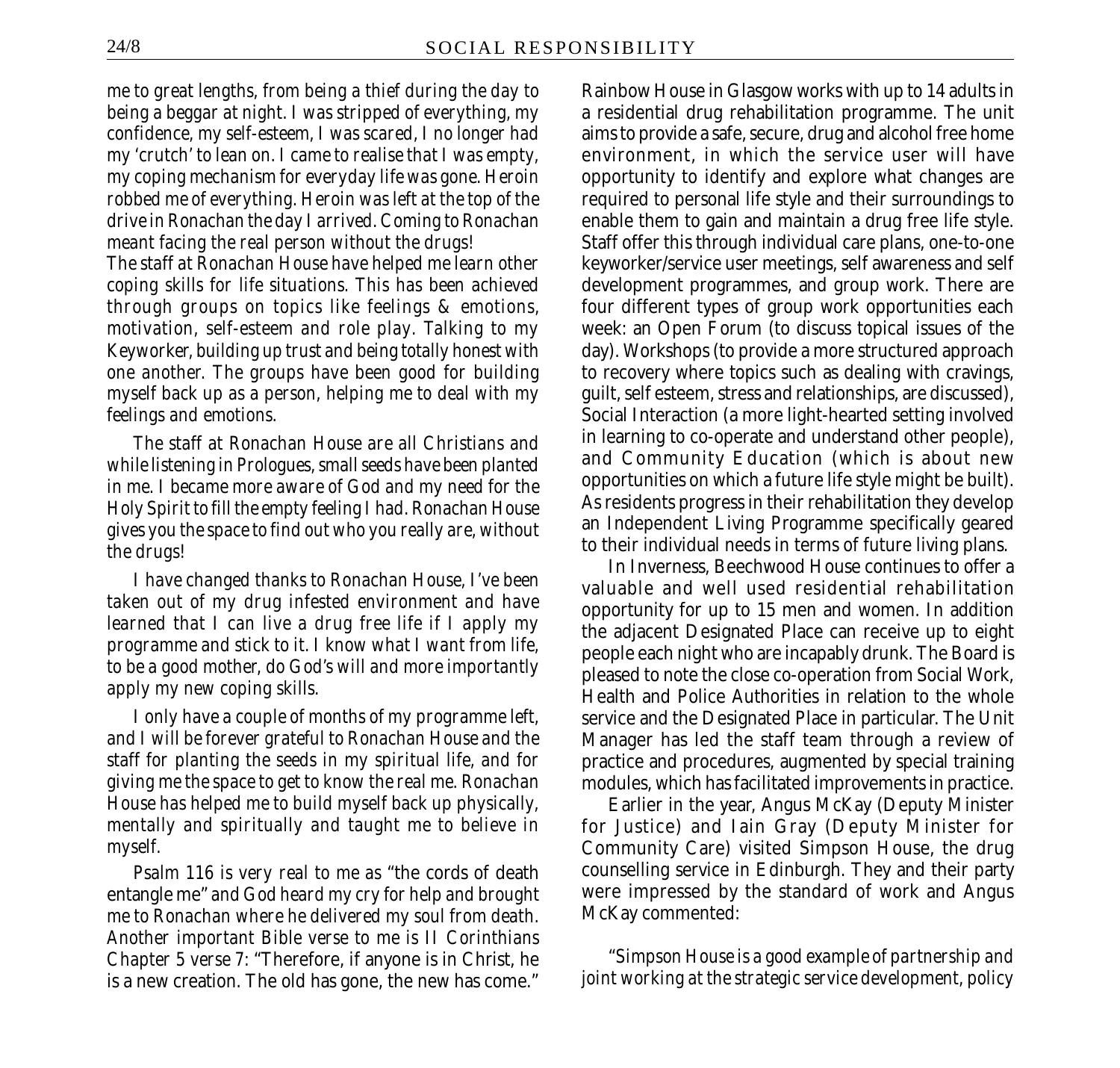me to great lengths, from being a thief during the day to being a beggar at night. I was stripped of everything, my confidence, my self-esteem, I was scared, I no longer had my 'crutch' to lean on. I came to realise that I was empty, my coping mechanism for everyday life was gone. Heroin robbed me of everything. Heroin was left at the top of the drive in Ronachan the day I arrived. Coming to Ronachan meant facing the real person without the drugs!

The staff at Ronachan House have helped me learn other coping skills for life situations. This has been achieved through groups on topics like feelings & emotions, motivation, self-esteem and role play. Talking to my Keyworker, building up trust and being totally honest with one another. The groups have been good for building myself back up as a person, helping me to deal with my feelings and emotions.

The staff at Ronachan House are all Christians and while listening in Prologues, small seeds have been planted in me. I became more aware of God and my need for the Holy Spirit to fill the empty feeling I had. Ronachan House gives you the space to find out who you really are, without the drugs!

I have changed thanks to Ronachan House, I've been taken out of my drug infested environment and have learned that I can live a drug free life if I apply my programme and stick to it. I know what I want from life, to be a good mother, do God's will and more importantly apply my new coping skills.

I only have a couple of months of my programme left, and I will be forever grateful to Ronachan House and the staff for planting the seeds in my spiritual life, and for giving me the space to get to know the real me. Ronachan House has helped me to build myself back up physically, mentally and spiritually and taught me to believe in myself.

Psalm 116 is very real to me as "the cords of death entangle me" and God heard my cry for help and brought me to Ronachan where he delivered my soul from death. Another important Bible verse to me is II Corinthians Chapter 5 verse 7: "Therefore, if anyone is in Christ, he is a new creation. The old has gone, the new has come."

Rainbow House in Glasgow works with up to 14 adults in a residential drug rehabilitation programme. The unit aims to provide a safe, secure, drug and alcohol free home environment, in which the service user will have opportunity to identify and explore what changes are required to personal life style and their surroundings to enable them to gain and maintain a drug free life style. Staff offer this through individual care plans, one-to-one keyworker/service user meetings, self awareness and self development programmes, and group work. There are four different types of group work opportunities each week: an Open Forum (to discuss topical issues of the day). Workshops (to provide a more structured approach to recovery where topics such as dealing with cravings, guilt, self esteem, stress and relationships, are discussed), Social Interaction (a more light-hearted setting involved in learning to co-operate and understand other people), and Community Education (which is about new opportunities on which a future life style might be built). As residents progress in their rehabilitation they develop an Independent Living Programme specifically geared to their individual needs in terms of future living plans.

In Inverness, Beechwood House continues to offer a valuable and well used residential rehabilitation opportunity for up to 15 men and women. In addition the adjacent Designated Place can receive up to eight people each night who are incapably drunk. The Board is pleased to note the close co-operation from Social Work, Health and Police Authorities in relation to the whole service and the Designated Place in particular. The Unit Manager has led the staff team through a review of practice and procedures, augmented by special training modules, which has facilitated improvements in practice.

Earlier in the year, Angus McKay (Deputy Minister for Justice) and Iain Gray (Deputy Minister for Community Care) visited Simpson House, the drug counselling service in Edinburgh. They and their party were impressed by the standard of work and Angus McKay commented:

"Simpson House is a good example of partnership and joint working at the strategic service development, policy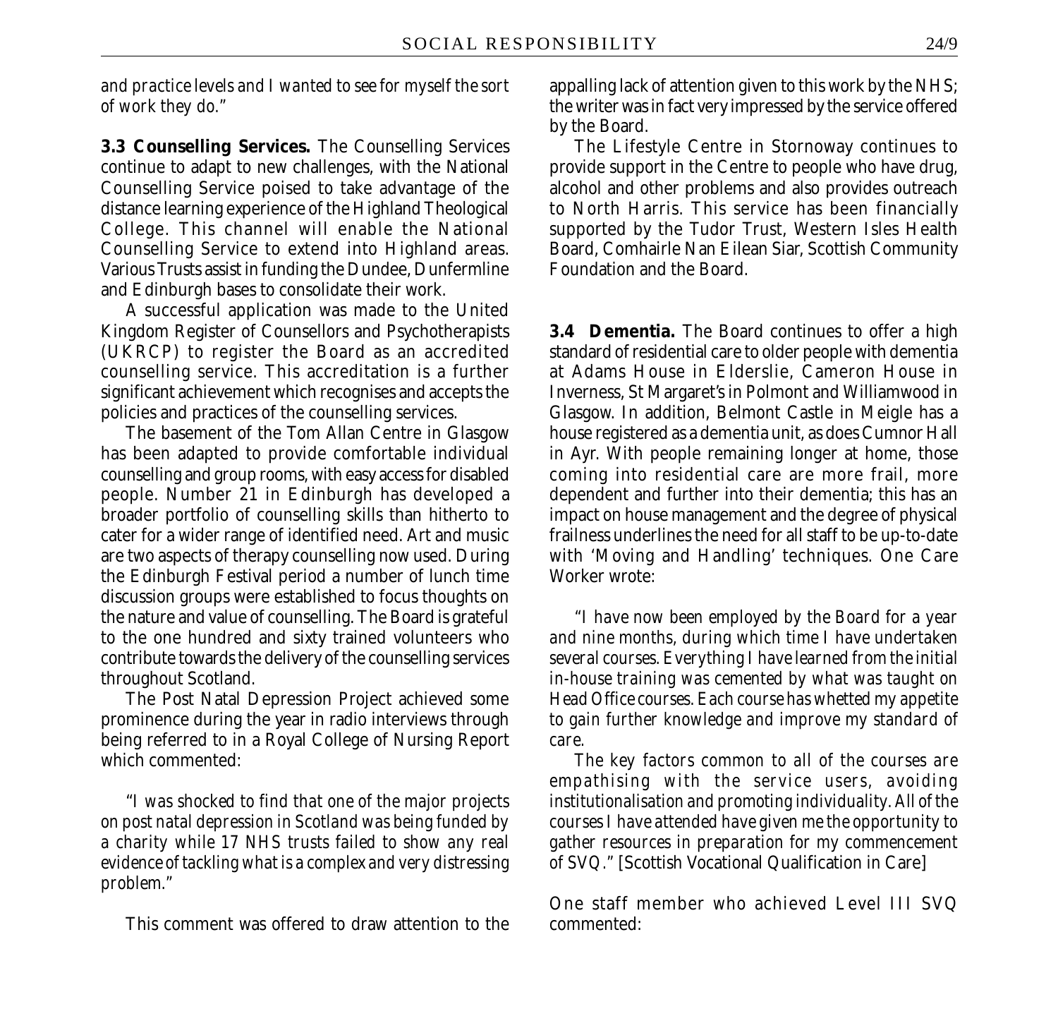*and practice levels and I wanted to see for myself the sort of work they do."*

**3.3 Counselling Services.** The Counselling Services continue to adapt to new challenges, with the National Counselling Service poised to take advantage of the distance learning experience of the Highland Theological College. This channel will enable the National Counselling Service to extend into Highland areas. Various Trusts assist in funding the Dundee, Dunfermline and Edinburgh bases to consolidate their work.

A successful application was made to the United Kingdom Register of Counsellors and Psychotherapists (UKRCP) to register the Board as an accredited counselling service. This accreditation is a further significant achievement which recognises and accepts the policies and practices of the counselling services.

The basement of the Tom Allan Centre in Glasgow has been adapted to provide comfortable individual counselling and group rooms, with easy access for disabled people. Number 21 in Edinburgh has developed a broader portfolio of counselling skills than hitherto to cater for a wider range of identified need. Art and music are two aspects of therapy counselling now used. During the Edinburgh Festival period a number of lunch time discussion groups were established to focus thoughts on the nature and value of counselling. The Board is grateful to the one hundred and sixty trained volunteers who contribute towards the delivery of the counselling services throughout Scotland.

The Post Natal Depression Project achieved some prominence during the year in radio interviews through being referred to in a Royal College of Nursing Report which commented:

*"I was shocked to find that one of the major projects on post natal depression in Scotland was being funded by a charity while 17 NHS trusts failed to show any real evidence of tackling what is a complex and very distressing problem."*

This comment was offered to draw attention to the appalling lack of attention given to this work by the NHS; the writer was in fact very impressed by the service offered by the Board.

The Lifestyle Centre in Stornoway continues to provide support in the Centre to people who have drug, alcohol and other problems and also provides outreach to North Harris. This service has been financially supported by the Tudor Trust, Western Isles Health Board, Comhairle Nan Eilean Siar, Scottish Community Foundation and the Board.

**3.4 Dementia.** The Board continues to offer a high standard of residential care to older people with dementia at Adams House in Elderslie, Cameron House in Inverness, St Margaret's in Polmont and Williamwood in Glasgow. In addition, Belmont Castle in Meigle has a house registered as a dementia unit, as does Cumnor Hall in Ayr. With people remaining longer at home, those coming into residential care are more frail, more dependent and further into their dementia; this has an impact on house management and the degree of physical frailness underlines the need for all staff to be up-to-date with 'Moving and Handling' techniques. One Care Worker wrote:

*"I have now been employed by the Board for a year and nine months, during which time I have undertaken several courses. Everything I have learned from the initial in-house training was cemented by what was taught on Head Office courses. Each course has whetted my appetite to gain further knowledge and improve my standard of care.*

*The key factors common to all of the courses are empathising with the service users, avoiding institutionalisation and promoting individuality. All of the courses I have attended have given me the opportunity to gather resources in preparation for my commencement of SVQ."* [Scottish Vocational Qualification in Care]

One staff member who achieved Level III SVQ commented: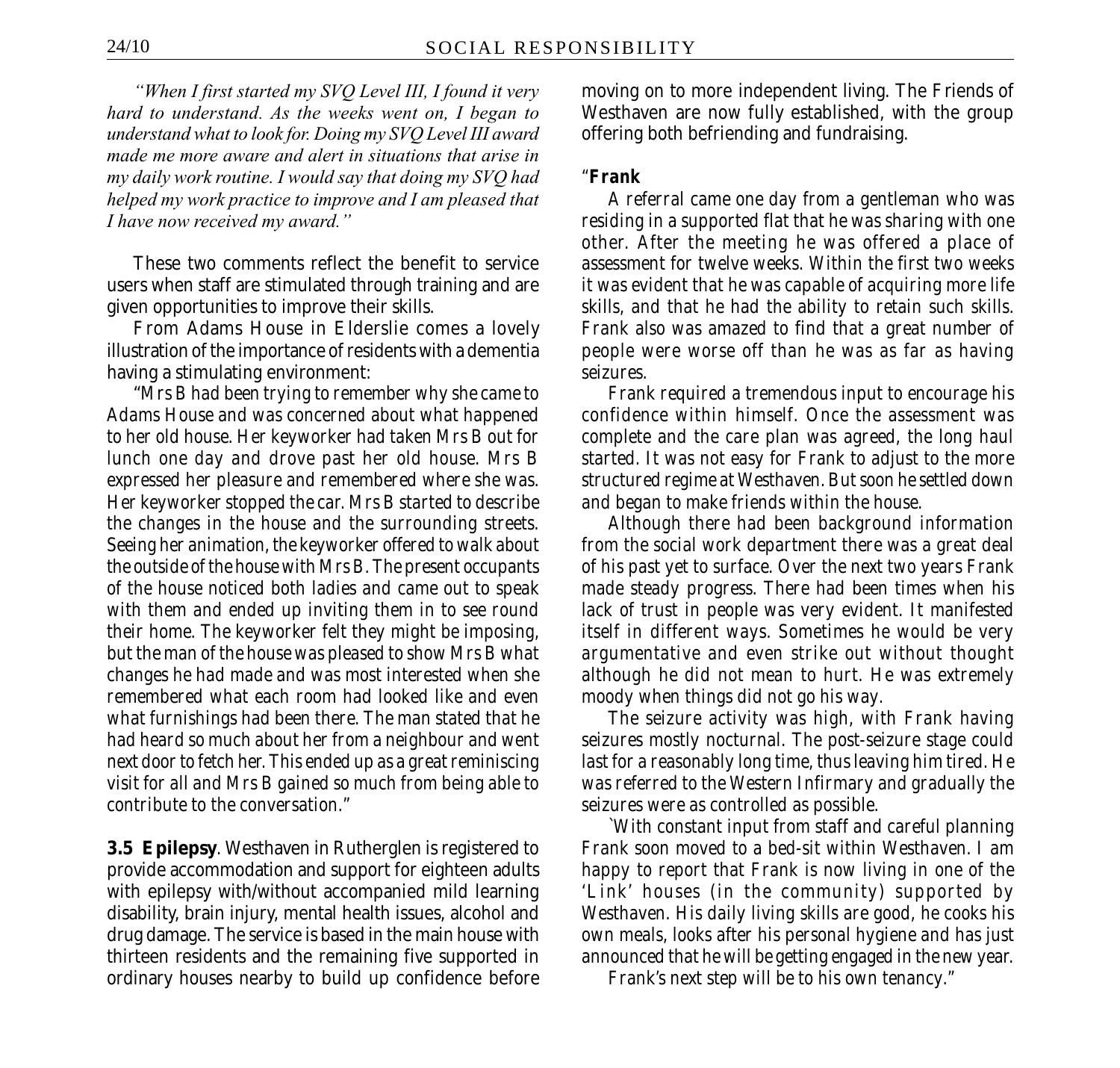*"When I first started my SVQ Level III, I found it very hard to understand. As the weeks went on, I began to understand what to look for. Doing my SVQ Level III award made me more aware and alert in situations that arise in my daily work routine. I would say that doing my SVQ had helped my work practice to improve and I am pleased that I have now received my award."*

These two comments reflect the benefit to service users when staff are stimulated through training and are given opportunities to improve their skills.

From Adams House in Elderslie comes a lovely illustration of the importance of residents with a dementia having a stimulating environment:

"Mrs B had been trying to remember why she came to Adams House and was concerned about what happened to her old house. Her keyworker had taken Mrs B out for lunch one day and drove past her old house. Mrs B expressed her pleasure and remembered where she was. Her keyworker stopped the car. Mrs B started to describe the changes in the house and the surrounding streets. Seeing her animation, the keyworker offered to walk about the outside of the house with Mrs B. The present occupants of the house noticed both ladies and came out to speak with them and ended up inviting them in to see round their home. The keyworker felt they might be imposing, but the man of the house was pleased to show Mrs B what changes he had made and was most interested when she remembered what each room had looked like and even what furnishings had been there. The man stated that he had heard so much about her from a neighbour and went next door to fetch her. This ended up as a great reminiscing visit for all and Mrs B gained so much from being able to contribute to the conversation."

**3.5 Epilepsy**. Westhaven in Rutherglen is registered to provide accommodation and support for eighteen adults with epilepsy with/without accompanied mild learning disability, brain injury, mental health issues, alcohol and drug damage. The service is based in the main house with thirteen residents and the remaining five supported in ordinary houses nearby to build up confidence before moving on to more independent living. The Friends of Westhaven are now fully established, with the group offering both befriending and fundraising.

"**Frank**

A referral came one day from a gentleman who was residing in a supported flat that he was sharing with one other. After the meeting he was offered a place of assessment for twelve weeks. Within the first two weeks it was evident that he was capable of acquiring more life skills, and that he had the ability to retain such skills. Frank also was amazed to find that a great number of people were worse off than he was as far as having seizures.

Frank required a tremendous input to encourage his confidence within himself. Once the assessment was complete and the care plan was agreed, the long haul started. It was not easy for Frank to adjust to the more structured regime at Westhaven. But soon he settled down and began to make friends within the house.

Although there had been background information from the social work department there was a great deal of his past yet to surface. Over the next two years Frank made steady progress. There had been times when his lack of trust in people was very evident. It manifested itself in different ways. Sometimes he would be very argumentative and even strike out without thought although he did not mean to hurt. He was extremely moody when things did not go his way.

The seizure activity was high, with Frank having seizures mostly nocturnal. The post-seizure stage could last for a reasonably long time, thus leaving him tired. He was referred to the Western Infirmary and gradually the seizures were as controlled as possible.

`With constant input from staff and careful planning Frank soon moved to a bed-sit within Westhaven. I am happy to report that Frank is now living in one of the 'Link' houses (in the community) supported by Westhaven. His daily living skills are good, he cooks his own meals, looks after his personal hygiene and has just announced that he will be getting engaged in the new year.

Frank's next step will be to his own tenancy."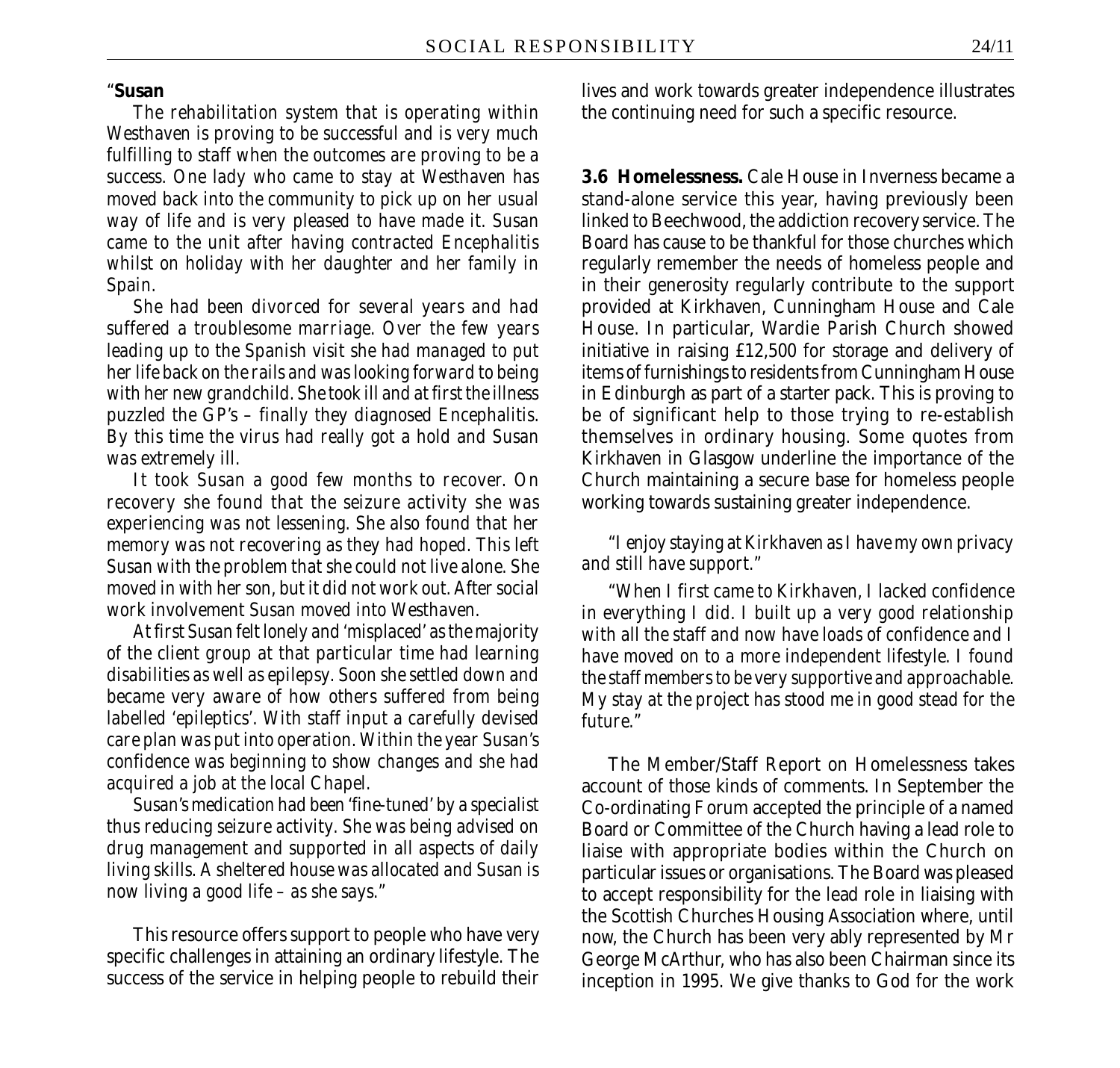"**Susan**

*The rehabilitation system that is operating within Westhaven is proving to be successful and is very much fulfilling to staff when the outcomes are proving to be a success. One lady who came to stay at Westhaven has moved back into the community to pick up on her usual way of life and is very pleased to have made it. Susan came to the unit after having contracted Encephalitis whilst on holiday with her daughter and her family in Spain.*

*She had been divorced for several years and had suffered a troublesome marriage. Over the few years leading up to the Spanish visit she had managed to put her life back on the rails and was looking forward to being with her new grandchild. She took ill and at first the illness puzzled the GP's – finally they diagnosed Encephalitis. By this time the virus had really got a hold and Susan was extremely ill.*

*It took Susan a good few months to recover. On recovery she found that the seizure activity she was experiencing was not lessening. She also found that her memory was not recovering as they had hoped. This left Susan with the problem that she could not live alone. She moved in with her son, but it did not work out. After social work involvement Susan moved into Westhaven.*

*At first Susan felt lonely and 'misplaced' as the majority of the client group at that particular time had learning disabilities as well as epilepsy. Soon she settled down and became very aware of how others suffered from being labelled 'epileptics'. With staff input a carefully devised care plan was put into operation. Within the year Susan's confidence was beginning to show changes and she had acquired a job at the local Chapel.*

*Susan's medication had been 'fine-tuned' by a specialist thus reducing seizure activity. She was being advised on drug management and supported in all aspects of daily living skills. A sheltered house was allocated and Susan is now living a good life – as she says."*

This resource offers support to people who have very specific challenges in attaining an ordinary lifestyle. The success of the service in helping people to rebuild their lives and work towards greater independence illustrates the continuing need for such a specific resource.

**3.6 Homelessness.** Cale House in Inverness became a stand-alone service this year, having previously been linked to Beechwood, the addiction recovery service. The Board has cause to be thankful for those churches which regularly remember the needs of homeless people and in their generosity regularly contribute to the support provided at Kirkhaven, Cunningham House and Cale House. In particular, Wardie Parish Church showed initiative in raising £12,500 for storage and delivery of items of furnishings to residents from Cunningham House in Edinburgh as part of a starter pack. This is proving to be of significant help to those trying to re-establish themselves in ordinary housing. Some quotes from Kirkhaven in Glasgow underline the importance of the Church maintaining a secure base for homeless people working towards sustaining greater independence.

*"I enjoy staying at Kirkhaven as I have my own privacy and still have support."*

*"When I first came to Kirkhaven, I lacked confidence in everything I did. I built up a very good relationship with all the staff and now have loads of confidence and I have moved on to a more independent lifestyle. I found the staff members to be very supportive and approachable. My stay at the project has stood me in good stead for the future."*

The Member/Staff Report on Homelessness takes account of those kinds of comments. In September the Co-ordinating Forum accepted the principle of a named Board or Committee of the Church having a lead role to liaise with appropriate bodies within the Church on particular issues or organisations. The Board was pleased to accept responsibility for the lead role in liaising with the Scottish Churches Housing Association where, until now, the Church has been very ably represented by Mr George McArthur, who has also been Chairman since its inception in 1995. We give thanks to God for the work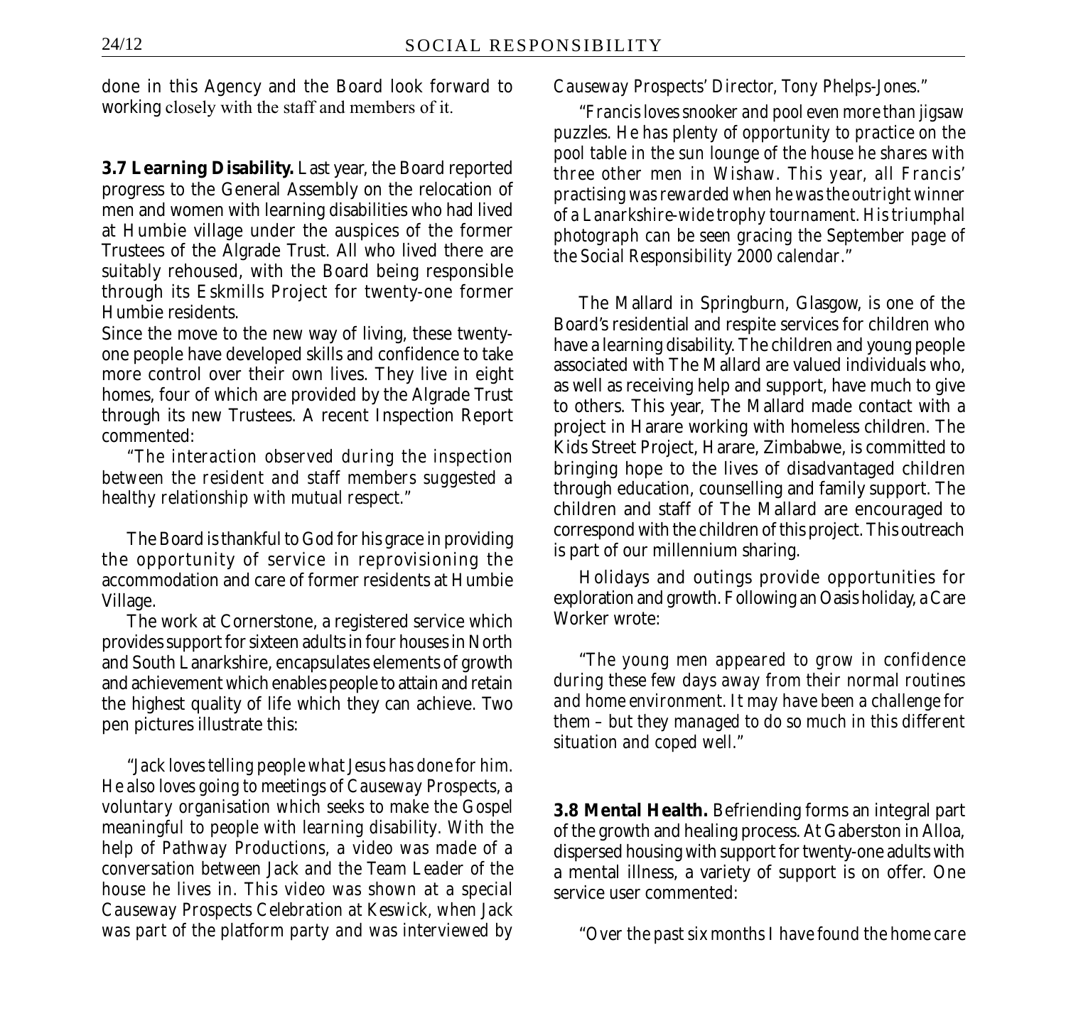done in this Agency and the Board look forward to working closely with the staff and members of it.

**3.7 Learning Disability.** Last year, the Board reported progress to the General Assembly on the relocation of men and women with learning disabilities who had lived at Humbie village under the auspices of the former Trustees of the Algrade Trust. All who lived there are suitably rehoused, with the Board being responsible through its Eskmills Project for twenty-one former Humbie residents.

Since the move to the new way of living, these twenty-one people have developed skills and confidence to take more control over their own lives. They live in eight homes, four of which are provided by the Algrade Trust through its new Trustees. A recent Inspection Report commented:

*"The interaction observed during the inspection between the resident and staff members suggested a healthy relationship with mutual respect."*

The Board is thankful to God for his grace in providing the opportunity of service in reprovisioning the accommodation and care of former residents at Humbie Village.

The work at Cornerstone, a registered service which provides support for sixteen adults in four houses in North and South Lanarkshire, encapsulates elements of growth and achievement which enables people to attain and retain the highest quality of life which they can achieve. Two pen pictures illustrate this:

*"Jack loves telling people what Jesus has done for him. He also loves going to meetings of Causeway Prospects, a voluntary organisation which seeks to make the Gospel meaningful to people with learning disability. With the help of Pathway Productions, a video was made of a conversation between Jack and the Team Leader of the house he lives in. This video was shown at a special Causeway Prospects Celebration at Keswick, when Jack was part of the platform party and was interviewed by Causeway Prospects' Director, Tony Phelps-Jones."*

*"Francis loves snooker and pool even more than jigsaw puzzles. He has plenty of opportunity to practice on the pool table in the sun lounge of the house he shares with three other men in Wishaw. This year, all Francis' practising was rewarded when he was the outright winner of a Lanarkshire-wide trophy tournament. His triumphal photograph can be seen gracing the September page of the Social Responsibility 2000 calendar."*

The Mallard in Springburn, Glasgow, is one of the Board's residential and respite services for children who have a learning disability. The children and young people associated with The Mallard are valued individuals who, as well as receiving help and support, have much to give to others. This year, The Mallard made contact with a project in Harare working with homeless children. The Kids Street Project, Harare, Zimbabwe, is committed to bringing hope to the lives of disadvantaged children through education, counselling and family support. The children and staff of The Mallard are encouraged to correspond with the children of this project. This outreach is part of our millennium sharing.

Holidays and outings provide opportunities for exploration and growth. Following an Oasis holiday, a Care Worker wrote:

*"The young men appeared to grow in confidence during these few days away from their normal routines and home environment. It may have been a challenge for them – but they managed to do so much in this different situation and coped well."*

**3.8 Mental Health.** Befriending forms an integral part of the growth and healing process. At Gaberston in Alloa, dispersed housing with support for twenty-one adults with a mental illness, a variety of support is on offer. One service user commented:

*"Over the past six months I have found the home care*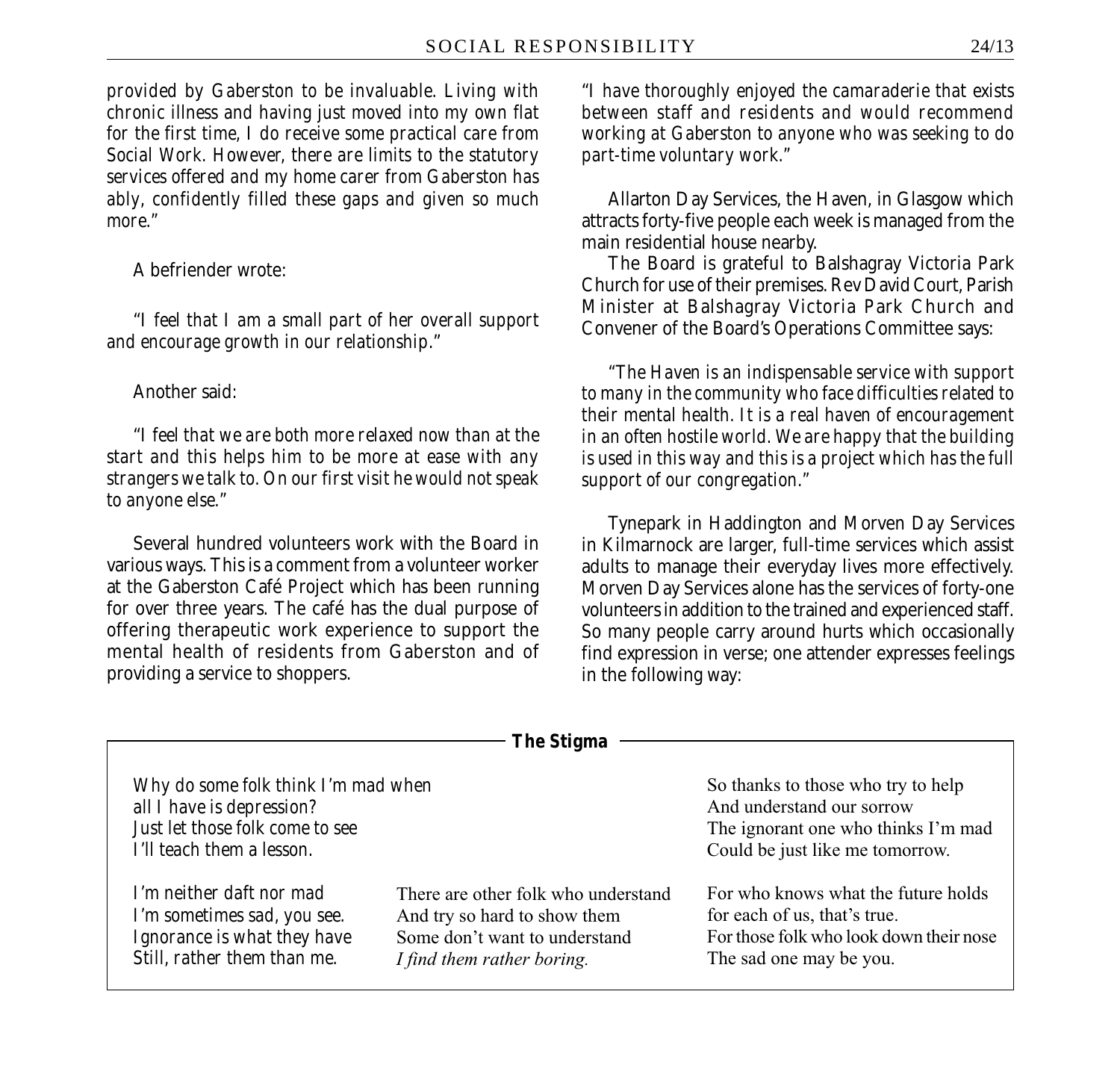provided by Gaberston to be invaluable. Living with chronic illness and having just moved into my own flat for the first time, I do receive some practical care from Social Work. However, there are limits to the statutory services offered and my home carer from Gaberston has ably, confidently filled these gaps and given so much more."

A befriender wrote:

"I feel that I am a small part of her overall support and encourage growth in our relationship."

Another said:

"I feel that we are both more relaxed now than at the start and this helps him to be more at ease with any strangers we talk to. On our first visit he would not speak to anyone else."

Several hundred volunteers work with the Board in various ways. This is a comment from a volunteer worker at the Gaberston Café Project which has been running for over three years. The café has the dual purpose of offering therapeutic work experience to support the mental health of residents from Gaberston and of providing a service to shoppers.

"I have thoroughly enjoyed the camaraderie that exists between staff and residents and would recommend working at Gaberston to anyone who was seeking to do part-time voluntary work."

Allarton Day Services, the Haven, in Glasgow which attracts forty-five people each week is managed from the main residential house nearby.

The Board is grateful to Balshagray Victoria Park Church for use of their premises. Rev David Court, Parish Minister at Balshagray Victoria Park Church and Convener of the Board's Operations Committee says:

"The Haven is an indispensable service with support to many in the community who face difficulties related to their mental health. It is a real haven of encouragement in an often hostile world. We are happy that the building is used in this way and this is a project which has the full support of our congregation."

Tynepark in Haddington and Morven Day Services in Kilmarnock are larger, full-time services which assist adults to manage their everyday lives more effectively. Morven Day Services alone has the services of forty-one volunteers in addition to the trained and experienced staff. So many people carry around hurts which occasionally find expression in verse; one attender expresses feelings in the following way:

**The Stigma**

*Why do some folk think I'm mad when*
*all I have is depression?*
*Just let those folk come to see*
*I'll teach them a lesson.*

*I'm neither daft nor mad*
*I'm sometimes sad, you see.*
*Ignorance is what they have*
*Still, rather them than me.*

There are other folk who understand
And try so hard to show them
Some don't want to understand
*I find them rather boring.*

So thanks to those who try to help
And understand our sorrow
The ignorant one who thinks I'm mad
Could be just like me tomorrow.

For who knows what the future holds
for each of us, that's true.
For those folk who look down their nose
The sad one may be you.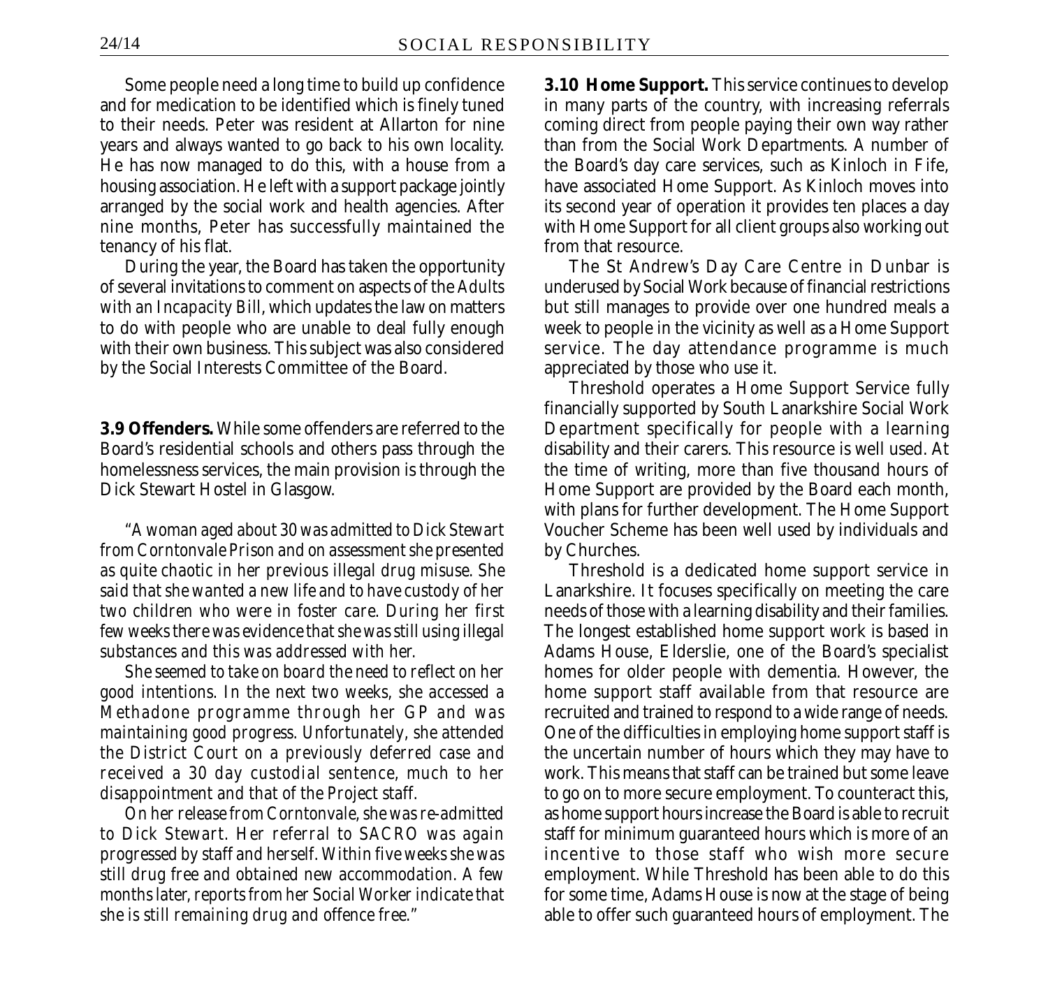Some people need a long time to build up confidence and for medication to be identified which is finely tuned to their needs. Peter was resident at Allarton for nine years and always wanted to go back to his own locality. He has now managed to do this, with a house from a housing association. He left with a support package jointly arranged by the social work and health agencies. After nine months, Peter has successfully maintained the tenancy of his flat.

During the year, the Board has taken the opportunity of several invitations to comment on aspects of the *Adults with an Incapacity Bill*, which updates the law on matters to do with people who are unable to deal fully enough with their own business. This subject was also considered by the Social Interests Committee of the Board.

**3.9 Offenders.** While some offenders are referred to the Board's residential schools and others pass through the homelessness services, the main provision is through the Dick Stewart Hostel in Glasgow.

*"A woman aged about 30 was admitted to Dick Stewart from Corntonvale Prison and on assessment she presented as quite chaotic in her previous illegal drug misuse. She said that she wanted a new life and to have custody of her two children who were in foster care. During her first few weeks there was evidence that she was still using illegal substances and this was addressed with her.*

*She seemed to take on board the need to reflect on her good intentions. In the next two weeks, she accessed a Methadone programme through her GP and was maintaining good progress. Unfortunately, she attended the District Court on a previously deferred case and received a 30 day custodial sentence, much to her disappointment and that of the Project staff.*

*On her release from Corntonvale, she was re-admitted to Dick Stewart. Her referral to SACRO was again progressed by staff and herself. Within five weeks she was still drug free and obtained new accommodation. A few months later, reports from her Social Worker indicate that she is still remaining drug and offence free."*

**3.10 Home Support.** This service continues to develop in many parts of the country, with increasing referrals coming direct from people paying their own way rather than from the Social Work Departments. A number of the Board's day care services, such as Kinloch in Fife, have associated Home Support. As Kinloch moves into its second year of operation it provides ten places a day with Home Support for all client groups also working out from that resource.

The St Andrew's Day Care Centre in Dunbar is underused by Social Work because of financial restrictions but still manages to provide over one hundred meals a week to people in the vicinity as well as a Home Support service. The day attendance programme is much appreciated by those who use it.

Threshold operates a Home Support Service fully financially supported by South Lanarkshire Social Work Department specifically for people with a learning disability and their carers. This resource is well used. At the time of writing, more than five thousand hours of Home Support are provided by the Board each month, with plans for further development. The Home Support Voucher Scheme has been well used by individuals and by Churches.

Threshold is a dedicated home support service in Lanarkshire. It focuses specifically on meeting the care needs of those with a learning disability and their families. The longest established home support work is based in Adams House, Elderslie, one of the Board's specialist homes for older people with dementia. However, the home support staff available from that resource are recruited and trained to respond to a wide range of needs. One of the difficulties in employing home support staff is the uncertain number of hours which they may have to work. This means that staff can be trained but some leave to go on to more secure employment. To counteract this, as home support hours increase the Board is able to recruit staff for minimum guaranteed hours which is more of an incentive to those staff who wish more secure employment. While Threshold has been able to do this for some time, Adams House is now at the stage of being able to offer such guaranteed hours of employment. The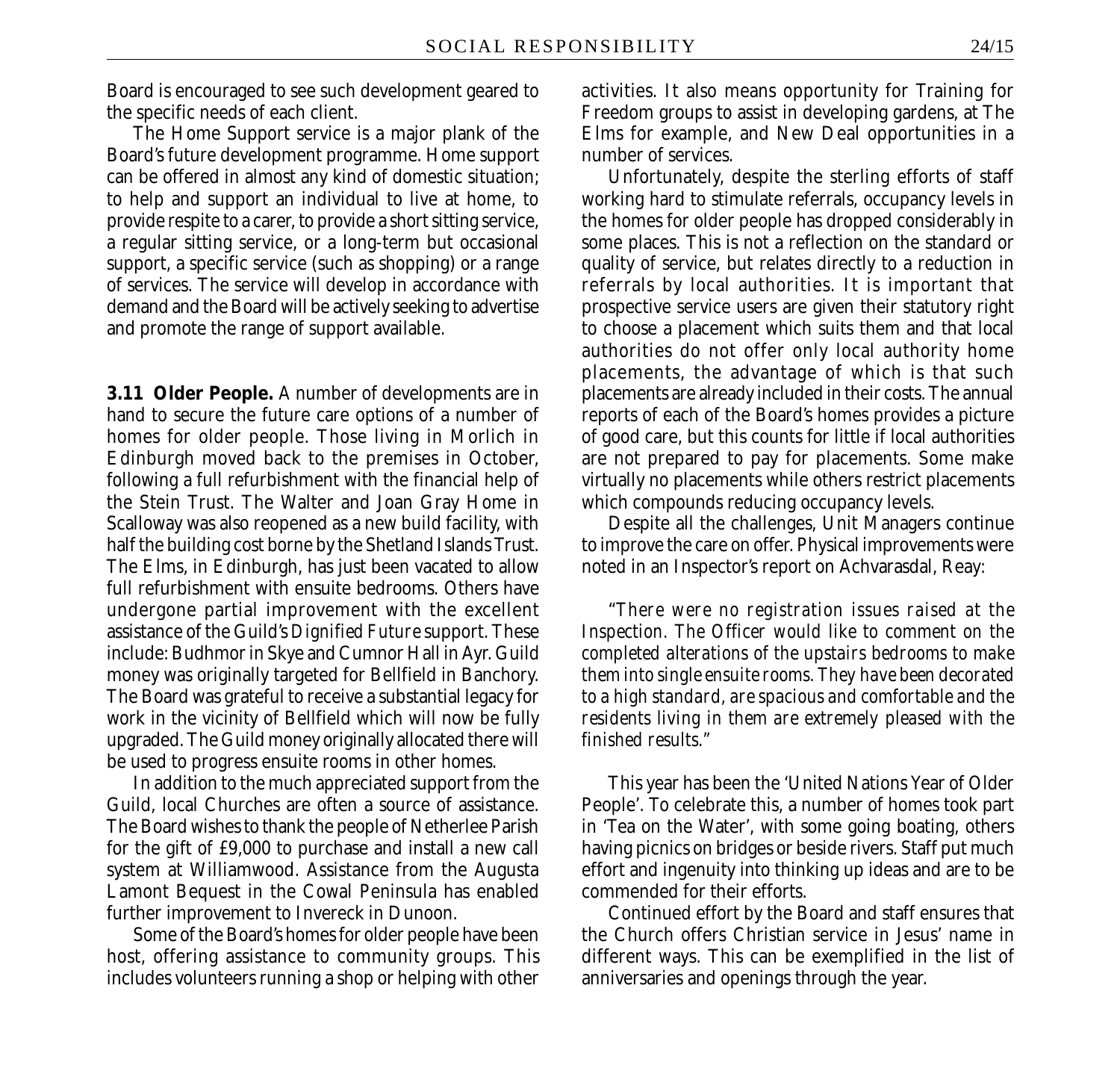Board is encouraged to see such development geared to the specific needs of each client.

The Home Support service is a major plank of the Board's future development programme. Home support can be offered in almost any kind of domestic situation; to help and support an individual to live at home, to provide respite to a carer, to provide a short sitting service, a regular sitting service, or a long-term but occasional support, a specific service (such as shopping) or a range of services. The service will develop in accordance with demand and the Board will be actively seeking to advertise and promote the range of support available.

**3.11 Older People.** A number of developments are in hand to secure the future care options of a number of homes for older people. Those living in Morlich in Edinburgh moved back to the premises in October, following a full refurbishment with the financial help of the Stein Trust. The Walter and Joan Gray Home in Scalloway was also reopened as a new build facility, with half the building cost borne by the Shetland Islands Trust. The Elms, in Edinburgh, has just been vacated to allow full refurbishment with ensuite bedrooms. Others have undergone partial improvement with the excellent assistance of the Guild's *Dignified Future* support. These include: Budhmor in Skye and Cumnor Hall in Ayr. Guild money was originally targeted for Bellfield in Banchory. The Board was grateful to receive a substantial legacy for work in the vicinity of Bellfield which will now be fully upgraded. The Guild money originally allocated there will be used to progress ensuite rooms in other homes.

In addition to the much appreciated support from the Guild, local Churches are often a source of assistance. The Board wishes to thank the people of Netherlee Parish for the gift of £9,000 to purchase and install a new call system at Williamwood. Assistance from the Augusta Lamont Bequest in the Cowal Peninsula has enabled further improvement to Invereck in Dunoon.

Some of the Board's homes for older people have been host, offering assistance to community groups. This includes volunteers running a shop or helping with other activities. It also means opportunity for Training for Freedom groups to assist in developing gardens, at The Elms for example, and New Deal opportunities in a number of services.

Unfortunately, despite the sterling efforts of staff working hard to stimulate referrals, occupancy levels in the homes for older people has dropped considerably in some places. This is not a reflection on the standard or quality of service, but relates directly to a reduction in referrals by local authorities. It is important that prospective service users are given their statutory right to choose a placement which suits them and that local authorities do not offer only local authority home placements, the advantage of which is that such placements are already included in their costs. The annual reports of each of the Board's homes provides a picture of good care, but this counts for little if local authorities are not prepared to pay for placements. Some make virtually no placements while others restrict placements which compounds reducing occupancy levels.

Despite all the challenges, Unit Managers continue to improve the care on offer. Physical improvements were noted in an Inspector's report on Achvarasdal, Reay:

> *"There were no registration issues raised at the Inspection. The Officer would like to comment on the completed alterations of the upstairs bedrooms to make them into single ensuite rooms. They have been decorated to a high standard, are spacious and comfortable and the residents living in them are extremely pleased with the finished results."*

This year has been the 'United Nations Year of Older People'. To celebrate this, a number of homes took part in 'Tea on the Water', with some going boating, others having picnics on bridges or beside rivers. Staff put much effort and ingenuity into thinking up ideas and are to be commended for their efforts.

Continued effort by the Board and staff ensures that the Church offers Christian service in Jesus' name in different ways. This can be exemplified in the list of anniversaries and openings through the year.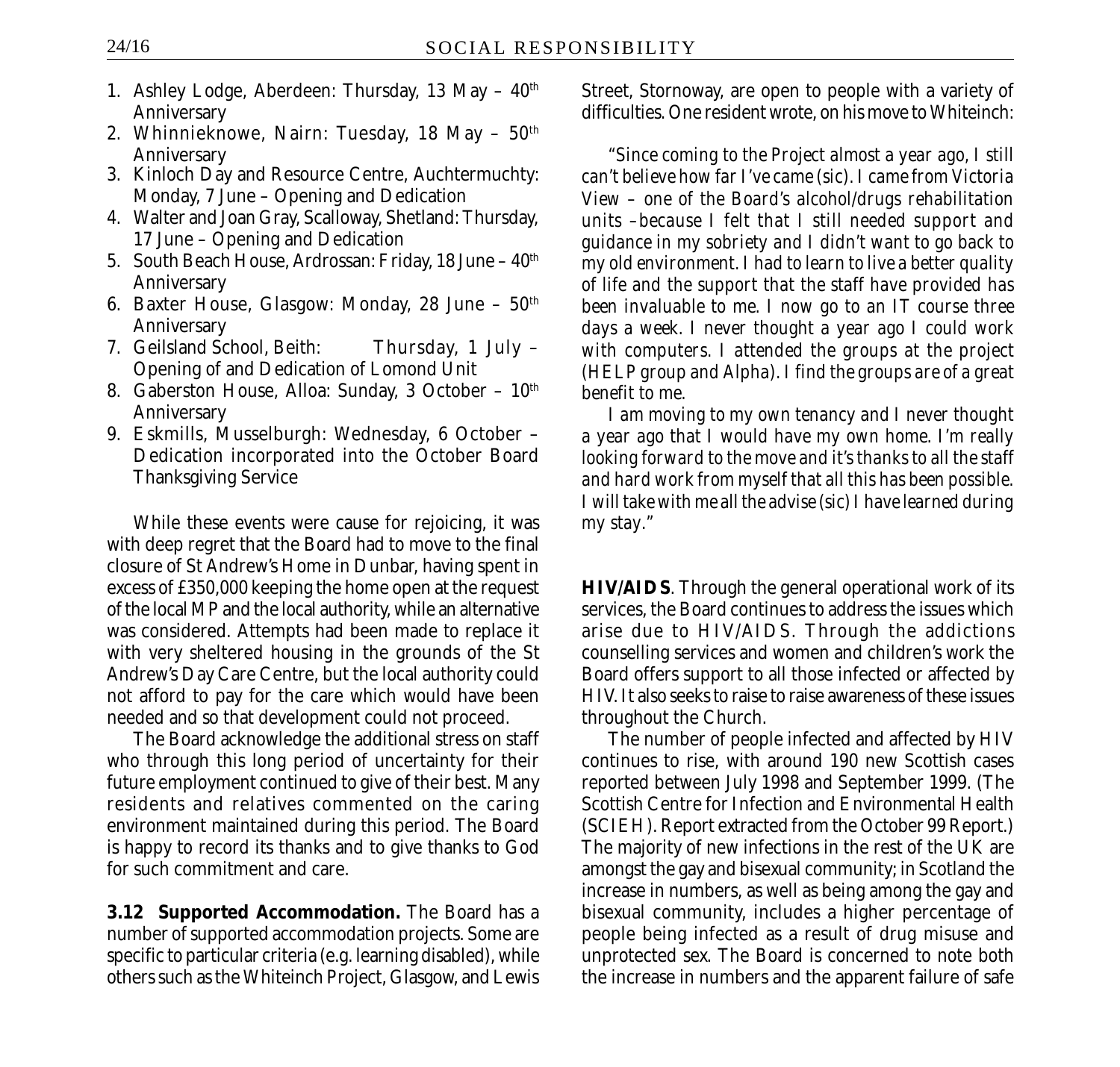1. Ashley Lodge, Aberdeen: Thursday, 13 May – 40th Anniversary
2. Whinnieknowe, Nairn: Tuesday, 18 May – 50th Anniversary
3. Kinloch Day and Resource Centre, Auchtermuchty: Monday, 7 June – Opening and Dedication
4. Walter and Joan Gray, Scalloway, Shetland: Thursday, 17 June – Opening and Dedication
5. South Beach House, Ardrossan: Friday, 18 June – 40th Anniversary
6. Baxter House, Glasgow: Monday, 28 June – 50th Anniversary
7. Geilsland School, Beith: Thursday, 1 July – Opening of and Dedication of Lomond Unit
8. Gaberston House, Alloa: Sunday, 3 October – 10th Anniversary
9. Eskmills, Musselburgh: Wednesday, 6 October – Dedication incorporated into the October Board Thanksgiving Service

While these events were cause for rejoicing, it was with deep regret that the Board had to move to the final closure of St Andrew's Home in Dunbar, having spent in excess of £350,000 keeping the home open at the request of the local MP and the local authority, while an alternative was considered. Attempts had been made to replace it with very sheltered housing in the grounds of the St Andrew's Day Care Centre, but the local authority could not afford to pay for the care which would have been needed and so that development could not proceed.

The Board acknowledge the additional stress on staff who through this long period of uncertainty for their future employment continued to give of their best. Many residents and relatives commented on the caring environment maintained during this period. The Board is happy to record its thanks and to give thanks to God for such commitment and care.

**3.12 Supported Accommodation.** The Board has a number of supported accommodation projects. Some are specific to particular criteria (e.g. learning disabled), while others such as the Whiteinch Project, Glasgow, and Lewis Street, Stornoway, are open to people with a variety of difficulties. One resident wrote, on his move to Whiteinch:

*"Since coming to the Project almost a year ago, I still can't believe how far I've came (sic). I came from Victoria View – one of the Board's alcohol/drugs rehabilitation units –because I felt that I still needed support and guidance in my sobriety and I didn't want to go back to my old environment. I had to learn to live a better quality of life and the support that the staff have provided has been invaluable to me. I now go to an IT course three days a week. I never thought a year ago I could work with computers. I attended the groups at the project (HELP group and Alpha). I find the groups are of a great benefit to me.*

*I am moving to my own tenancy and I never thought a year ago that I would have my own home. I'm really looking forward to the move and it's thanks to all the staff and hard work from myself that all this has been possible. I will take with me all the advise (sic) I have learned during my stay."*

**HIV/AIDS**. Through the general operational work of its services, the Board continues to address the issues which arise due to HIV/AIDS. Through the addictions counselling services and women and children's work the Board offers support to all those infected or affected by HIV. It also seeks to raise to raise awareness of these issues throughout the Church.

The number of people infected and affected by HIV continues to rise, with around 190 new Scottish cases reported between July 1998 and September 1999. (The Scottish Centre for Infection and Environmental Health (SCIEH). Report extracted from the October 99 Report.) The majority of new infections in the rest of the UK are amongst the gay and bisexual community; in Scotland the increase in numbers, as well as being among the gay and bisexual community, includes a higher percentage of people being infected as a result of drug misuse and unprotected sex. The Board is concerned to note both the increase in numbers and the apparent failure of safe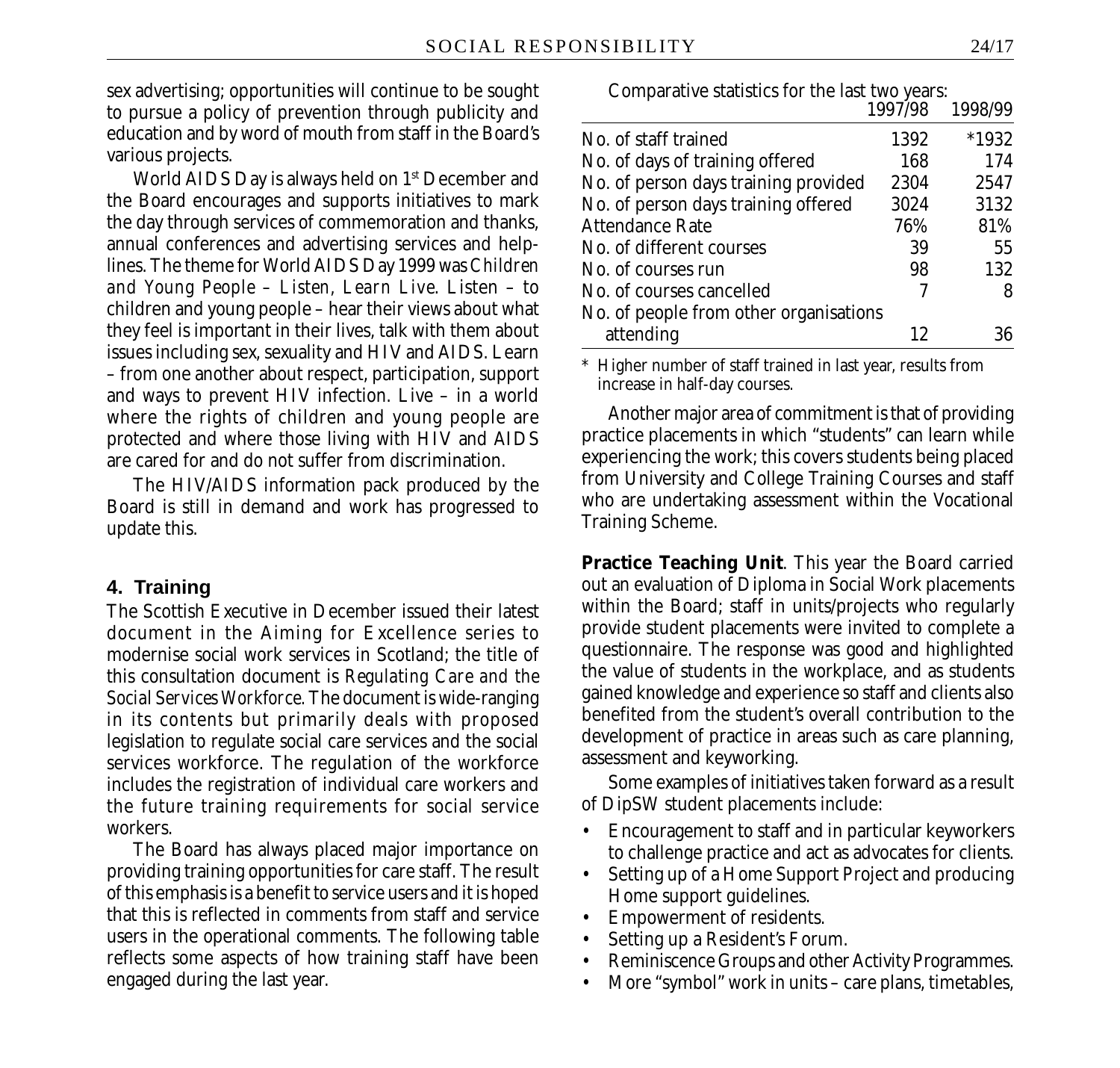sex advertising; opportunities will continue to be sought to pursue a policy of prevention through publicity and education and by word of mouth from staff in the Board's various projects.

World AIDS Day is always held on 1st December and the Board encourages and supports initiatives to mark the day through services of commemoration and thanks, annual conferences and advertising services and help-lines. The theme for World AIDS Day 1999 was *Children and Young People – Listen, Learn Live*. Listen – to children and young people – hear their views about what they feel is important in their lives, talk with them about issues including sex, sexuality and HIV and AIDS. Learn – from one another about respect, participation, support and ways to prevent HIV infection. Live – in a world where the rights of children and young people are protected and where those living with HIV and AIDS are cared for and do not suffer from discrimination.

The HIV/AIDS information pack produced by the Board is still in demand and work has progressed to update this.

## 4. Training

The Scottish Executive in December issued their latest document in the Aiming for Excellence series to modernise social work services in Scotland; the title of this consultation document is *Regulating Care and the Social Services Workforce*. The document is wide-ranging in its contents but primarily deals with proposed legislation to regulate social care services and the social services workforce. The regulation of the workforce includes the registration of individual care workers and the future training requirements for social service workers.

The Board has always placed major importance on providing training opportunities for care staff. The result of this emphasis is a benefit to service users and it is hoped that this is reflected in comments from staff and service users in the operational comments. The following table reflects some aspects of how training staff have been engaged during the last year.

Comparative statistics for the last two years:

| | 1997/98 | 1998/99 |
|---|---|---|
| No. of staff trained | 1392 | *1932 |
| No. of days of training offered | 168 | 174 |
| No. of person days training provided | 2304 | 2547 |
| No. of person days training offered | 3024 | 3132 |
| Attendance Rate | 76% | 81% |
| No. of different courses | 39 | 55 |
| No. of courses run | 98 | 132 |
| No. of courses cancelled | 7 | 8 |
| No. of people from other organisations attending | 12 | 36 |

\* Higher number of staff trained in last year, results from increase in half-day courses.

Another major area of commitment is that of providing practice placements in which "students" can learn while experiencing the work; this covers students being placed from University and College Training Courses and staff who are undertaking assessment within the Vocational Training Scheme.

**Practice Teaching Unit**. This year the Board carried out an evaluation of Diploma in Social Work placements within the Board; staff in units/projects who regularly provide student placements were invited to complete a questionnaire. The response was good and highlighted the value of students in the workplace, and as students gained knowledge and experience so staff and clients also benefited from the student's overall contribution to the development of practice in areas such as care planning, assessment and keyworking.

Some examples of initiatives taken forward as a result of DipSW student placements include:

- Encouragement to staff and in particular keyworkers to challenge practice and act as advocates for clients.
- Setting up of a Home Support Project and producing Home support guidelines.
- Empowerment of residents.
- Setting up a Resident's Forum.
- Reminiscence Groups and other Activity Programmes.
- More "symbol" work in units – care plans, timetables,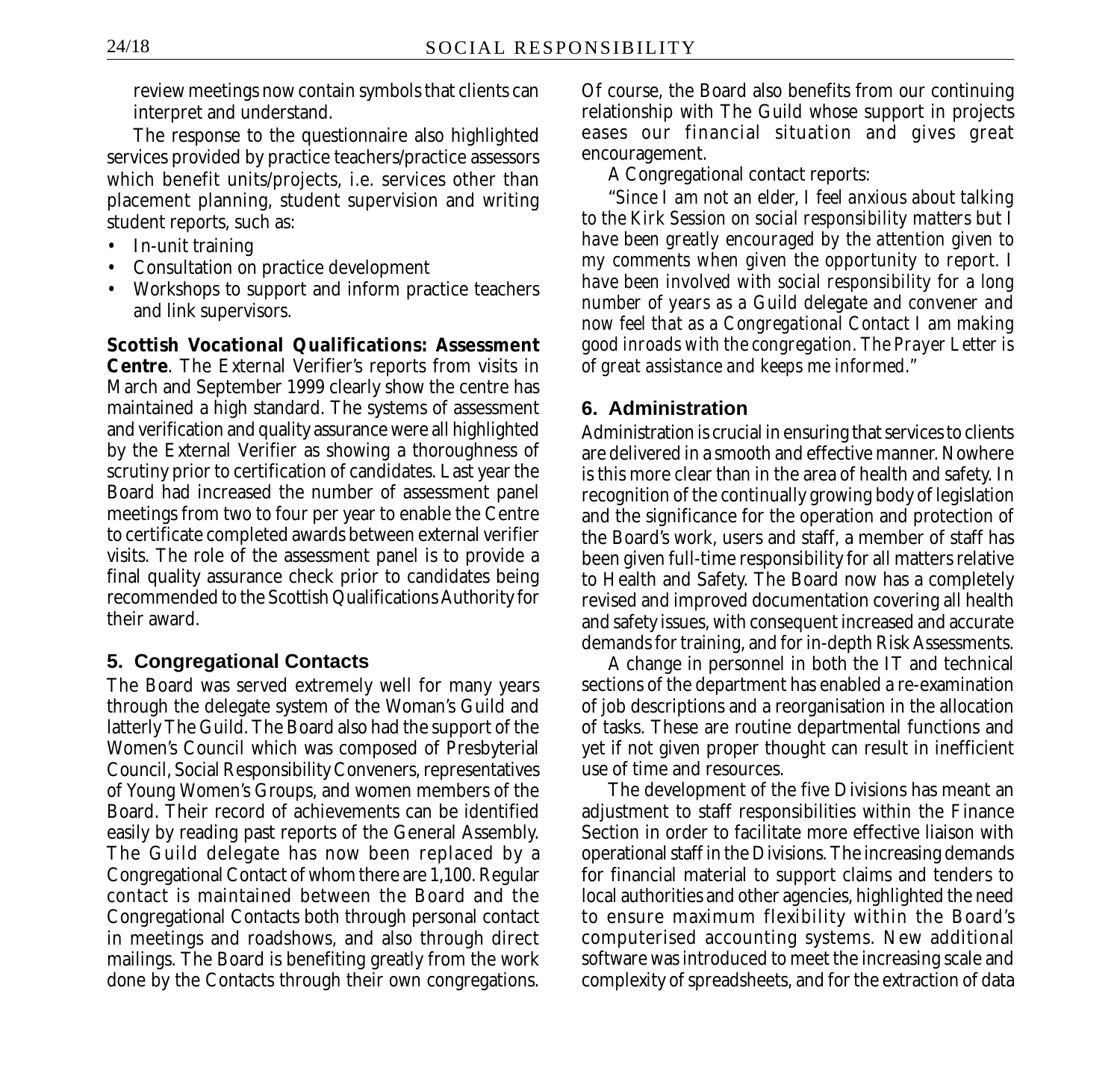review meetings now contain symbols that clients can interpret and understand.

The response to the questionnaire also highlighted services provided by practice teachers/practice assessors which benefit units/projects, i.e. services other than placement planning, student supervision and writing student reports, such as:

- In-unit training
- Consultation on practice development
- Workshops to support and inform practice teachers and link supervisors.

**Scottish Vocational Qualifications: Assessment Centre**. The External Verifier's reports from visits in March and September 1999 clearly show the centre has maintained a high standard. The systems of assessment and verification and quality assurance were all highlighted by the External Verifier as showing a thoroughness of scrutiny prior to certification of candidates. Last year the Board had increased the number of assessment panel meetings from two to four per year to enable the Centre to certificate completed awards between external verifier visits. The role of the assessment panel is to provide a final quality assurance check prior to candidates being recommended to the Scottish Qualifications Authority for their award.

## 5. Congregational Contacts

The Board was served extremely well for many years through the delegate system of the Woman's Guild and latterly The Guild. The Board also had the support of the Women's Council which was composed of Presbyterial Council, Social Responsibility Conveners, representatives of Young Women's Groups, and women members of the Board. Their record of achievements can be identified easily by reading past reports of the General Assembly. The Guild delegate has now been replaced by a Congregational Contact of whom there are 1,100. Regular contact is maintained between the Board and the Congregational Contacts both through personal contact in meetings and roadshows, and also through direct mailings. The Board is benefiting greatly from the work done by the Contacts through their own congregations. Of course, the Board also benefits from our continuing relationship with The Guild whose support in projects eases our financial situation and gives great encouragement.

A Congregational contact reports:

*"Since I am not an elder, I feel anxious about talking to the Kirk Session on social responsibility matters but I have been greatly encouraged by the attention given to my comments when given the opportunity to report. I have been involved with social responsibility for a long number of years as a Guild delegate and convener and now feel that as a Congregational Contact I am making good inroads with the congregation. The Prayer Letter is of great assistance and keeps me informed."*

## 6. Administration

Administration is crucial in ensuring that services to clients are delivered in a smooth and effective manner. Nowhere is this more clear than in the area of health and safety. In recognition of the continually growing body of legislation and the significance for the operation and protection of the Board's work, users and staff, a member of staff has been given full-time responsibility for all matters relative to Health and Safety. The Board now has a completely revised and improved documentation covering all health and safety issues, with consequent increased and accurate demands for training, and for in-depth Risk Assessments.

A change in personnel in both the IT and technical sections of the department has enabled a re-examination of job descriptions and a reorganisation in the allocation of tasks. These are routine departmental functions and yet if not given proper thought can result in inefficient use of time and resources.

The development of the five Divisions has meant an adjustment to staff responsibilities within the Finance Section in order to facilitate more effective liaison with operational staff in the Divisions. The increasing demands for financial material to support claims and tenders to local authorities and other agencies, highlighted the need to ensure maximum flexibility within the Board's computerised accounting systems. New additional software was introduced to meet the increasing scale and complexity of spreadsheets, and for the extraction of data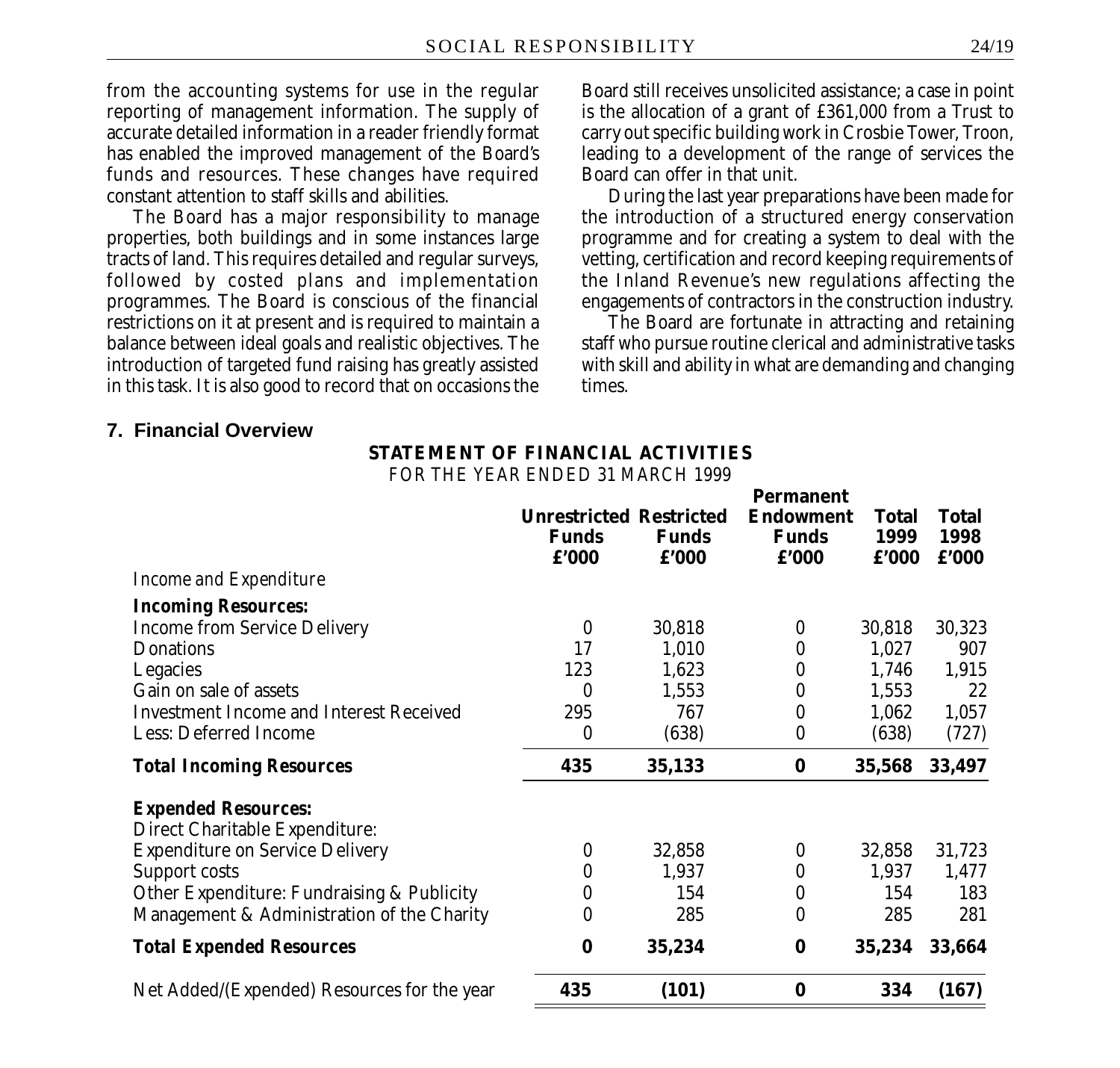from the accounting systems for use in the regular reporting of management information. The supply of accurate detailed information in a reader friendly format has enabled the improved management of the Board's funds and resources. These changes have required constant attention to staff skills and abilities.

The Board has a major responsibility to manage properties, both buildings and in some instances large tracts of land. This requires detailed and regular surveys, followed by costed plans and implementation programmes. The Board is conscious of the financial restrictions on it at present and is required to maintain a balance between ideal goals and realistic objectives. The introduction of targeted fund raising has greatly assisted in this task. It is also good to record that on occasions the Board still receives unsolicited assistance; a case in point is the allocation of a grant of £361,000 from a Trust to carry out specific building work in Crosbie Tower, Troon, leading to a development of the range of services the Board can offer in that unit.

During the last year preparations have been made for the introduction of a structured energy conservation programme and for creating a system to deal with the vetting, certification and record keeping requirements of the Inland Revenue's new regulations affecting the engagements of contractors in the construction industry.

The Board are fortunate in attracting and retaining staff who pursue routine clerical and administrative tasks with skill and ability in what are demanding and changing times.

## 7. Financial Overview

**STATEMENT OF FINANCIAL ACTIVITIES**

FOR THE YEAR ENDED 31 MARCH 1999

| | Unrestricted Funds £'000 | Restricted Funds £'000 | Permanent Endowment Funds £'000 | Total 1999 £'000 | Total 1998 £'000 |
|---|---|---|---|---|---|
| *Income and Expenditure* | | | | | |
| **Incoming Resources:** | | | | | |
| Income from Service Delivery | 0 | 30,818 | 0 | 30,818 | 30,323 |
| Donations | 17 | 1,010 | 0 | 1,027 | 907 |
| Legacies | 123 | 1,623 | 0 | 1,746 | 1,915 |
| Gain on sale of assets | 0 | 1,553 | 0 | 1,553 | 22 |
| Investment Income and Interest Received | 295 | 767 | 0 | 1,062 | 1,057 |
| Less: Deferred Income | 0 | (638) | 0 | (638) | (727) |
| **Total Incoming Resources** | **435** | **35,133** | **0** | **35,568** | **33,497** |
| **Expended Resources:** | | | | | |
| Direct Charitable Expenditure: | | | | | |
| Expenditure on Service Delivery | 0 | 32,858 | 0 | 32,858 | 31,723 |
| Support costs | 0 | 1,937 | 0 | 1,937 | 1,477 |
| Other Expenditure: Fundraising & Publicity | 0 | 154 | 0 | 154 | 183 |
| Management & Administration of the Charity | 0 | 285 | 0 | 285 | 281 |
| **Total Expended Resources** | **0** | **35,234** | **0** | **35,234** | **33,664** |
| Net Added/(Expended) Resources for the year | **435** | **(101)** | **0** | **334** | **(167)** |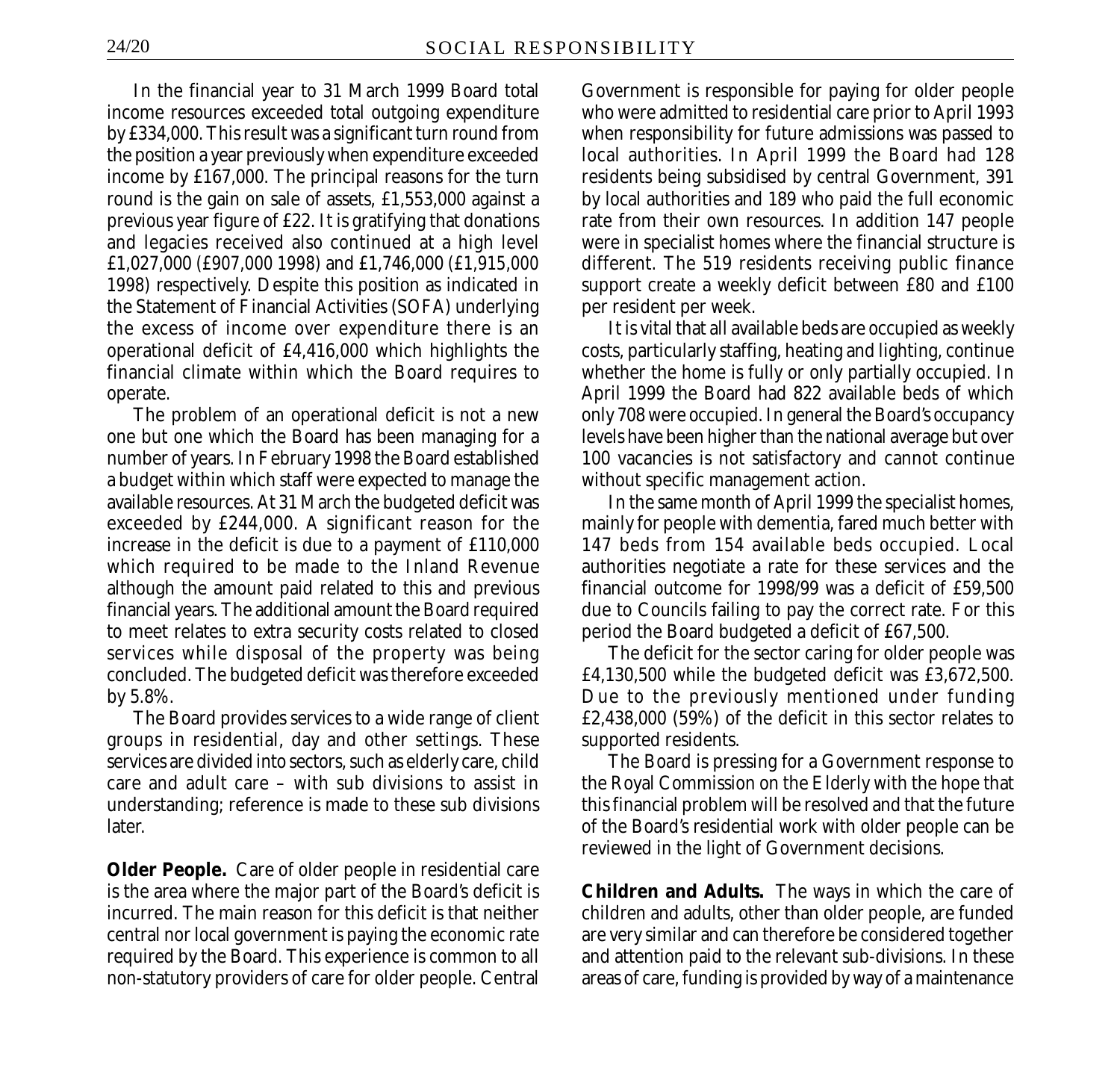In the financial year to 31 March 1999 Board total income resources exceeded total outgoing expenditure by £334,000. This result was a significant turn round from the position a year previously when expenditure exceeded income by £167,000. The principal reasons for the turn round is the gain on sale of assets, £1,553,000 against a previous year figure of £22. It is gratifying that donations and legacies received also continued at a high level £1,027,000 (£907,000 1998) and £1,746,000 (£1,915,000 1998) respectively. Despite this position as indicated in the Statement of Financial Activities (SOFA) underlying the excess of income over expenditure there is an operational deficit of £4,416,000 which highlights the financial climate within which the Board requires to operate.

The problem of an operational deficit is not a new one but one which the Board has been managing for a number of years. In February 1998 the Board established a budget within which staff were expected to manage the available resources. At 31 March the budgeted deficit was exceeded by £244,000. A significant reason for the increase in the deficit is due to a payment of £110,000 which required to be made to the Inland Revenue although the amount paid related to this and previous financial years. The additional amount the Board required to meet relates to extra security costs related to closed services while disposal of the property was being concluded. The budgeted deficit was therefore exceeded by 5.8%.

The Board provides services to a wide range of client groups in residential, day and other settings. These services are divided into sectors, such as elderly care, child care and adult care – with sub divisions to assist in understanding; reference is made to these sub divisions later.

**Older People.** Care of older people in residential care is the area where the major part of the Board's deficit is incurred. The main reason for this deficit is that neither central nor local government is paying the economic rate required by the Board. This experience is common to all non-statutory providers of care for older people. Central Government is responsible for paying for older people who were admitted to residential care prior to April 1993 when responsibility for future admissions was passed to local authorities. In April 1999 the Board had 128 residents being subsidised by central Government, 391 by local authorities and 189 who paid the full economic rate from their own resources. In addition 147 people were in specialist homes where the financial structure is different. The 519 residents receiving public finance support create a weekly deficit between £80 and £100 per resident per week.

It is vital that all available beds are occupied as weekly costs, particularly staffing, heating and lighting, continue whether the home is fully or only partially occupied. In April 1999 the Board had 822 available beds of which only 708 were occupied. In general the Board's occupancy levels have been higher than the national average but over 100 vacancies is not satisfactory and cannot continue without specific management action.

In the same month of April 1999 the specialist homes, mainly for people with dementia, fared much better with 147 beds from 154 available beds occupied. Local authorities negotiate a rate for these services and the financial outcome for 1998/99 was a deficit of £59,500 due to Councils failing to pay the correct rate. For this period the Board budgeted a deficit of £67,500.

The deficit for the sector caring for older people was £4,130,500 while the budgeted deficit was £3,672,500. Due to the previously mentioned under funding £2,438,000 (59%) of the deficit in this sector relates to supported residents.

The Board is pressing for a Government response to the Royal Commission on the Elderly with the hope that this financial problem will be resolved and that the future of the Board's residential work with older people can be reviewed in the light of Government decisions.

**Children and Adults.** The ways in which the care of children and adults, other than older people, are funded are very similar and can therefore be considered together and attention paid to the relevant sub-divisions. In these areas of care, funding is provided by way of a maintenance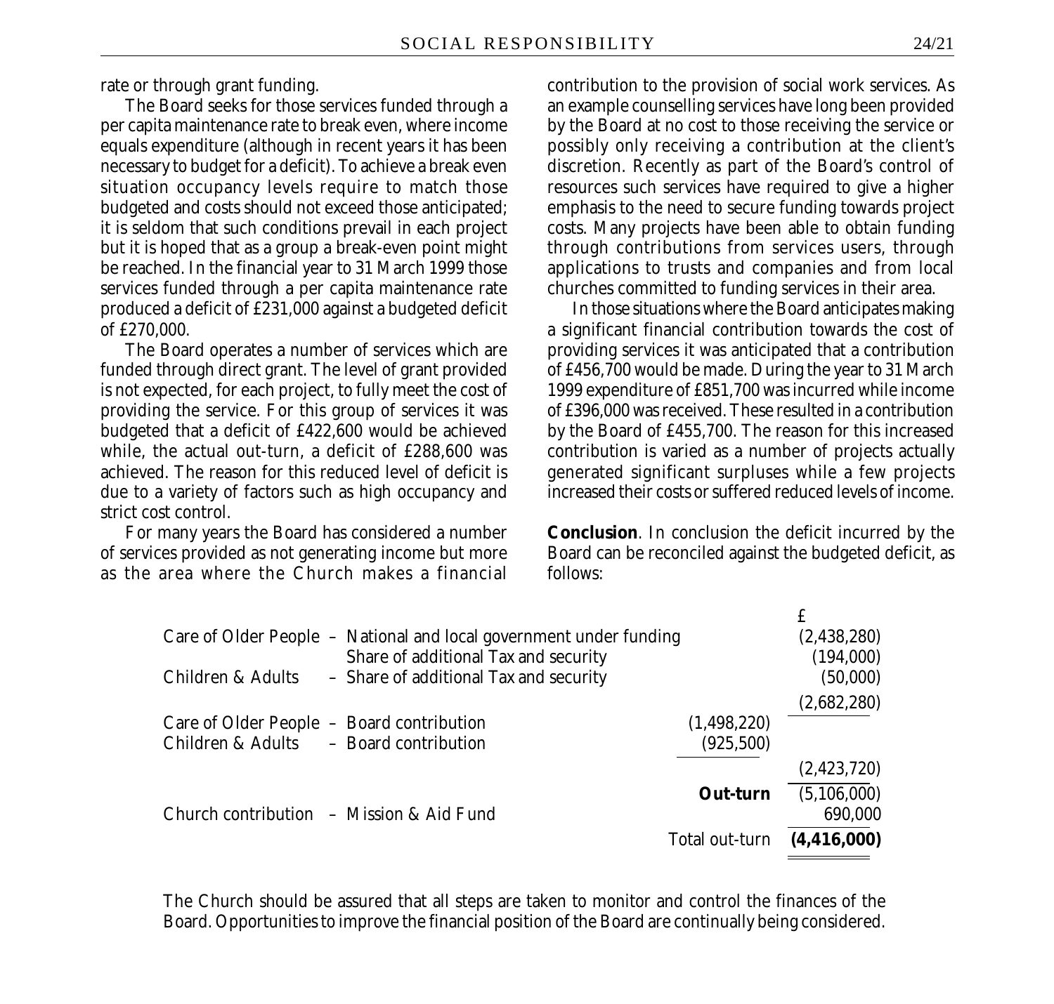rate or through grant funding.

The Board seeks for those services funded through a per capita maintenance rate to break even, where income equals expenditure (although in recent years it has been necessary to budget for a deficit). To achieve a break even situation occupancy levels require to match those budgeted and costs should not exceed those anticipated; it is seldom that such conditions prevail in each project but it is hoped that as a group a break-even point might be reached. In the financial year to 31 March 1999 those services funded through a per capita maintenance rate produced a deficit of £231,000 against a budgeted deficit of £270,000.

The Board operates a number of services which are funded through direct grant. The level of grant provided is not expected, for each project, to fully meet the cost of providing the service. For this group of services it was budgeted that a deficit of £422,600 would be achieved while, the actual out-turn, a deficit of £288,600 was achieved. The reason for this reduced level of deficit is due to a variety of factors such as high occupancy and strict cost control.

For many years the Board has considered a number of services provided as not generating income but more as the area where the Church makes a financial contribution to the provision of social work services. As an example counselling services have long been provided by the Board at no cost to those receiving the service or possibly only receiving a contribution at the client's discretion. Recently as part of the Board's control of resources such services have required to give a higher emphasis to the need to secure funding towards project costs. Many projects have been able to obtain funding through contributions from services users, through applications to trusts and companies and from local churches committed to funding services in their area.

In those situations where the Board anticipates making a significant financial contribution towards the cost of providing services it was anticipated that a contribution of £456,700 would be made. During the year to 31 March 1999 expenditure of £851,700 was incurred while income of £396,000 was received. These resulted in a contribution by the Board of £455,700. The reason for this increased contribution is varied as a number of projects actually generated significant surpluses while a few projects increased their costs or suffered reduced levels of income.

**Conclusion**. In conclusion the deficit incurred by the Board can be reconciled against the budgeted deficit, as follows:

| | | | £ |
|---|---|---|---|
| Care of Older People | – National and local government under funding | | (2,438,280) |
| | Share of additional Tax and security | | (194,000) |
| Children & Adults | – Share of additional Tax and security | | (50,000) |
| | | | (2,682,280) |
| Care of Older People | – Board contribution | (1,498,220) | |
| Children & Adults | – Board contribution | (925,500) | |
| | | | (2,423,720) |
| | | **Out-turn** | (5,106,000) |
| Church contribution | – Mission & Aid Fund | | 690,000 |
| | | Total out-turn | **(4,416,000)** |

The Church should be assured that all steps are taken to monitor and control the finances of the Board. Opportunities to improve the financial position of the Board are continually being considered.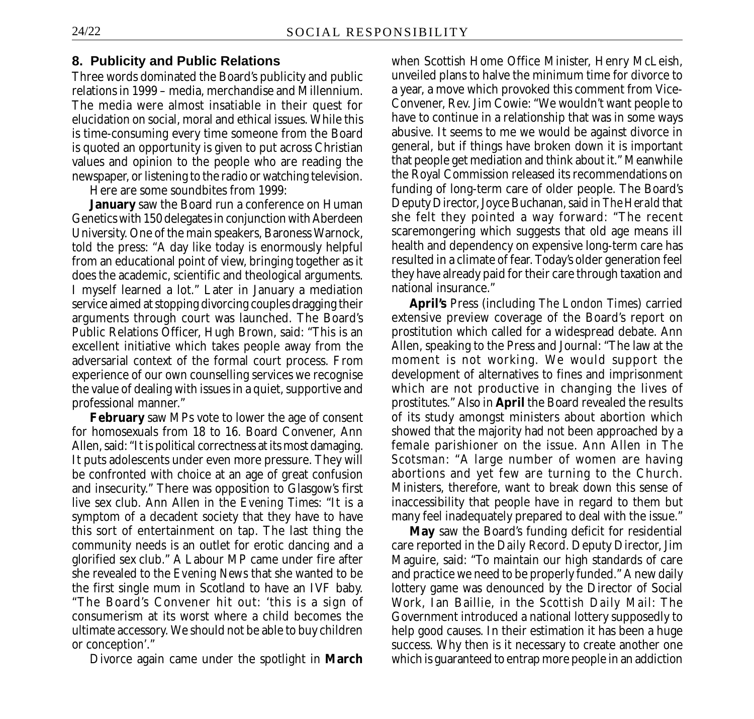## 8. Publicity and Public Relations

Three words dominated the Board's publicity and public relations in 1999 – media, merchandise and Millennium. The media were almost insatiable in their quest for elucidation on social, moral and ethical issues. While this is time-consuming every time someone from the Board is quoted an opportunity is given to put across Christian values and opinion to the people who are reading the newspaper, or listening to the radio or watching television.

Here are some soundbites from 1999:

**January** saw the Board run a conference on Human Genetics with 150 delegates in conjunction with Aberdeen University. One of the main speakers, Baroness Warnock, told the press: "A day like today is enormously helpful from an educational point of view, bringing together as it does the academic, scientific and theological arguments. I myself learned a lot." Later in January a mediation service aimed at stopping divorcing couples dragging their arguments through court was launched. The Board's Public Relations Officer, Hugh Brown, said: "This is an excellent initiative which takes people away from the adversarial context of the formal court process. From experience of our own counselling services we recognise the value of dealing with issues in a quiet, supportive and professional manner."

**February** saw MPs vote to lower the age of consent for homosexuals from 18 to 16. Board Convener, Ann Allen, said: "It is political correctness at its most damaging. It puts adolescents under even more pressure. They will be confronted with choice at an age of great confusion and insecurity." There was opposition to Glasgow's first live sex club. Ann Allen in the *Evening Times*: "It is a symptom of a decadent society that they have to have this sort of entertainment on tap. The last thing the community needs is an outlet for erotic dancing and a glorified sex club." A Labour MP came under fire after she revealed to the *Evening News* that she wanted to be the first single mum in Scotland to have an IVF baby. "The Board's Convener hit out: 'this is a sign of consumerism at its worst where a child becomes the ultimate accessory. We should not be able to buy children or conception'."

Divorce again came under the spotlight in **March** when Scottish Home Office Minister, Henry McLeish, unveiled plans to halve the minimum time for divorce to a year, a move which provoked this comment from Vice-Convener, Rev. Jim Cowie: "We wouldn't want people to have to continue in a relationship that was in some ways abusive. It seems to me we would be against divorce in general, but if things have broken down it is important that people get mediation and think about it." Meanwhile the Royal Commission released its recommendations on funding of long-term care of older people. The Board's Deputy Director, Joyce Buchanan, said in *The Herald* that she felt they pointed a way forward: "The recent scaremongering which suggests that old age means ill health and dependency on expensive long-term care has resulted in a climate of fear. Today's older generation feel they have already paid for their care through taxation and national insurance."

**April's** Press (including *The London Times*) carried extensive preview coverage of the Board's report on prostitution which called for a widespread debate. Ann Allen, speaking to the Press and Journal: "The law at the moment is not working. We would support the development of alternatives to fines and imprisonment which are not productive in changing the lives of prostitutes." Also in **April** the Board revealed the results of its study amongst ministers about abortion which showed that the majority had not been approached by a female parishioner on the issue. Ann Allen in *The Scotsman*: "A large number of women are having abortions and yet few are turning to the Church. Ministers, therefore, want to break down this sense of inaccessibility that people have in regard to them but many feel inadequately prepared to deal with the issue."

**May** saw the Board's funding deficit for residential care reported in the *Daily Record*. Deputy Director, Jim Maguire, said: "To maintain our high standards of care and practice we need to be properly funded." A new daily lottery game was denounced by the Director of Social Work, Ian Baillie, in the *Scottish Daily Mail*: The Government introduced a national lottery supposedly to help good causes. In their estimation it has been a huge success. Why then is it necessary to create another one which is guaranteed to entrap more people in an addiction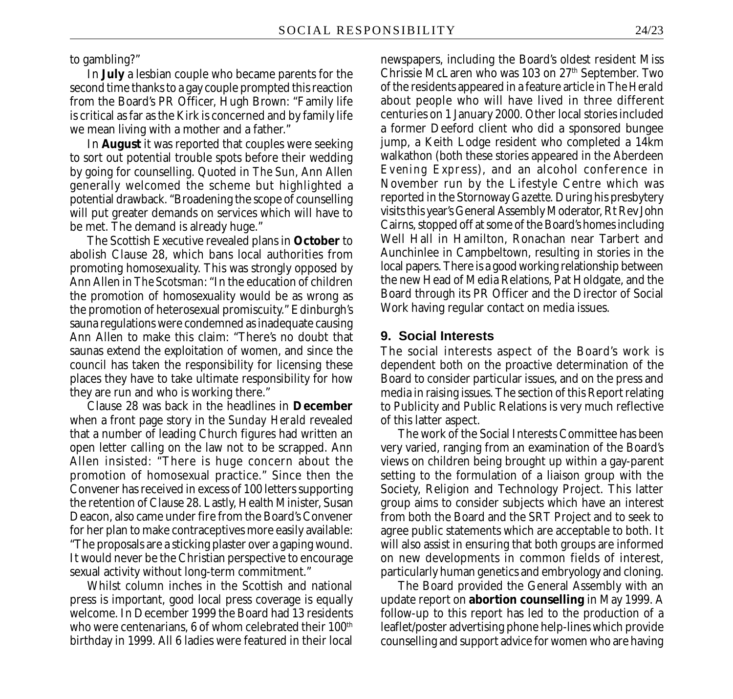to gambling?"

In **July** a lesbian couple who became parents for the second time thanks to a gay couple prompted this reaction from the Board's PR Officer, Hugh Brown: "Family life is critical as far as the Kirk is concerned and by family life we mean living with a mother and a father."

In **August** it was reported that couples were seeking to sort out potential trouble spots before their wedding by going for counselling. Quoted in *The Sun*, Ann Allen generally welcomed the scheme but highlighted a potential drawback. "Broadening the scope of counselling will put greater demands on services which will have to be met. The demand is already huge."

The Scottish Executive revealed plans in **October** to abolish Clause 28, which bans local authorities from promoting homosexuality. This was strongly opposed by Ann Allen in *The Scotsman*: "In the education of children the promotion of homosexuality would be as wrong as the promotion of heterosexual promiscuity." Edinburgh's sauna regulations were condemned as inadequate causing Ann Allen to make this claim: "There's no doubt that saunas extend the exploitation of women, and since the council has taken the responsibility for licensing these places they have to take ultimate responsibility for how they are run and who is working there."

Clause 28 was back in the headlines in **December** when a front page story in the *Sunday Herald* revealed that a number of leading Church figures had written an open letter calling on the law not to be scrapped. Ann Allen insisted: "There is huge concern about the promotion of homosexual practice." Since then the Convener has received in excess of 100 letters supporting the retention of Clause 28. Lastly, Health Minister, Susan Deacon, also came under fire from the Board's Convener for her plan to make contraceptives more easily available: "The proposals are a sticking plaster over a gaping wound. It would never be the Christian perspective to encourage sexual activity without long-term commitment."

Whilst column inches in the Scottish and national press is important, good local press coverage is equally welcome. In December 1999 the Board had 13 residents who were centenarians, 6 of whom celebrated their 100th birthday in 1999. All 6 ladies were featured in their local newspapers, including the Board's oldest resident Miss Chrissie McLaren who was 103 on 27th September. Two of the residents appeared in a feature article in *The Herald* about people who will have lived in three different centuries on 1 January 2000. Other local stories included a former Deeford client who did a sponsored bungee jump, a Keith Lodge resident who completed a 14km walkathon (both these stories appeared in the Aberdeen *Evening Express*), and an alcohol conference in November run by the Lifestyle Centre which was reported in the Stornoway Gazette. During his presbytery visits this year's General Assembly Moderator, Rt Rev John Cairns, stopped off at some of the Board's homes including Well Hall in Hamilton, Ronachan near Tarbert and Aunchinlee in Campbeltown, resulting in stories in the local papers. There is a good working relationship between the new Head of Media Relations, Pat Holdgate, and the Board through its PR Officer and the Director of Social Work having regular contact on media issues.

## 9. Social Interests

The social interests aspect of the Board's work is dependent both on the proactive determination of the Board to consider particular issues, and on the press and media in raising issues. The section of this Report relating to Publicity and Public Relations is very much reflective of this latter aspect.

The work of the Social Interests Committee has been very varied, ranging from an examination of the Board's views on children being brought up within a gay-parent setting to the formulation of a liaison group with the Society, Religion and Technology Project. This latter group aims to consider subjects which have an interest from both the Board and the SRT Project and to seek to agree public statements which are acceptable to both. It will also assist in ensuring that both groups are informed on new developments in common fields of interest, particularly human genetics and embryology and cloning.

The Board provided the General Assembly with an update report on **abortion counselling** in May 1999. A follow-up to this report has led to the production of a leaflet/poster advertising phone help-lines which provide counselling and support advice for women who are having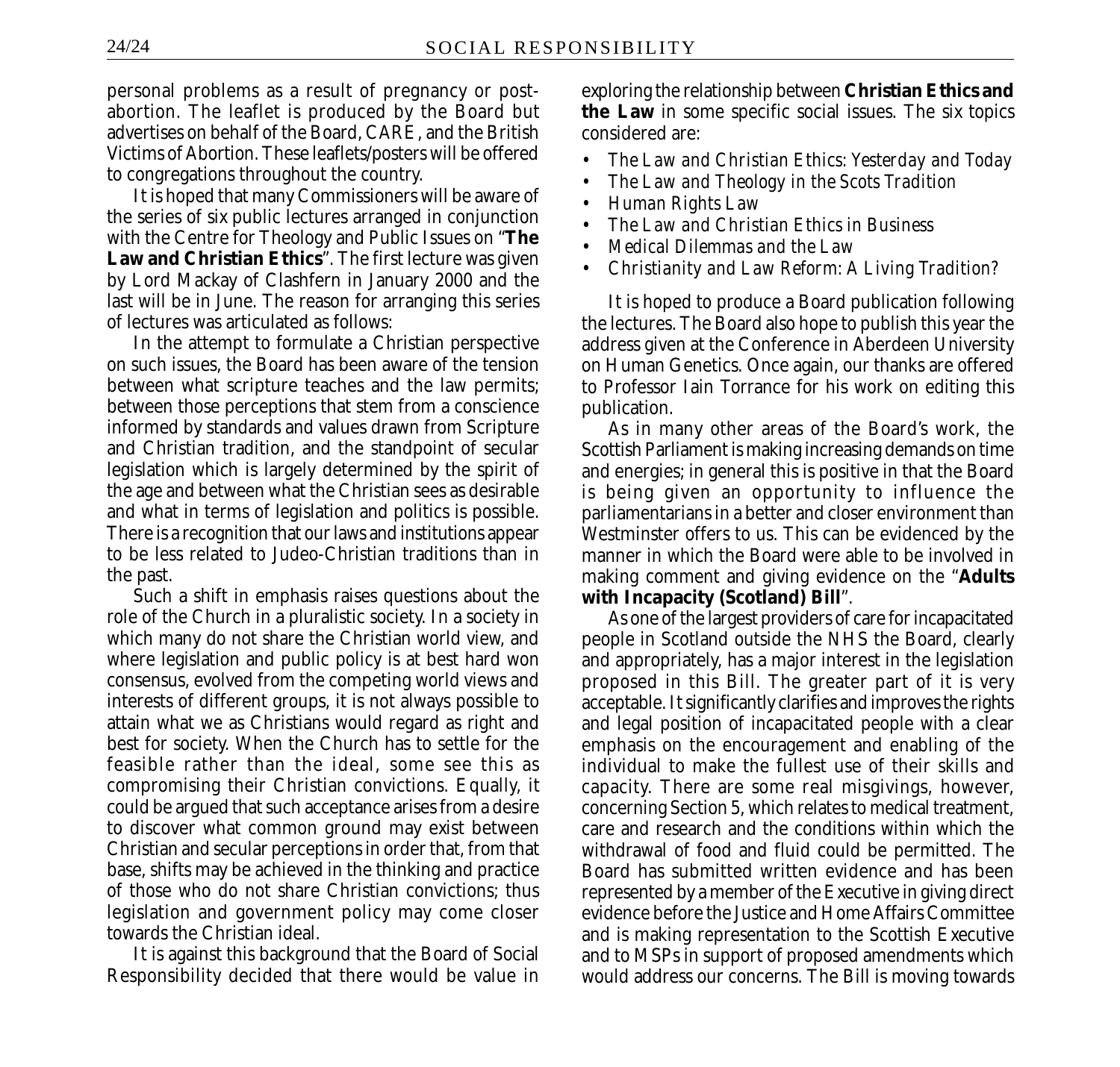personal problems as a result of pregnancy or post-abortion. The leaflet is produced by the Board but advertises on behalf of the Board, CARE, and the British Victims of Abortion. These leaflets/posters will be offered to congregations throughout the country.

It is hoped that many Commissioners will be aware of the series of six public lectures arranged in conjunction with the Centre for Theology and Public Issues on "**The Law and Christian Ethics**". The first lecture was given by Lord Mackay of Clashfern in January 2000 and the last will be in June. The reason for arranging this series of lectures was articulated as follows:

In the attempt to formulate a Christian perspective on such issues, the Board has been aware of the tension between what scripture teaches and the law permits; between those perceptions that stem from a conscience informed by standards and values drawn from Scripture and Christian tradition, and the standpoint of secular legislation which is largely determined by the spirit of the age and between what the Christian sees as desirable and what in terms of legislation and politics is possible. There is a recognition that our laws and institutions appear to be less related to Judeo-Christian traditions than in the past.

Such a shift in emphasis raises questions about the role of the Church in a pluralistic society. In a society in which many do not share the Christian world view, and where legislation and public policy is at best hard won consensus, evolved from the competing world views and interests of different groups, it is not always possible to attain what we as Christians would regard as right and best for society. When the Church has to settle for the feasible rather than the ideal, some see this as compromising their Christian convictions. Equally, it could be argued that such acceptance arises from a desire to discover what common ground may exist between Christian and secular perceptions in order that, from that base, shifts may be achieved in the thinking and practice of those who do not share Christian convictions; thus legislation and government policy may come closer towards the Christian ideal.

It is against this background that the Board of Social Responsibility decided that there would be value in exploring the relationship between **Christian Ethics and the Law** in some specific social issues. The six topics considered are:

- *The Law and Christian Ethics: Yesterday and Today*
- *The Law and Theology in the Scots Tradition*
- *Human Rights Law*
- *The Law and Christian Ethics in Business*
- *Medical Dilemmas and the Law*
- *Christianity and Law Reform: A Living Tradition?*

It is hoped to produce a Board publication following the lectures. The Board also hope to publish this year the address given at the Conference in Aberdeen University on Human Genetics. Once again, our thanks are offered to Professor Iain Torrance for his work on editing this publication.

As in many other areas of the Board's work, the Scottish Parliament is making increasing demands on time and energies; in general this is positive in that the Board is being given an opportunity to influence the parliamentarians in a better and closer environment than Westminster offers to us. This can be evidenced by the manner in which the Board were able to be involved in making comment and giving evidence on the "**Adults with Incapacity (Scotland) Bill**".

As one of the largest providers of care for incapacitated people in Scotland outside the NHS the Board, clearly and appropriately, has a major interest in the legislation proposed in this Bill. The greater part of it is very acceptable. It significantly clarifies and improves the rights and legal position of incapacitated people with a clear emphasis on the encouragement and enabling of the individual to make the fullest use of their skills and capacity. There are some real misgivings, however, concerning Section 5, which relates to medical treatment, care and research and the conditions within which the withdrawal of food and fluid could be permitted. The Board has submitted written evidence and has been represented by a member of the Executive in giving direct evidence before the Justice and Home Affairs Committee and is making representation to the Scottish Executive and to MSPs in support of proposed amendments which would address our concerns. The Bill is moving towards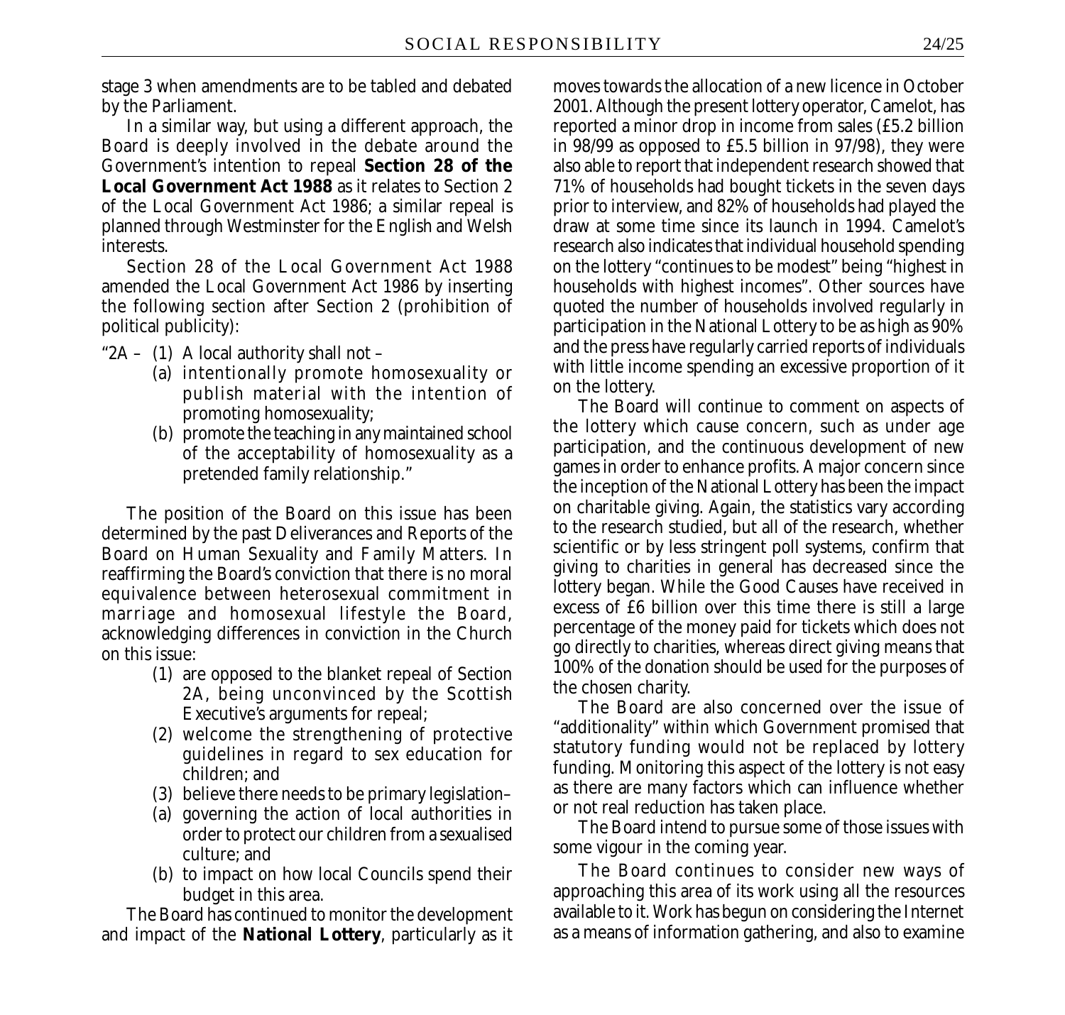stage 3 when amendments are to be tabled and debated by the Parliament.

In a similar way, but using a different approach, the Board is deeply involved in the debate around the Government's intention to repeal **Section 28 of the Local Government Act 1988** as it relates to Section 2 of the Local Government Act 1986; a similar repeal is planned through Westminster for the English and Welsh interests.

Section 28 of the Local Government Act 1988 amended the Local Government Act 1986 by inserting the following section after Section 2 (prohibition of political publicity):

"2A – (1) A local authority shall not –

- (a) intentionally promote homosexuality or publish material with the intention of promoting homosexuality;
- (b) promote the teaching in any maintained school of the acceptability of homosexuality as a pretended family relationship."

The position of the Board on this issue has been determined by the past Deliverances and Reports of the Board on Human Sexuality and Family Matters. In reaffirming the Board's conviction that there is no moral equivalence between heterosexual commitment in marriage and homosexual lifestyle the Board, acknowledging differences in conviction in the Church on this issue:

(1) are opposed to the blanket repeal of Section 2A, being unconvinced by the Scottish Executive's arguments for repeal;

(2) welcome the strengthening of protective guidelines in regard to sex education for children; and

(3) believe there needs to be primary legislation–

(a) governing the action of local authorities in order to protect our children from a sexualised culture; and

(b) to impact on how local Councils spend their budget in this area.

The Board has continued to monitor the development and impact of the **National Lottery**, particularly as it moves towards the allocation of a new licence in October 2001. Although the present lottery operator, Camelot, has reported a minor drop in income from sales (£5.2 billion in 98/99 as opposed to £5.5 billion in 97/98), they were also able to report that independent research showed that 71% of households had bought tickets in the seven days prior to interview, and 82% of households had played the draw at some time since its launch in 1994. Camelot's research also indicates that individual household spending on the lottery "continues to be modest" being "highest in households with highest incomes". Other sources have quoted the number of households involved regularly in participation in the National Lottery to be as high as 90% and the press have regularly carried reports of individuals with little income spending an excessive proportion of it on the lottery.

The Board will continue to comment on aspects of the lottery which cause concern, such as under age participation, and the continuous development of new games in order to enhance profits. A major concern since the inception of the National Lottery has been the impact on charitable giving. Again, the statistics vary according to the research studied, but all of the research, whether scientific or by less stringent poll systems, confirm that giving to charities in general has decreased since the lottery began. While the Good Causes have received in excess of £6 billion over this time there is still a large percentage of the money paid for tickets which does not go directly to charities, whereas direct giving means that 100% of the donation should be used for the purposes of the chosen charity.

The Board are also concerned over the issue of "additionality" within which Government promised that statutory funding would not be replaced by lottery funding. Monitoring this aspect of the lottery is not easy as there are many factors which can influence whether or not real reduction has taken place.

The Board intend to pursue some of those issues with some vigour in the coming year.

The Board continues to consider new ways of approaching this area of its work using all the resources available to it. Work has begun on considering the Internet as a means of information gathering, and also to examine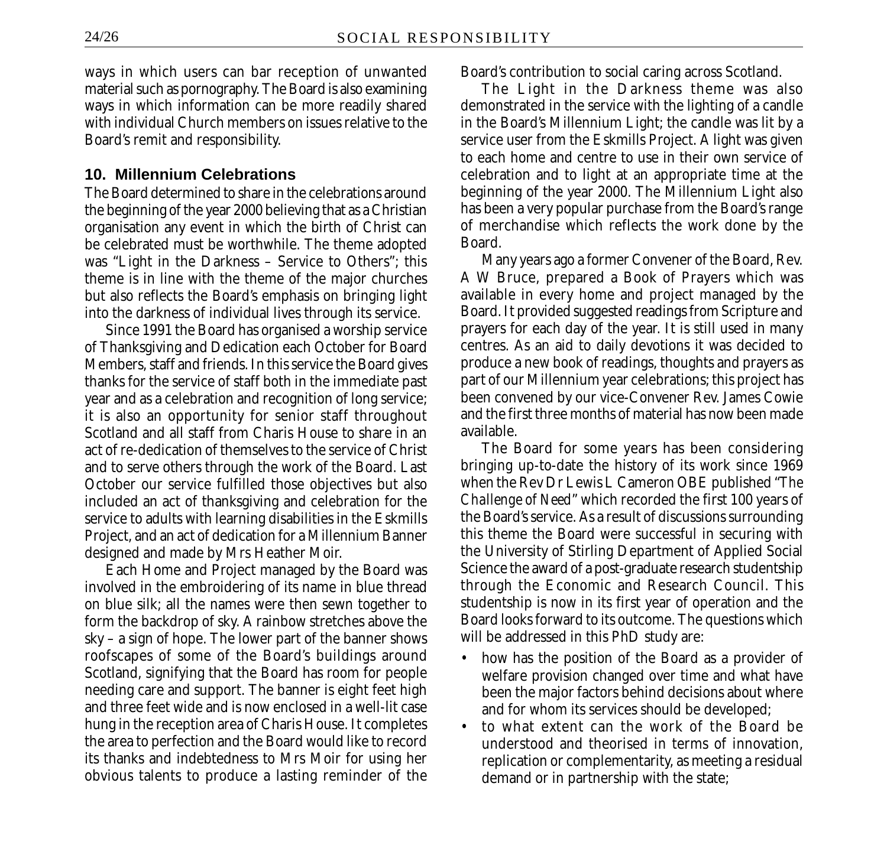ways in which users can bar reception of unwanted material such as pornography. The Board is also examining ways in which information can be more readily shared with individual Church members on issues relative to the Board's remit and responsibility.

## 10. Millennium Celebrations

The Board determined to share in the celebrations around the beginning of the year 2000 believing that as a Christian organisation any event in which the birth of Christ can be celebrated must be worthwhile. The theme adopted was "Light in the Darkness – Service to Others"; this theme is in line with the theme of the major churches but also reflects the Board's emphasis on bringing light into the darkness of individual lives through its service.

Since 1991 the Board has organised a worship service of Thanksgiving and Dedication each October for Board Members, staff and friends. In this service the Board gives thanks for the service of staff both in the immediate past year and as a celebration and recognition of long service; it is also an opportunity for senior staff throughout Scotland and all staff from Charis House to share in an act of re-dedication of themselves to the service of Christ and to serve others through the work of the Board. Last October our service fulfilled those objectives but also included an act of thanksgiving and celebration for the service to adults with learning disabilities in the Eskmills Project, and an act of dedication for a Millennium Banner designed and made by Mrs Heather Moir.

Each Home and Project managed by the Board was involved in the embroidering of its name in blue thread on blue silk; all the names were then sewn together to form the backdrop of sky. A rainbow stretches above the sky – a sign of hope. The lower part of the banner shows roofscapes of some of the Board's buildings around Scotland, signifying that the Board has room for people needing care and support. The banner is eight feet high and three feet wide and is now enclosed in a well-lit case hung in the reception area of Charis House. It completes the area to perfection and the Board would like to record its thanks and indebtedness to Mrs Moir for using her obvious talents to produce a lasting reminder of the Board's contribution to social caring across Scotland.

The Light in the Darkness theme was also demonstrated in the service with the lighting of a candle in the Board's Millennium Light; the candle was lit by a service user from the Eskmills Project. A light was given to each home and centre to use in their own service of celebration and to light at an appropriate time at the beginning of the year 2000. The Millennium Light also has been a very popular purchase from the Board's range of merchandise which reflects the work done by the Board.

Many years ago a former Convener of the Board, Rev. A W Bruce, prepared a Book of Prayers which was available in every home and project managed by the Board. It provided suggested readings from Scripture and prayers for each day of the year. It is still used in many centres. As an aid to daily devotions it was decided to produce a new book of readings, thoughts and prayers as part of our Millennium year celebrations; this project has been convened by our vice-Convener Rev. James Cowie and the first three months of material has now been made available.

The Board for some years has been considering bringing up-to-date the history of its work since 1969 when the Rev Dr Lewis L Cameron OBE published "*The Challenge of Need*" which recorded the first 100 years of the Board's service. As a result of discussions surrounding this theme the Board were successful in securing with the University of Stirling Department of Applied Social Science the award of a post-graduate research studentship through the Economic and Research Council. This studentship is now in its first year of operation and the Board looks forward to its outcome. The questions which will be addressed in this PhD study are:

- how has the position of the Board as a provider of welfare provision changed over time and what have been the major factors behind decisions about where and for whom its services should be developed;
- to what extent can the work of the Board be understood and theorised in terms of innovation, replication or complementarity, as meeting a residual demand or in partnership with the state;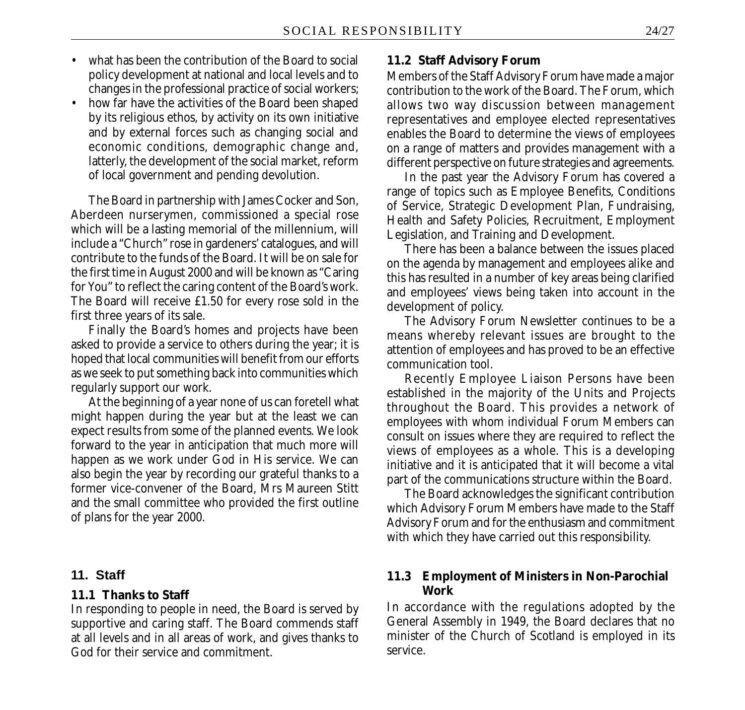- what has been the contribution of the Board to social policy development at national and local levels and to changes in the professional practice of social workers;
- how far have the activities of the Board been shaped by its religious ethos, by activity on its own initiative and by external forces such as changing social and economic conditions, demographic change and, latterly, the development of the social market, reform of local government and pending devolution.

The Board in partnership with James Cocker and Son, Aberdeen nurserymen, commissioned a special rose which will be a lasting memorial of the millennium, will include a "Church" rose in gardeners' catalogues, and will contribute to the funds of the Board. It will be on sale for the first time in August 2000 and will be known as "Caring for You" to reflect the caring content of the Board's work. The Board will receive £1.50 for every rose sold in the first three years of its sale.

Finally the Board's homes and projects have been asked to provide a service to others during the year; it is hoped that local communities will benefit from our efforts as we seek to put something back into communities which regularly support our work.

At the beginning of a year none of us can foretell what might happen during the year but at the least we can expect results from some of the planned events. We look forward to the year in anticipation that much more will happen as we work under God in His service. We can also begin the year by recording our grateful thanks to a former vice-convener of the Board, Mrs Maureen Stitt and the small committee who provided the first outline of plans for the year 2000.

## 11. Staff

### 11.1 Thanks to Staff

In responding to people in need, the Board is served by supportive and caring staff. The Board commends staff at all levels and in all areas of work, and gives thanks to God for their service and commitment.

### 11.2 Staff Advisory Forum

Members of the Staff Advisory Forum have made a major contribution to the work of the Board. The Forum, which allows two way discussion between management representatives and employee elected representatives enables the Board to determine the views of employees on a range of matters and provides management with a different perspective on future strategies and agreements.

In the past year the Advisory Forum has covered a range of topics such as Employee Benefits, Conditions of Service, Strategic Development Plan, Fundraising, Health and Safety Policies, Recruitment, Employment Legislation, and Training and Development.

There has been a balance between the issues placed on the agenda by management and employees alike and this has resulted in a number of key areas being clarified and employees' views being taken into account in the development of policy.

The Advisory Forum Newsletter continues to be a means whereby relevant issues are brought to the attention of employees and has proved to be an effective communication tool.

Recently Employee Liaison Persons have been established in the majority of the Units and Projects throughout the Board. This provides a network of employees with whom individual Forum Members can consult on issues where they are required to reflect the views of employees as a whole. This is a developing initiative and it is anticipated that it will become a vital part of the communications structure within the Board.

The Board acknowledges the significant contribution which Advisory Forum Members have made to the Staff Advisory Forum and for the enthusiasm and commitment with which they have carried out this responsibility.

### 11.3 Employment of Ministers in Non-Parochial Work

In accordance with the regulations adopted by the General Assembly in 1949, the Board declares that no minister of the Church of Scotland is employed in its service.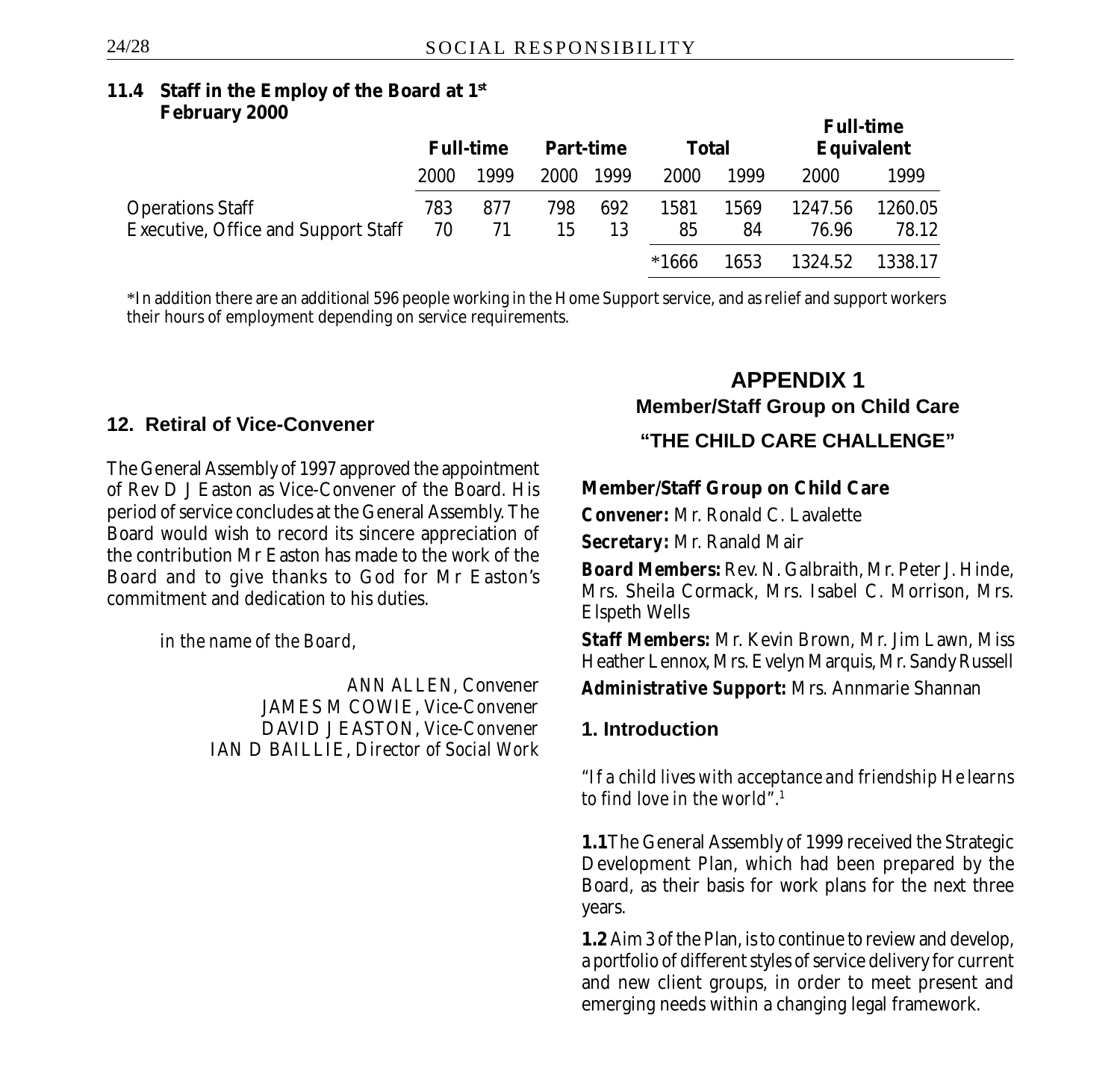### 11.4 Staff in the Employ of the Board at 1st February 2000

| | Full-time | | Part-time | | Total | | Full-time Equivalent | |
|---|---|---|---|---|---|---|---|---|
| | 2000 | 1999 | 2000 | 1999 | 2000 | 1999 | 2000 | 1999 |
| Operations Staff | 783 | 877 | 798 | 692 | 1581 | 1569 | 1247.56 | 1260.05 |
| Executive, Office and Support Staff | 70 | 71 | 15 | 13 | 85 | 84 | 76.96 | 78.12 |
| | | | | | *1666 | 1653 | 1324.52 | 1338.17 |

*In addition there are an additional 596 people working in the Home Support service, and as relief and support workers their hours of employment depending on service requirements.

## 12. Retiral of Vice-Convener

The General Assembly of 1997 approved the appointment of Rev D J Easton as Vice-Convener of the Board. His period of service concludes at the General Assembly. The Board would wish to record its sincere appreciation of the contribution Mr Easton has made to the work of the Board and to give thanks to God for Mr Easton's commitment and dedication to his duties.

*in the name of the Board,*

ANN ALLEN, *Convener*
JAMES M COWIE, *Vice-Convener*
DAVID J EASTON, *Vice-Convener*
IAN D BAILLIE, *Director of Social Work*

# APPENDIX 1

## Member/Staff Group on Child Care

## "THE CHILD CARE CHALLENGE"

**Member/Staff Group on Child Care**

**Convener:** Mr. Ronald C. Lavalette

**Secretary:** Mr. Ranald Mair

**Board Members:** Rev. N. Galbraith, Mr. Peter J. Hinde, Mrs. Sheila Cormack, Mrs. Isabel C. Morrison, Mrs. Elspeth Wells

**Staff Members:** Mr. Kevin Brown, Mr. Jim Lawn, Miss Heather Lennox, Mrs. Evelyn Marquis, Mr. Sandy Russell

**Administrative Support:** Mrs. Annmarie Shannan

## 1. Introduction

*"If a child lives with acceptance and friendship He learns to find love in the world".*[1]

**1.1** The General Assembly of 1999 received the Strategic Development Plan, which had been prepared by the Board, as their basis for work plans for the next three years.

**1.2** Aim 3 of the Plan, is to continue to review and develop, a portfolio of different styles of service delivery for current and new client groups, in order to meet present and emerging needs within a changing legal framework.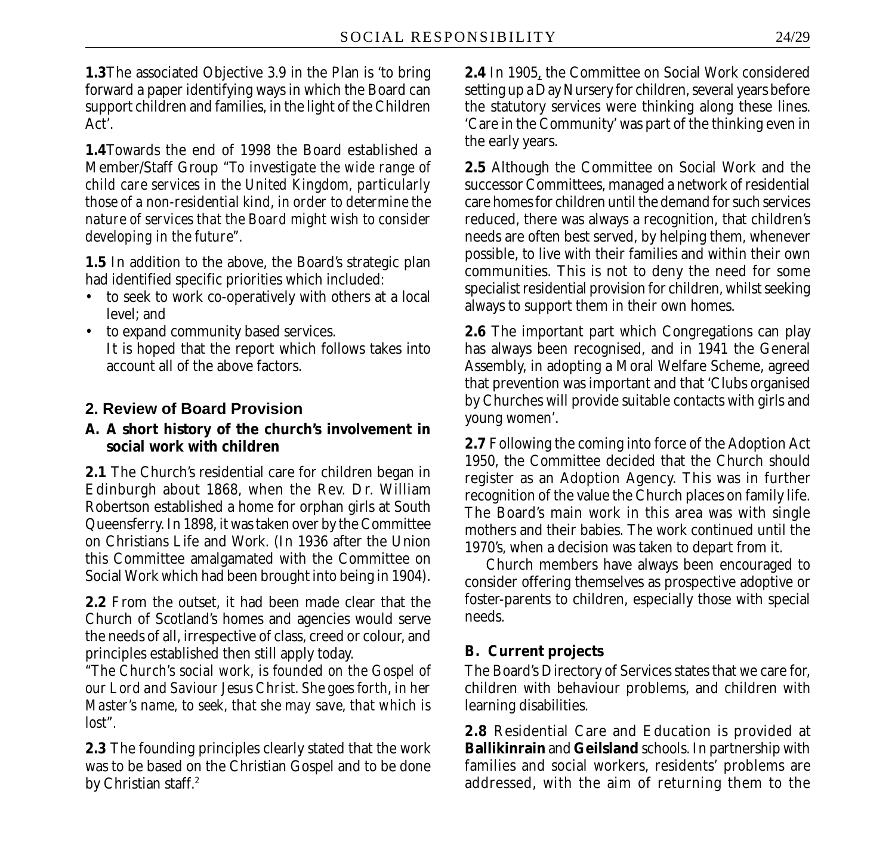**1.3** The associated Objective 3.9 in the Plan is 'to bring forward a paper identifying ways in which the Board can support children and families, in the light of the Children Act'.

**1.4** Towards the end of 1998 the Board established a Member/Staff Group "*To investigate the wide range of child care services in the United Kingdom, particularly those of a non-residential kind, in order to determine the nature of services that the Board might wish to consider developing in the future*".

**1.5** In addition to the above, the Board's strategic plan had identified specific priorities which included:

- to seek to work co-operatively with others at a local level; and
- to expand community based services.

  It is hoped that the report which follows takes into account all of the above factors.

## 2. Review of Board Provision

### A. A short history of the church's involvement in social work with children

**2.1** The Church's residential care for children began in Edinburgh about 1868, when the Rev. Dr. William Robertson established a home for orphan girls at South Queensferry. In 1898, it was taken over by the Committee on Christians Life and Work. (In 1936 after the Union this Committee amalgamated with the Committee on Social Work which had been brought into being in 1904).

**2.2** From the outset, it had been made clear that the Church of Scotland's homes and agencies would serve the needs of all, irrespective of class, creed or colour, and principles established then still apply today.

"*The Church's social work, is founded on the Gospel of our Lord and Saviour Jesus Christ. She goes forth, in her Master's name, to seek, that she may save, that which is lost*".

**2.3** The founding principles clearly stated that the work was to be based on the Christian Gospel and to be done by Christian staff.[2]

**2.4** In 1905, the Committee on Social Work considered setting up a Day Nursery for children, several years before the statutory services were thinking along these lines. 'Care in the Community' was part of the thinking even in the early years.

**2.5** Although the Committee on Social Work and the successor Committees, managed a network of residential care homes for children until the demand for such services reduced, there was always a recognition, that children's needs are often best served, by helping them, whenever possible, to live with their families and within their own communities. This is not to deny the need for some specialist residential provision for children, whilst seeking always to support them in their own homes.

**2.6** The important part which Congregations can play has always been recognised, and in 1941 the General Assembly, in adopting a Moral Welfare Scheme, agreed that prevention was important and that 'Clubs organised by Churches will provide suitable contacts with girls and young women'.

**2.7** Following the coming into force of the Adoption Act 1950, the Committee decided that the Church should register as an Adoption Agency. This was in further recognition of the value the Church places on family life. The Board's main work in this area was with single mothers and their babies. The work continued until the 1970's, when a decision was taken to depart from it.

Church members have always been encouraged to consider offering themselves as prospective adoptive or foster-parents to children, especially those with special needs.

### B. Current projects

The Board's Directory of Services states that we care for, children with behaviour problems, and children with learning disabilities.

**2.8** Residential Care and Education is provided at **Ballikinrain** and **Geilsland** schools. In partnership with families and social workers, residents' problems are addressed, with the aim of returning them to the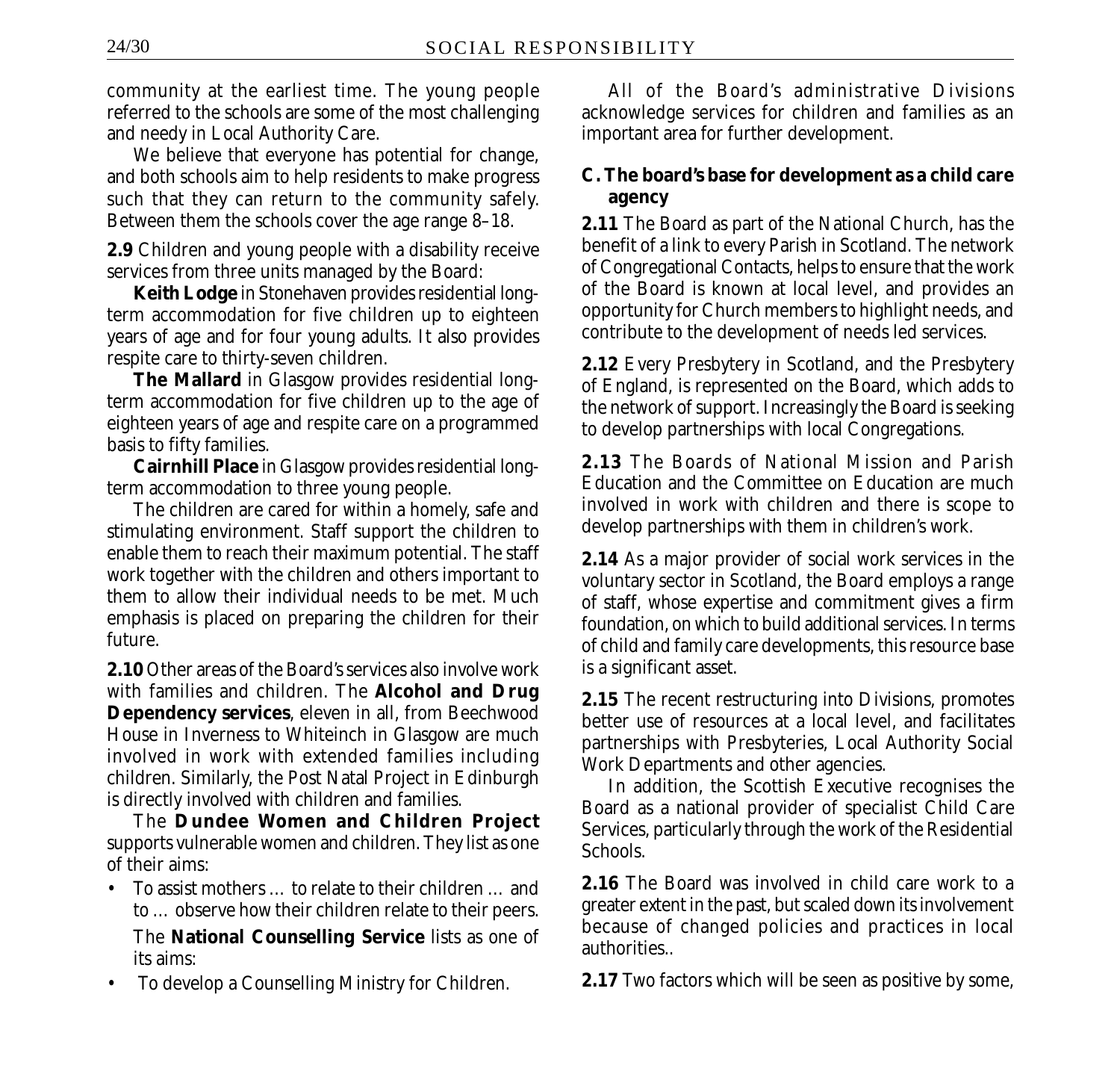community at the earliest time. The young people referred to the schools are some of the most challenging and needy in Local Authority Care.

We believe that everyone has potential for change, and both schools aim to help residents to make progress such that they can return to the community safely. Between them the schools cover the age range 8–18.

**2.9** Children and young people with a disability receive services from three units managed by the Board:

**Keith Lodge** in Stonehaven provides residential long-term accommodation for five children up to eighteen years of age and for four young adults. It also provides respite care to thirty-seven children.

**The Mallard** in Glasgow provides residential long-term accommodation for five children up to the age of eighteen years of age and respite care on a programmed basis to fifty families.

**Cairnhill Place** in Glasgow provides residential long-term accommodation to three young people.

The children are cared for within a homely, safe and stimulating environment. Staff support the children to enable them to reach their maximum potential. The staff work together with the children and others important to them to allow their individual needs to be met. Much emphasis is placed on preparing the children for their future.

**2.10** Other areas of the Board's services also involve work with families and children. The **Alcohol and Drug Dependency services**, eleven in all, from Beechwood House in Inverness to Whiteinch in Glasgow are much involved in work with extended families including children. Similarly, the Post Natal Project in Edinburgh is directly involved with children and families.

The **Dundee Women and Children Project** supports vulnerable women and children. They list as one of their aims:

- To assist mothers … to relate to their children … and to … observe how their children relate to their peers.

  The **National Counselling Service** lists as one of its aims:

- To develop a Counselling Ministry for Children.

All of the Board's administrative Divisions acknowledge services for children and families as an important area for further development.

**C. The board's base for development as a child care agency**

**2.11** The Board as part of the National Church, has the benefit of a link to every Parish in Scotland. The network of Congregational Contacts, helps to ensure that the work of the Board is known at local level, and provides an opportunity for Church members to highlight needs, and contribute to the development of needs led services.

**2.12** Every Presbytery in Scotland, and the Presbytery of England, is represented on the Board, which adds to the network of support. Increasingly the Board is seeking to develop partnerships with local Congregations.

**2.13** The Boards of National Mission and Parish Education and the Committee on Education are much involved in work with children and there is scope to develop partnerships with them in children's work.

**2.14** As a major provider of social work services in the voluntary sector in Scotland, the Board employs a range of staff, whose expertise and commitment gives a firm foundation, on which to build additional services. In terms of child and family care developments, this resource base is a significant asset.

**2.15** The recent restructuring into Divisions, promotes better use of resources at a local level, and facilitates partnerships with Presbyteries, Local Authority Social Work Departments and other agencies.

In addition, the Scottish Executive recognises the Board as a national provider of specialist Child Care Services, particularly through the work of the Residential Schools.

**2.16** The Board was involved in child care work to a greater extent in the past, but scaled down its involvement because of changed policies and practices in local authorities..

**2.17** Two factors which will be seen as positive by some,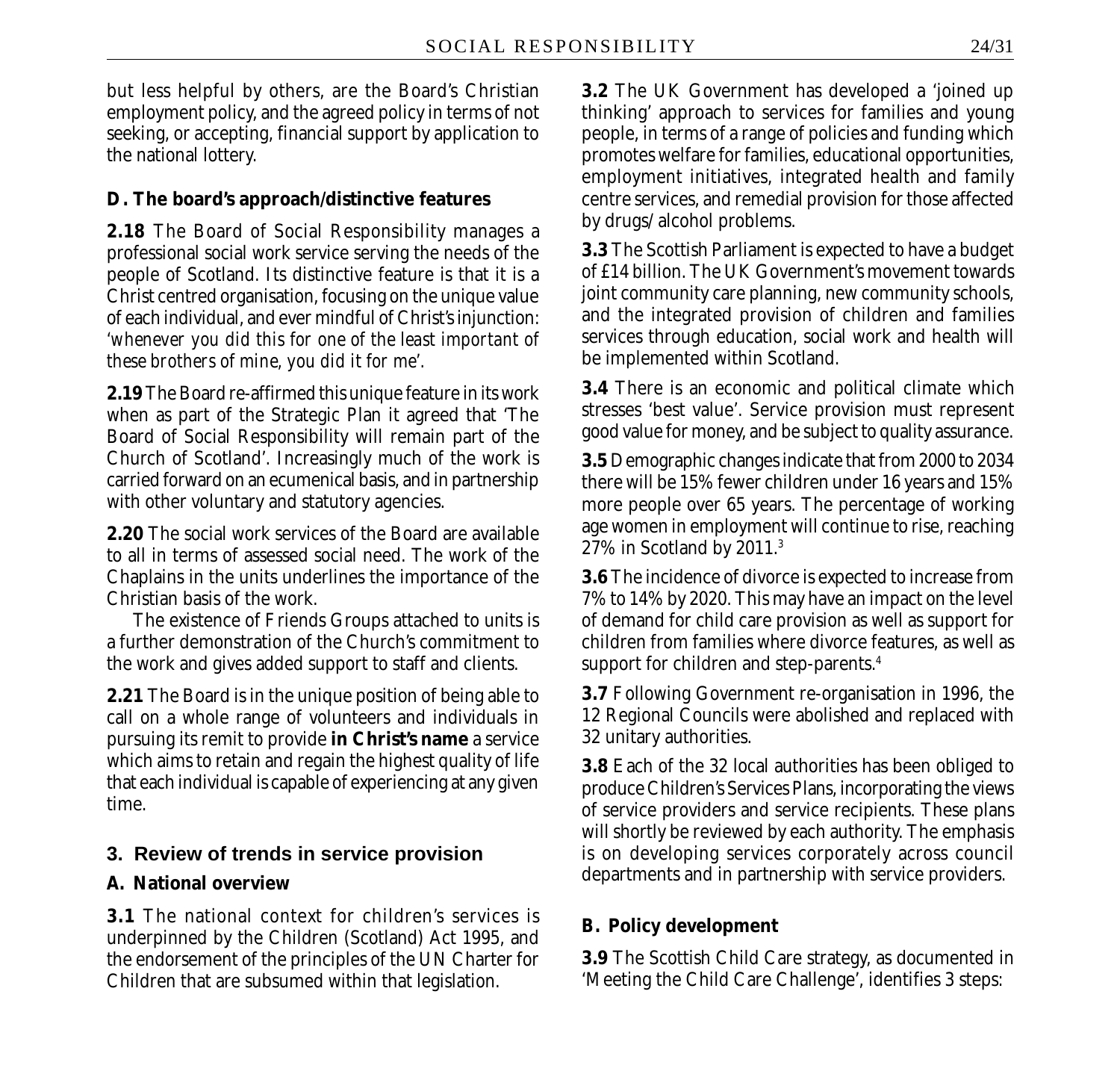but less helpful by others, are the Board's Christian employment policy, and the agreed policy in terms of not seeking, or accepting, financial support by application to the national lottery.

**D. The board's approach/distinctive features**

**2.18** The Board of Social Responsibility manages a professional social work service serving the needs of the people of Scotland. Its distinctive feature is that it is a Christ centred organisation, focusing on the unique value of each individual, and ever mindful of Christ's injunction: *'whenever you did this for one of the least important of these brothers of mine, you did it for me'.*

**2.19** The Board re-affirmed this unique feature in its work when as part of the Strategic Plan it agreed that 'The Board of Social Responsibility will remain part of the Church of Scotland'. Increasingly much of the work is carried forward on an ecumenical basis, and in partnership with other voluntary and statutory agencies.

**2.20** The social work services of the Board are available to all in terms of assessed social need. The work of the Chaplains in the units underlines the importance of the Christian basis of the work.

The existence of Friends Groups attached to units is a further demonstration of the Church's commitment to the work and gives added support to staff and clients.

**2.21** The Board is in the unique position of being able to call on a whole range of volunteers and individuals in pursuing its remit to provide **in Christ's name** a service which aims to retain and regain the highest quality of life that each individual is capable of experiencing at any given time.

## 3. Review of trends in service provision

**A. National overview**

**3.1** The national context for children's services is underpinned by the Children (Scotland) Act 1995, and the endorsement of the principles of the UN Charter for Children that are subsumed within that legislation.

**3.2** The UK Government has developed a 'joined up thinking' approach to services for families and young people, in terms of a range of policies and funding which promotes welfare for families, educational opportunities, employment initiatives, integrated health and family centre services, and remedial provision for those affected by drugs/ alcohol problems.

**3.3** The Scottish Parliament is expected to have a budget of £14 billion. The UK Government's movement towards joint community care planning, new community schools, and the integrated provision of children and families services through education, social work and health will be implemented within Scotland.

**3.4** There is an economic and political climate which stresses 'best value'. Service provision must represent good value for money, and be subject to quality assurance.

**3.5** Demographic changes indicate that from 2000 to 2034 there will be 15% fewer children under 16 years and 15% more people over 65 years. The percentage of working age women in employment will continue to rise, reaching 27% in Scotland by 2011.[3]

**3.6** The incidence of divorce is expected to increase from 7% to 14% by 2020. This may have an impact on the level of demand for child care provision as well as support for children from families where divorce features, as well as support for children and step-parents.[4]

**3.7** Following Government re-organisation in 1996, the 12 Regional Councils were abolished and replaced with 32 unitary authorities.

**3.8** Each of the 32 local authorities has been obliged to produce Children's Services Plans, incorporating the views of service providers and service recipients. These plans will shortly be reviewed by each authority. The emphasis is on developing services corporately across council departments and in partnership with service providers.

**B. Policy development**

**3.9** The Scottish Child Care strategy, as documented in 'Meeting the Child Care Challenge', identifies 3 steps: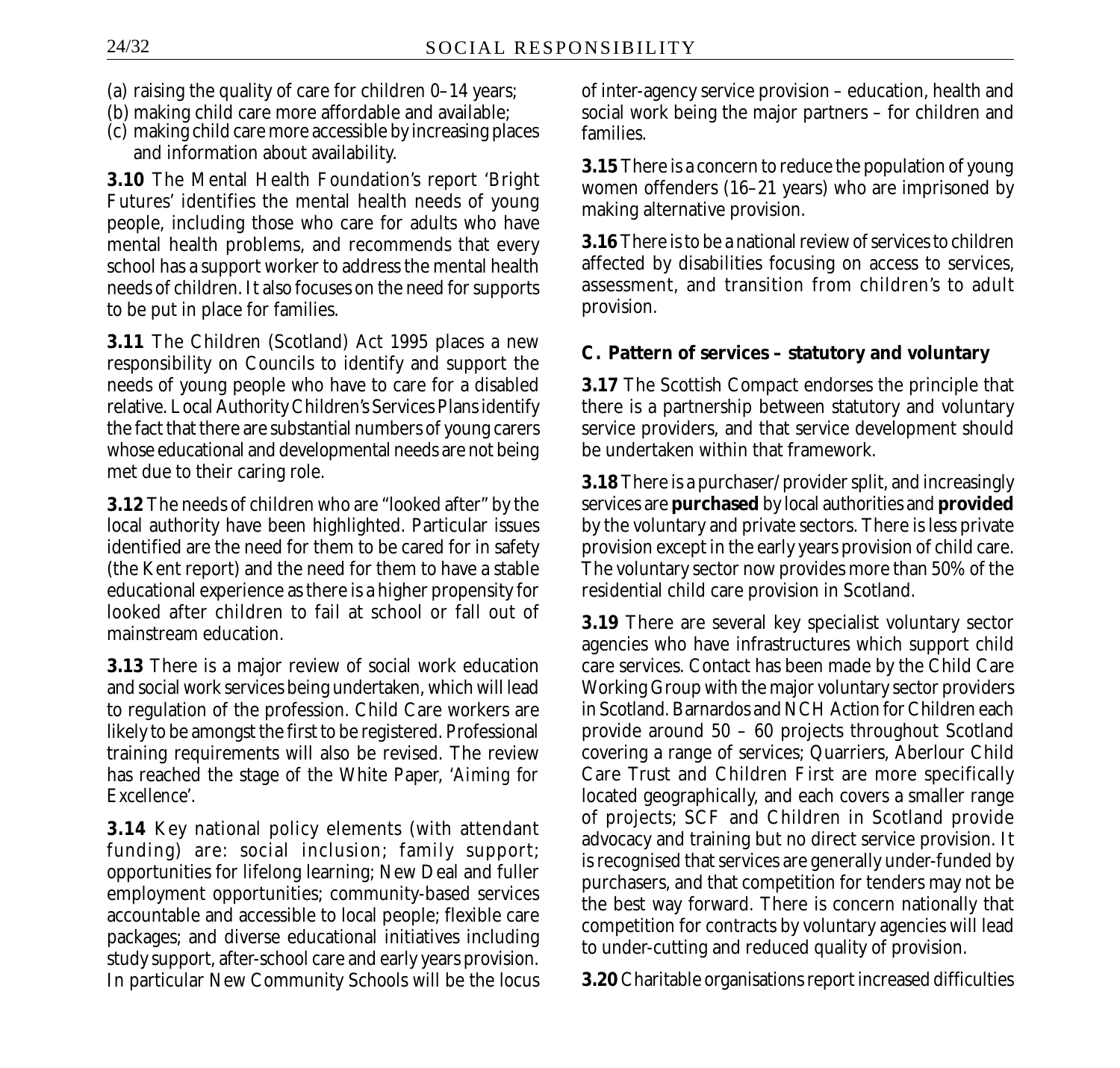(a) raising the quality of care for children 0–14 years;
(b) making child care more affordable and available;
(c) making child care more accessible by increasing places and information about availability.

**3.10** The Mental Health Foundation's report 'Bright Futures' identifies the mental health needs of young people, including those who care for adults who have mental health problems, and recommends that every school has a support worker to address the mental health needs of children. It also focuses on the need for supports to be put in place for families.

**3.11** The Children (Scotland) Act 1995 places a new responsibility on Councils to identify and support the needs of young people who have to care for a disabled relative. Local Authority Children's Services Plans identify the fact that there are substantial numbers of young carers whose educational and developmental needs are not being met due to their caring role.

**3.12** The needs of children who are "looked after" by the local authority have been highlighted. Particular issues identified are the need for them to be cared for in safety (the Kent report) and the need for them to have a stable educational experience as there is a higher propensity for looked after children to fail at school or fall out of mainstream education.

**3.13** There is a major review of social work education and social work services being undertaken, which will lead to regulation of the profession. Child Care workers are likely to be amongst the first to be registered. Professional training requirements will also be revised. The review has reached the stage of the White Paper, 'Aiming for Excellence'.

**3.14** Key national policy elements (with attendant funding) are: social inclusion; family support; opportunities for lifelong learning; New Deal and fuller employment opportunities; community-based services accountable and accessible to local people; flexible care packages; and diverse educational initiatives including study support, after-school care and early years provision. In particular New Community Schools will be the locus of inter-agency service provision – education, health and social work being the major partners – for children and families.

**3.15** There is a concern to reduce the population of young women offenders (16–21 years) who are imprisoned by making alternative provision.

**3.16** There is to be a national review of services to children affected by disabilities focusing on access to services, assessment, and transition from children's to adult provision.

**C. Pattern of services – statutory and voluntary**

**3.17** The Scottish Compact endorses the principle that there is a partnership between statutory and voluntary service providers, and that service development should be undertaken within that framework.

**3.18** There is a purchaser/provider split, and increasingly services are **purchased** by local authorities and **provided** by the voluntary and private sectors. There is less private provision except in the early years provision of child care. The voluntary sector now provides more than 50% of the residential child care provision in Scotland.

**3.19** There are several key specialist voluntary sector agencies who have infrastructures which support child care services. Contact has been made by the Child Care Working Group with the major voluntary sector providers in Scotland. Barnardos and NCH Action for Children each provide around 50 – 60 projects throughout Scotland covering a range of services; Quarriers, Aberlour Child Care Trust and Children First are more specifically located geographically, and each covers a smaller range of projects; SCF and Children in Scotland provide advocacy and training but no direct service provision. It is recognised that services are generally under-funded by purchasers, and that competition for tenders may not be the best way forward. There is concern nationally that competition for contracts by voluntary agencies will lead to under-cutting and reduced quality of provision.

**3.20** Charitable organisations report increased difficulties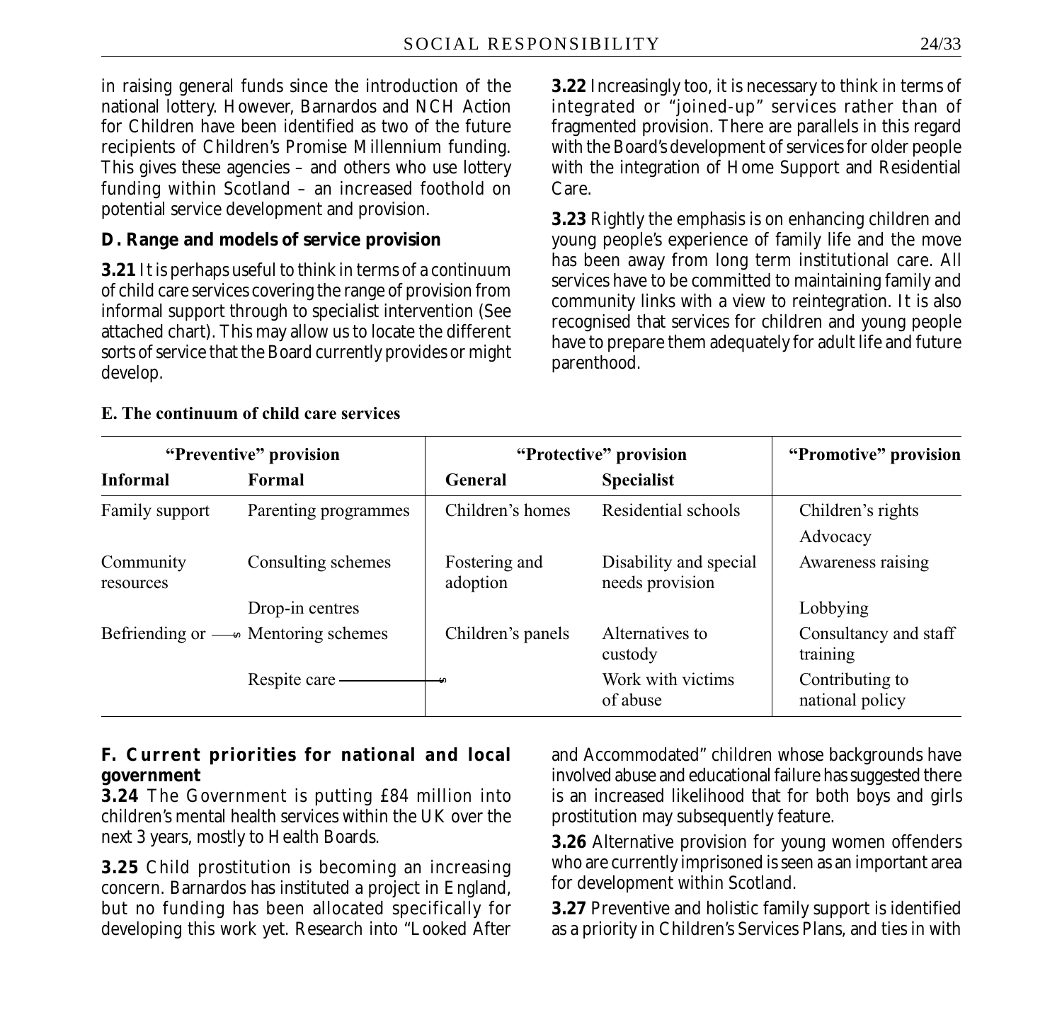in raising general funds since the introduction of the national lottery. However, Barnardos and NCH Action for Children have been identified as two of the future recipients of Children's Promise Millennium funding. This gives these agencies – and others who use lottery funding within Scotland – an increased foothold on potential service development and provision.

**D. Range and models of service provision**

**3.21** It is perhaps useful to think in terms of a continuum of child care services covering the range of provision from informal support through to specialist intervention (See attached chart). This may allow us to locate the different sorts of service that the Board currently provides or might develop.

**3.22** Increasingly too, it is necessary to think in terms of integrated or "joined-up" services rather than of fragmented provision. There are parallels in this regard with the Board's development of services for older people with the integration of Home Support and Residential Care.

**3.23** Rightly the emphasis is on enhancing children and young people's experience of family life and the move has been away from long term institutional care. All services have to be committed to maintaining family and community links with a view to reintegration. It is also recognised that services for children and young people have to prepare them adequately for adult life and future parenthood.

**E. The continuum of child care services**

| "Preventive" provision | | "Protective" provision | | "Promotive" provision |
|---|---|---|---|---|
| **Informal** | **Formal** | **General** | **Specialist** | |
| Family support | Parenting programmes | Children's homes | Residential schools | Children's rights |
| | | | | Advocacy |
| Community resources | Consulting schemes | Fostering and adoption | Disability and special needs provision | Awareness raising |
| | Drop-in centres | | | Lobbying |
| Befriending or → | Mentoring schemes | Children's panels | Alternatives to custody | Consultancy and staff training |
| | Respite care → | → | Work with victims of abuse | Contributing to national policy |

**F. Current priorities for national and local government**

**3.24** The Government is putting £84 million into children's mental health services within the UK over the next 3 years, mostly to Health Boards.

**3.25** Child prostitution is becoming an increasing concern. Barnardos has instituted a project in England, but no funding has been allocated specifically for developing this work yet. Research into "Looked After and Accommodated" children whose backgrounds have involved abuse and educational failure has suggested there is an increased likelihood that for both boys and girls prostitution may subsequently feature.

**3.26** Alternative provision for young women offenders who are currently imprisoned is seen as an important area for development within Scotland.

**3.27** Preventive and holistic family support is identified as a priority in Children's Services Plans, and ties in with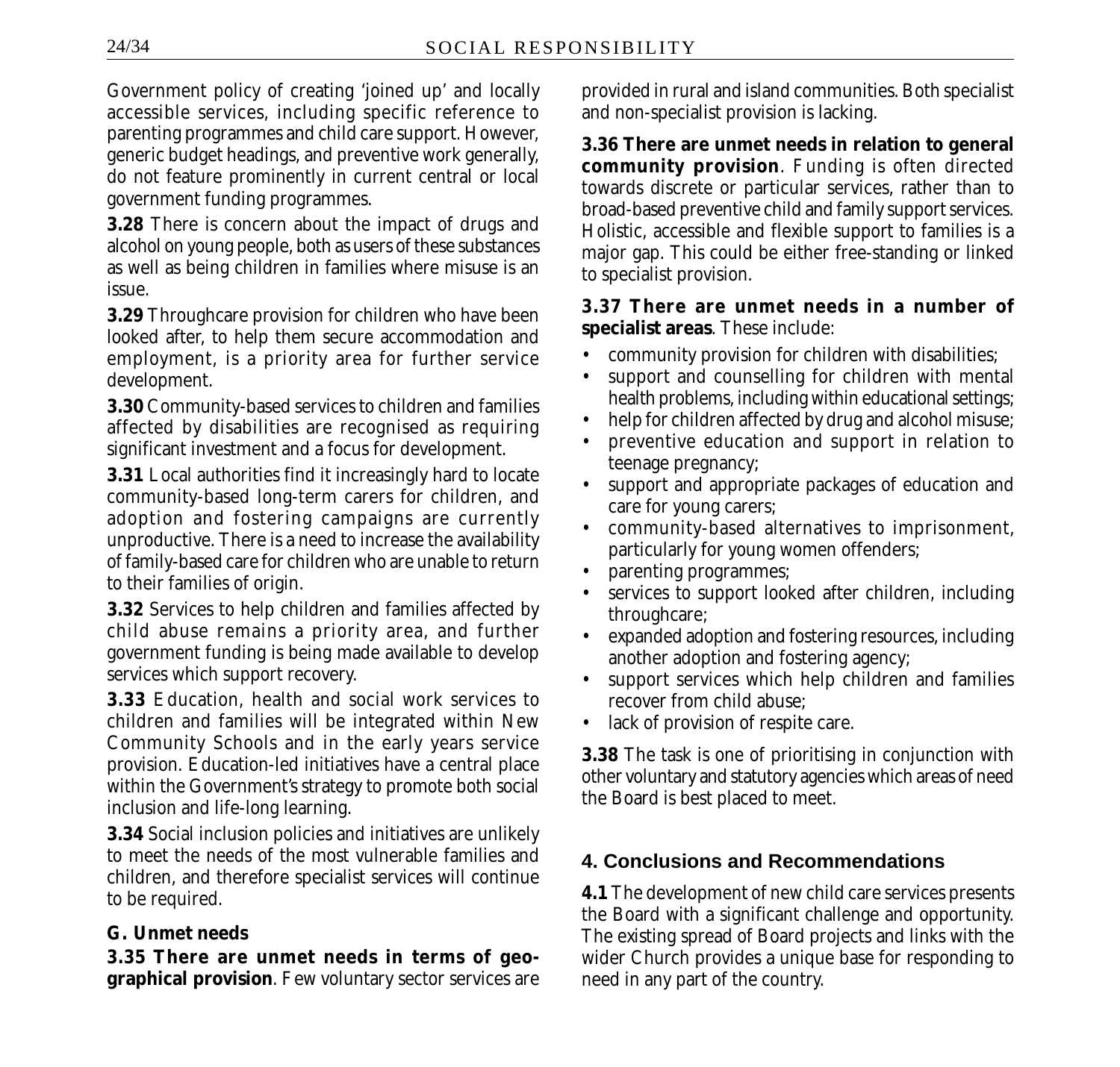Government policy of creating 'joined up' and locally accessible services, including specific reference to parenting programmes and child care support. However, generic budget headings, and preventive work generally, do not feature prominently in current central or local government funding programmes.

**3.28** There is concern about the impact of drugs and alcohol on young people, both as users of these substances as well as being children in families where misuse is an issue.

**3.29** Throughcare provision for children who have been looked after, to help them secure accommodation and employment, is a priority area for further service development.

**3.30** Community-based services to children and families affected by disabilities are recognised as requiring significant investment and a focus for development.

**3.31** Local authorities find it increasingly hard to locate community-based long-term carers for children, and adoption and fostering campaigns are currently unproductive. There is a need to increase the availability of family-based care for children who are unable to return to their families of origin.

**3.32** Services to help children and families affected by child abuse remains a priority area, and further government funding is being made available to develop services which support recovery.

**3.33** Education, health and social work services to children and families will be integrated within New Community Schools and in the early years service provision. Education-led initiatives have a central place within the Government's strategy to promote both social inclusion and life-long learning.

**3.34** Social inclusion policies and initiatives are unlikely to meet the needs of the most vulnerable families and children, and therefore specialist services will continue to be required.

**G. Unmet needs**

**3.35 There are unmet needs in terms of geographical provision**. Few voluntary sector services are provided in rural and island communities. Both specialist and non-specialist provision is lacking.

**3.36 There are unmet needs in relation to general community provision**. Funding is often directed towards discrete or particular services, rather than to broad-based preventive child and family support services. Holistic, accessible and flexible support to families is a major gap. This could be either free-standing or linked to specialist provision.

**3.37 There are unmet needs in a number of specialist areas**. These include:

- community provision for children with disabilities;
- support and counselling for children with mental health problems, including within educational settings;
- help for children affected by drug and alcohol misuse;
- preventive education and support in relation to teenage pregnancy;
- support and appropriate packages of education and care for young carers;
- community-based alternatives to imprisonment, particularly for young women offenders;
- parenting programmes;
- services to support looked after children, including throughcare;
- expanded adoption and fostering resources, including another adoption and fostering agency;
- support services which help children and families recover from child abuse;
- lack of provision of respite care.

**3.38** The task is one of prioritising in conjunction with other voluntary and statutory agencies which areas of need the Board is best placed to meet.

## 4. Conclusions and Recommendations

**4.1** The development of new child care services presents the Board with a significant challenge and opportunity. The existing spread of Board projects and links with the wider Church provides a unique base for responding to need in any part of the country.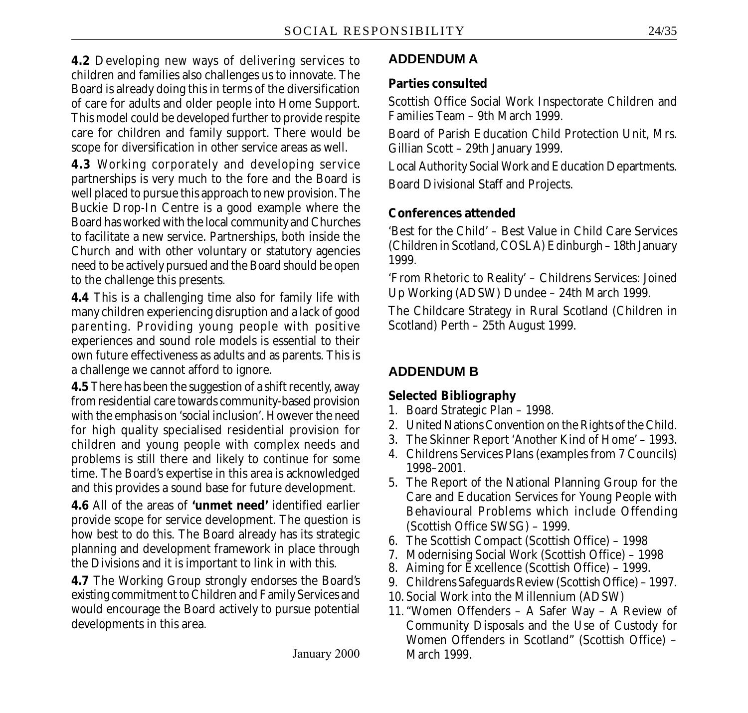**4.2** Developing new ways of delivering services to children and families also challenges us to innovate. The Board is already doing this in terms of the diversification of care for adults and older people into Home Support. This model could be developed further to provide respite care for children and family support. There would be scope for diversification in other service areas as well.

**4.3** Working corporately and developing service partnerships is very much to the fore and the Board is well placed to pursue this approach to new provision. The Buckie Drop-In Centre is a good example where the Board has worked with the local community and Churches to facilitate a new service. Partnerships, both inside the Church and with other voluntary or statutory agencies need to be actively pursued and the Board should be open to the challenge this presents.

**4.4** This is a challenging time also for family life with many children experiencing disruption and a lack of good parenting. Providing young people with positive experiences and sound role models is essential to their own future effectiveness as adults and as parents. This is a challenge we cannot afford to ignore.

**4.5** There has been the suggestion of a shift recently, away from residential care towards community-based provision with the emphasis on 'social inclusion'. However the need for high quality specialised residential provision for children and young people with complex needs and problems is still there and likely to continue for some time. The Board's expertise in this area is acknowledged and this provides a sound base for future development.

**4.6** All of the areas of **'unmet need'** identified earlier provide scope for service development. The question is how best to do this. The Board already has its strategic planning and development framework in place through the Divisions and it is important to link in with this.

**4.7** The Working Group strongly endorses the Board's existing commitment to Children and Family Services and would encourage the Board actively to pursue potential developments in this area.

January 2000

## ADDENDUM A

**Parties consulted**

Scottish Office Social Work Inspectorate Children and Families Team – 9th March 1999.

Board of Parish Education Child Protection Unit, Mrs. Gillian Scott – 29th January 1999.

Local Authority Social Work and Education Departments.

Board Divisional Staff and Projects.

**Conferences attended**

'Best for the Child' – Best Value in Child Care Services (Children in Scotland, COSLA) Edinburgh – 18th January 1999.

'From Rhetoric to Reality' – Childrens Services: Joined Up Working (ADSW) Dundee – 24th March 1999.

The Childcare Strategy in Rural Scotland (Children in Scotland) Perth – 25th August 1999.

## ADDENDUM B

**Selected Bibliography**

1. Board Strategic Plan – 1998.
2. United Nations Convention on the Rights of the Child.
3. The Skinner Report 'Another Kind of Home' – 1993.
4. Childrens Services Plans (examples from 7 Councils) 1998–2001.
5. The Report of the National Planning Group for the Care and Education Services for Young People with Behavioural Problems which include Offending (Scottish Office SWSG) – 1999.
6. The Scottish Compact (Scottish Office) – 1998
7. Modernising Social Work (Scottish Office) – 1998
8. Aiming for Excellence (Scottish Office) – 1999.
9. Childrens Safeguards Review (Scottish Office) – 1997.
10. Social Work into the Millennium (ADSW)
11. "Women Offenders – A Safer Way – A Review of Community Disposals and the Use of Custody for Women Offenders in Scotland" (Scottish Office) – March 1999.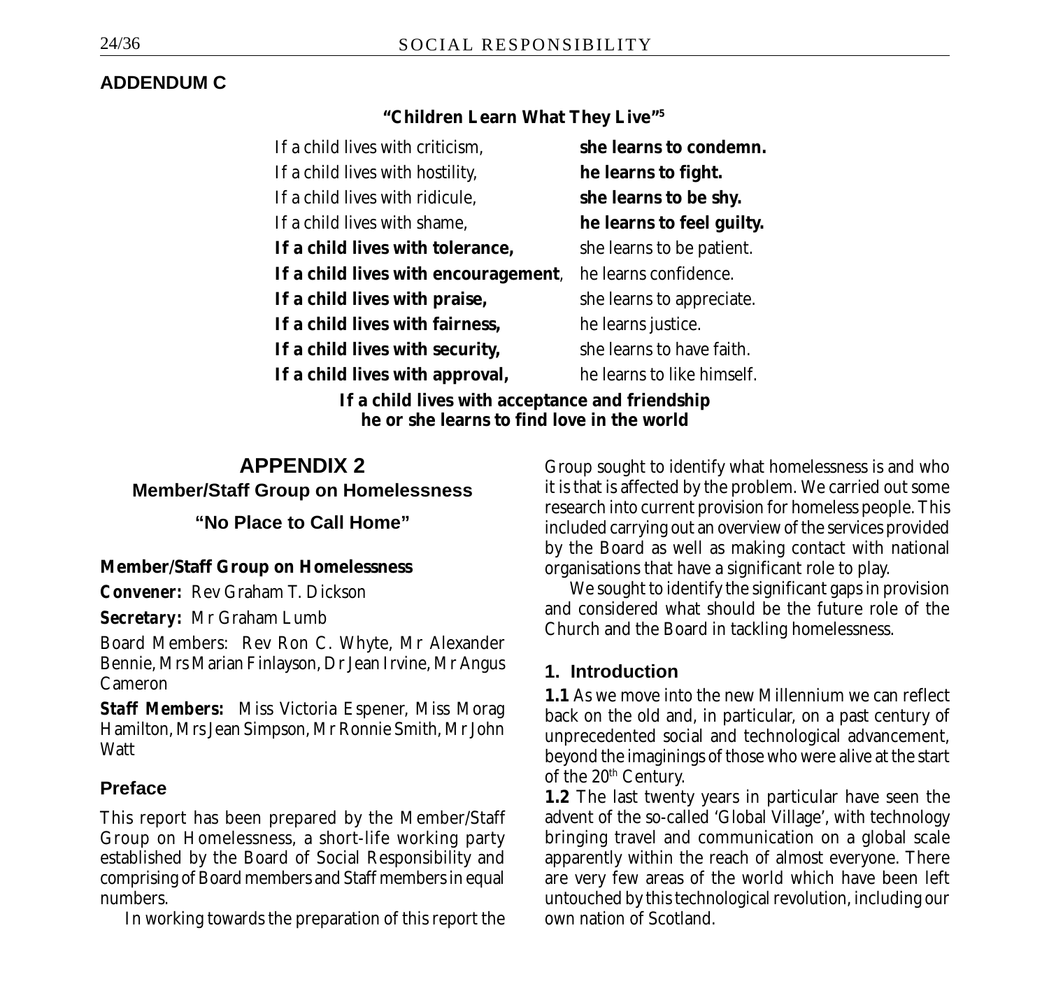## ADDENDUM C

**"Children Learn What They Live"[5]**

If a child lives with criticism, **she learns to condemn.**
If a child lives with hostility, **he learns to fight.**
If a child lives with ridicule, **she learns to be shy.**
If a child lives with shame, **he learns to feel guilty.**
**If a child lives with tolerance,** she learns to be patient.
**If a child lives with encouragement**, he learns confidence.
**If a child lives with praise,** she learns to appreciate.
**If a child lives with fairness,** he learns justice.
**If a child lives with security,** she learns to have faith.
**If a child lives with approval,** he learns to like himself.

**If a child lives with acceptance and friendship**
**he or she learns to find love in the world**

# APPENDIX 2

## Member/Staff Group on Homelessness

## "No Place to Call Home"

**Member/Staff Group on Homelessness**

***Convener:*** Rev Graham T. Dickson

***Secretary:*** Mr Graham Lumb

Board Members: Rev Ron C. Whyte, Mr Alexander Bennie, Mrs Marian Finlayson, Dr Jean Irvine, Mr Angus Cameron

***Staff Members:*** Miss Victoria Espener, Miss Morag Hamilton, Mrs Jean Simpson, Mr Ronnie Smith, Mr John Watt

### Preface

This report has been prepared by the Member/Staff Group on Homelessness, a short-life working party established by the Board of Social Responsibility and comprising of Board members and Staff members in equal numbers.

In working towards the preparation of this report the Group sought to identify what homelessness is and who it is that is affected by the problem. We carried out some research into current provision for homeless people. This included carrying out an overview of the services provided by the Board as well as making contact with national organisations that have a significant role to play.

We sought to identify the significant gaps in provision and considered what should be the future role of the Church and the Board in tackling homelessness.

### 1. Introduction

**1.1** As we move into the new Millennium we can reflect back on the old and, in particular, on a past century of unprecedented social and technological advancement, beyond the imaginings of those who were alive at the start of the 20th Century.

**1.2** The last twenty years in particular have seen the advent of the so-called 'Global Village', with technology bringing travel and communication on a global scale apparently within the reach of almost everyone. There are very few areas of the world which have been left untouched by this technological revolution, including our own nation of Scotland.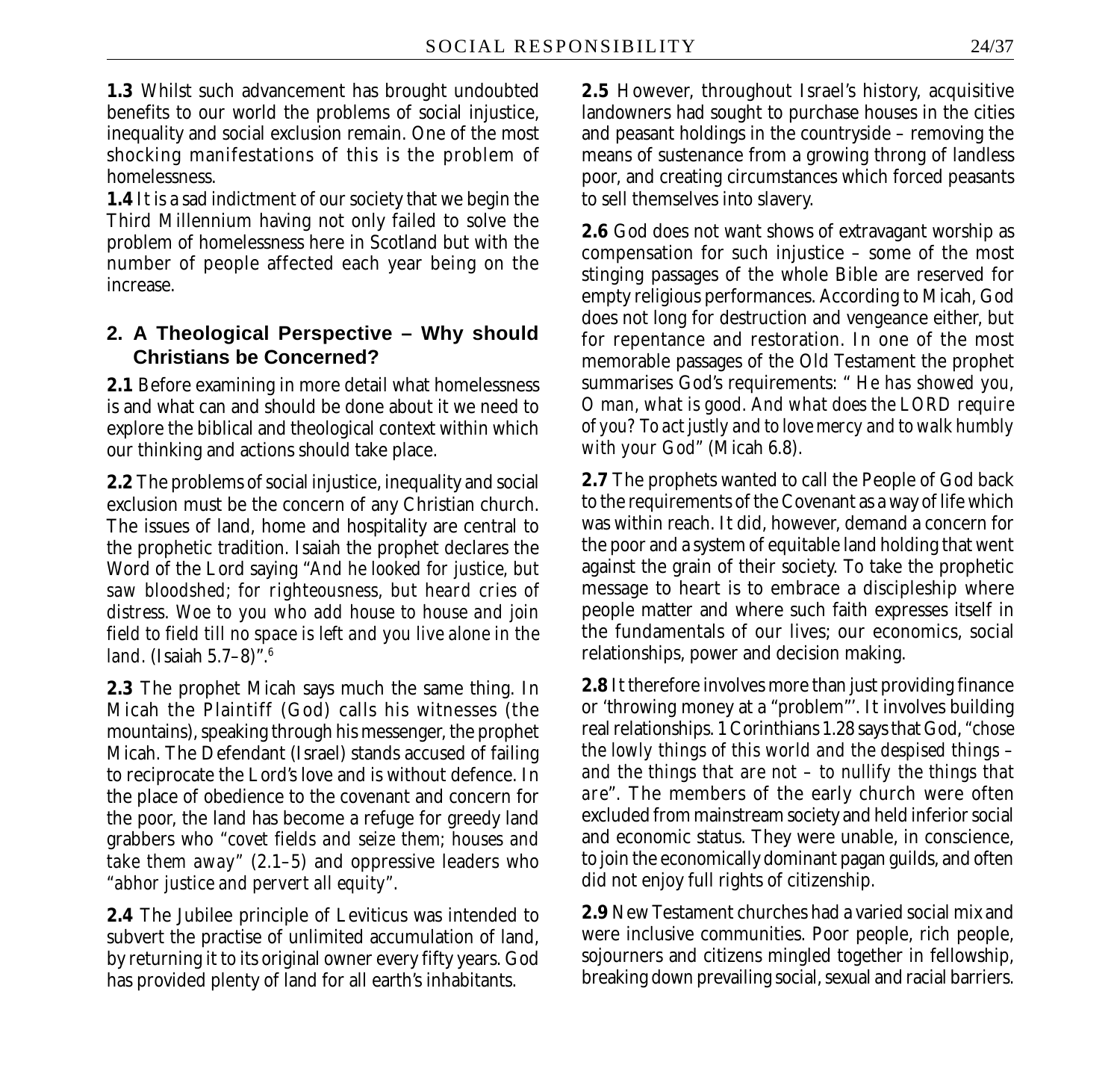**1.3** Whilst such advancement has brought undoubted benefits to our world the problems of social injustice, inequality and social exclusion remain. One of the most shocking manifestations of this is the problem of homelessness.

**1.4** It is a sad indictment of our society that we begin the Third Millennium having not only failed to solve the problem of homelessness here in Scotland but with the number of people affected each year being on the increase.

## 2. A Theological Perspective – Why should Christians be Concerned?

**2.1** Before examining in more detail what homelessness is and what can and should be done about it we need to explore the biblical and theological context within which our thinking and actions should take place.

**2.2** The problems of social injustice, inequality and social exclusion must be the concern of any Christian church. The issues of land, home and hospitality are central to the prophetic tradition. Isaiah the prophet declares the Word of the Lord saying "*And he looked for justice, but saw bloodshed; for righteousness, but heard cries of distress. Woe to you who add house to house and join field to field till no space is left and you live alone in the land*. (Isaiah 5.7–8)".[6]

**2.3** The prophet Micah says much the same thing. In Micah the Plaintiff (God) calls his witnesses (the mountains), speaking through his messenger, the prophet Micah. The Defendant (Israel) stands accused of failing to reciprocate the Lord's love and is without defence. In the place of obedience to the covenant and concern for the poor, the land has become a refuge for greedy land grabbers who "*covet fields and seize them; houses and take them away*" (2.1–5) and oppressive leaders who "*abhor justice and pervert all equity*".

**2.4** The Jubilee principle of Leviticus was intended to subvert the practise of unlimited accumulation of land, by returning it to its original owner every fifty years. God has provided plenty of land for all earth's inhabitants.

**2.5** However, throughout Israel's history, acquisitive landowners had sought to purchase houses in the cities and peasant holdings in the countryside – removing the means of sustenance from a growing throng of landless poor, and creating circumstances which forced peasants to sell themselves into slavery.

**2.6** God does not want shows of extravagant worship as compensation for such injustice – some of the most stinging passages of the whole Bible are reserved for empty religious performances. According to Micah, God does not long for destruction and vengeance either, but for repentance and restoration. In one of the most memorable passages of the Old Testament the prophet summarises God's requirements: "*He has showed you, O man, what is good. And what does the LORD require of you? To act justly and to love mercy and to walk humbly with your God*" (Micah 6.8).

**2.7** The prophets wanted to call the People of God back to the requirements of the Covenant as a way of life which was within reach. It did, however, demand a concern for the poor and a system of equitable land holding that went against the grain of their society. To take the prophetic message to heart is to embrace a discipleship where people matter and where such faith expresses itself in the fundamentals of our lives; our economics, social relationships, power and decision making.

**2.8** It therefore involves more than just providing finance or 'throwing money at a "problem"'. It involves building real relationships. 1 Corinthians 1.28 says that God, "*chose the lowly things of this world and the despised things – and the things that are not – to nullify the things that are*". The members of the early church were often excluded from mainstream society and held inferior social and economic status. They were unable, in conscience, to join the economically dominant pagan guilds, and often did not enjoy full rights of citizenship.

**2.9** New Testament churches had a varied social mix and were inclusive communities. Poor people, rich people, sojourners and citizens mingled together in fellowship, breaking down prevailing social, sexual and racial barriers.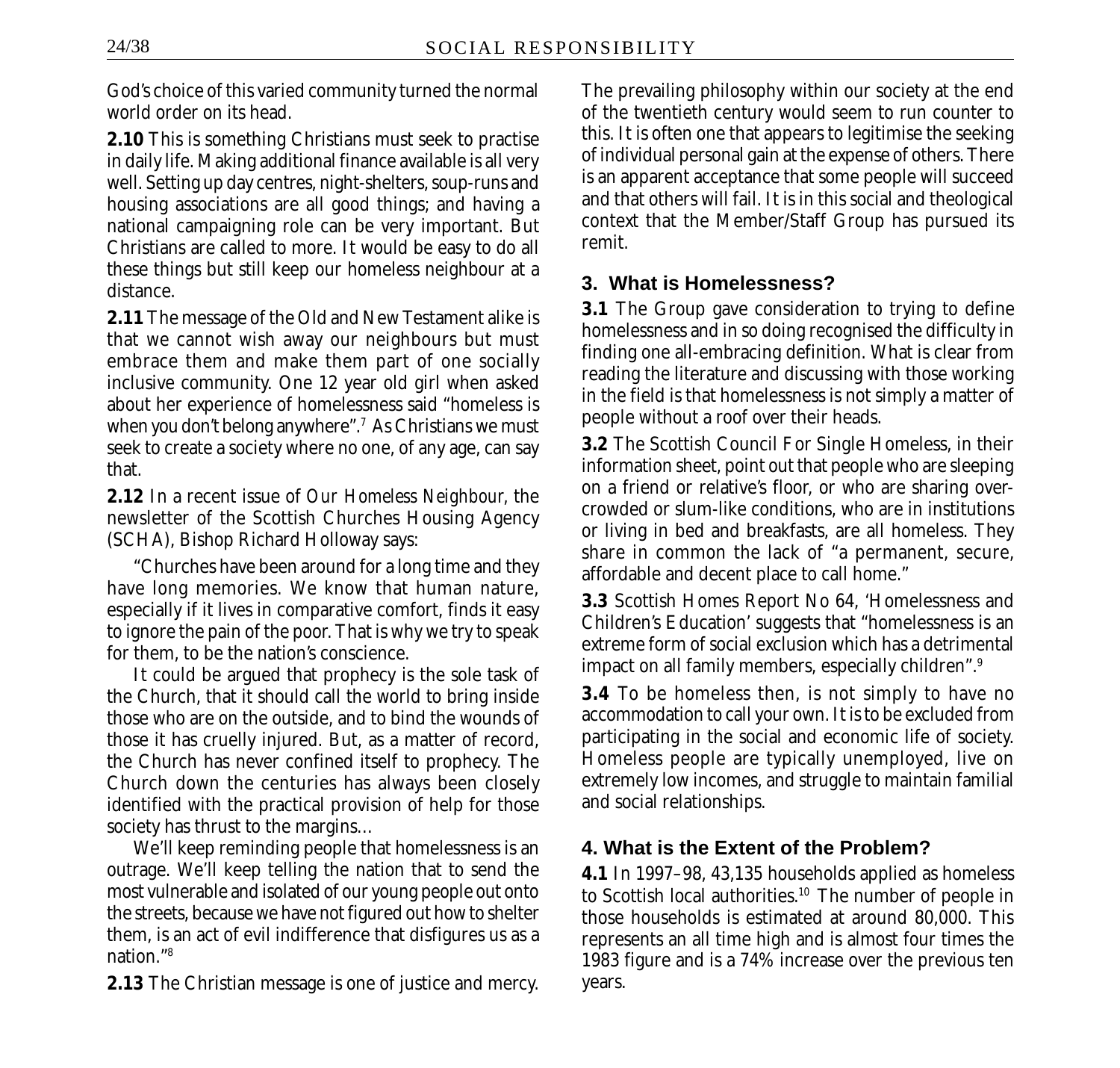God's choice of this varied community turned the normal world order on its head.

**2.10** This is something Christians must seek to practise in daily life. Making additional finance available is all very well. Setting up day centres, night-shelters, soup-runs and housing associations are all good things; and having a national campaigning role can be very important. But Christians are called to more. It would be easy to do all these things but still keep our homeless neighbour at a distance.

**2.11** The message of the Old and New Testament alike is that we cannot wish away our neighbours but must embrace them and make them part of one socially inclusive community. One 12 year old girl when asked about her experience of homelessness said "homeless is when you don't belong anywhere".[7] As Christians we must seek to create a society where no one, of any age, can say that.

**2.12** In a recent issue of *Our Homeless Neighbour*, the newsletter of the Scottish Churches Housing Agency (SCHA), Bishop Richard Holloway says:

> "Churches have been around for a long time and they have long memories. We know that human nature, especially if it lives in comparative comfort, finds it easy to ignore the pain of the poor. That is why we try to speak for them, to be the nation's conscience.
>
> It could be argued that prophecy is the sole task of the Church, that it should call the world to bring inside those who are on the outside, and to bind the wounds of those it has cruelly injured. But, as a matter of record, the Church has never confined itself to prophecy. The Church down the centuries has always been closely identified with the practical provision of help for those society has thrust to the margins…
>
> We'll keep reminding people that homelessness is an outrage. We'll keep telling the nation that to send the most vulnerable and isolated of our young people out onto the streets, because we have not figured out how to shelter them, is an act of evil indifference that disfigures us as a nation."[8]

**2.13** The Christian message is one of justice and mercy. The prevailing philosophy within our society at the end of the twentieth century would seem to run counter to this. It is often one that appears to legitimise the seeking of individual personal gain at the expense of others. There is an apparent acceptance that some people will succeed and that others will fail. It is in this social and theological context that the Member/Staff Group has pursued its remit.

## 3. What is Homelessness?

**3.1** The Group gave consideration to trying to define homelessness and in so doing recognised the difficulty in finding one all-embracing definition. What is clear from reading the literature and discussing with those working in the field is that homelessness is not simply a matter of people without a roof over their heads.

**3.2** The Scottish Council For Single Homeless, in their information sheet, point out that people who are sleeping on a friend or relative's floor, or who are sharing over-crowded or slum-like conditions, who are in institutions or living in bed and breakfasts, are all homeless. They share in common the lack of "a permanent, secure, affordable and decent place to call home."

**3.3** Scottish Homes Report No 64, 'Homelessness and Children's Education' suggests that "homelessness is an extreme form of social exclusion which has a detrimental impact on all family members, especially children".[9]

**3.4** To be homeless then, is not simply to have no accommodation to call your own. It is to be excluded from participating in the social and economic life of society. Homeless people are typically unemployed, live on extremely low incomes, and struggle to maintain familial and social relationships.

## 4. What is the Extent of the Problem?

**4.1** In 1997–98, 43,135 households applied as homeless to Scottish local authorities.[10] The number of people in those households is estimated at around 80,000. This represents an all time high and is almost four times the 1983 figure and is a 74% increase over the previous ten years.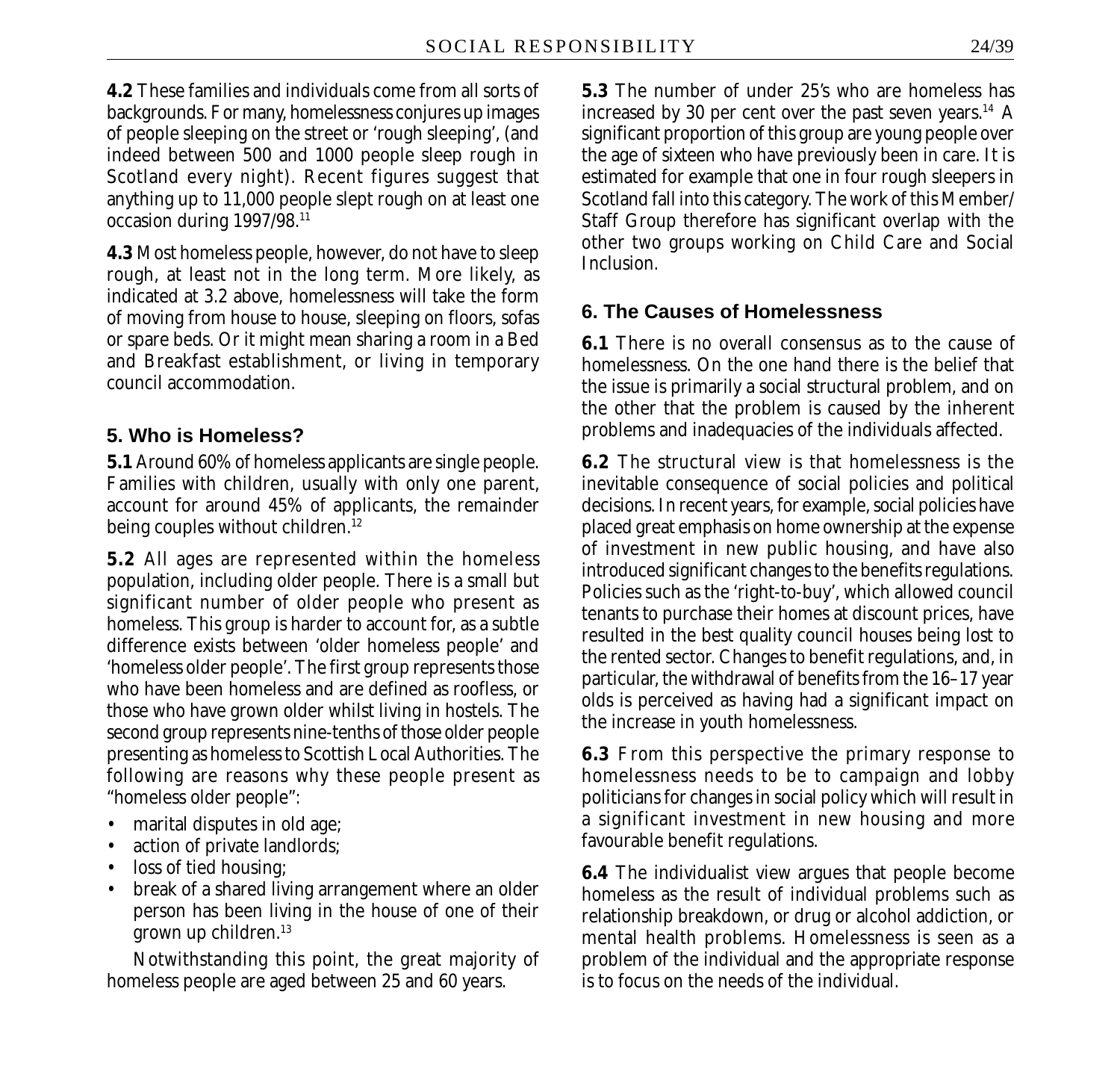**4.2** These families and individuals come from all sorts of backgrounds. For many, homelessness conjures up images of people sleeping on the street or 'rough sleeping', (and indeed between 500 and 1000 people sleep rough in Scotland every night). Recent figures suggest that anything up to 11,000 people slept rough on at least one occasion during 1997/98.[11]

**4.3** Most homeless people, however, do not have to sleep rough, at least not in the long term. More likely, as indicated at 3.2 above, homelessness will take the form of moving from house to house, sleeping on floors, sofas or spare beds. Or it might mean sharing a room in a Bed and Breakfast establishment, or living in temporary council accommodation.

## 5. Who is Homeless?

**5.1** Around 60% of homeless applicants are single people. Families with children, usually with only one parent, account for around 45% of applicants, the remainder being couples without children.[12]

**5.2** All ages are represented within the homeless population, including older people. There is a small but significant number of older people who present as homeless. This group is harder to account for, as a subtle difference exists between 'older homeless people' and 'homeless older people'. The first group represents those who have been homeless and are defined as roofless, or those who have grown older whilst living in hostels. The second group represents nine-tenths of those older people presenting as homeless to Scottish Local Authorities. The following are reasons why these people present as "homeless older people":

- marital disputes in old age;
- action of private landlords;
- loss of tied housing;
- break of a shared living arrangement where an older person has been living in the house of one of their grown up children.[13]

Notwithstanding this point, the great majority of homeless people are aged between 25 and 60 years.

**5.3** The number of under 25's who are homeless has increased by 30 per cent over the past seven years.[14] A significant proportion of this group are young people over the age of sixteen who have previously been in care. It is estimated for example that one in four rough sleepers in Scotland fall into this category. The work of this Member/Staff Group therefore has significant overlap with the other two groups working on Child Care and Social Inclusion.

## 6. The Causes of Homelessness

**6.1** There is no overall consensus as to the cause of homelessness. On the one hand there is the belief that the issue is primarily a social structural problem, and on the other that the problem is caused by the inherent problems and inadequacies of the individuals affected.

**6.2** The structural view is that homelessness is the inevitable consequence of social policies and political decisions. In recent years, for example, social policies have placed great emphasis on home ownership at the expense of investment in new public housing, and have also introduced significant changes to the benefits regulations. Policies such as the 'right-to-buy', which allowed council tenants to purchase their homes at discount prices, have resulted in the best quality council houses being lost to the rented sector. Changes to benefit regulations, and, in particular, the withdrawal of benefits from the 16–17 year olds is perceived as having had a significant impact on the increase in youth homelessness.

**6.3** From this perspective the primary response to homelessness needs to be to campaign and lobby politicians for changes in social policy which will result in a significant investment in new housing and more favourable benefit regulations.

**6.4** The individualist view argues that people become homeless as the result of individual problems such as relationship breakdown, or drug or alcohol addiction, or mental health problems. Homelessness is seen as a problem of the individual and the appropriate response is to focus on the needs of the individual.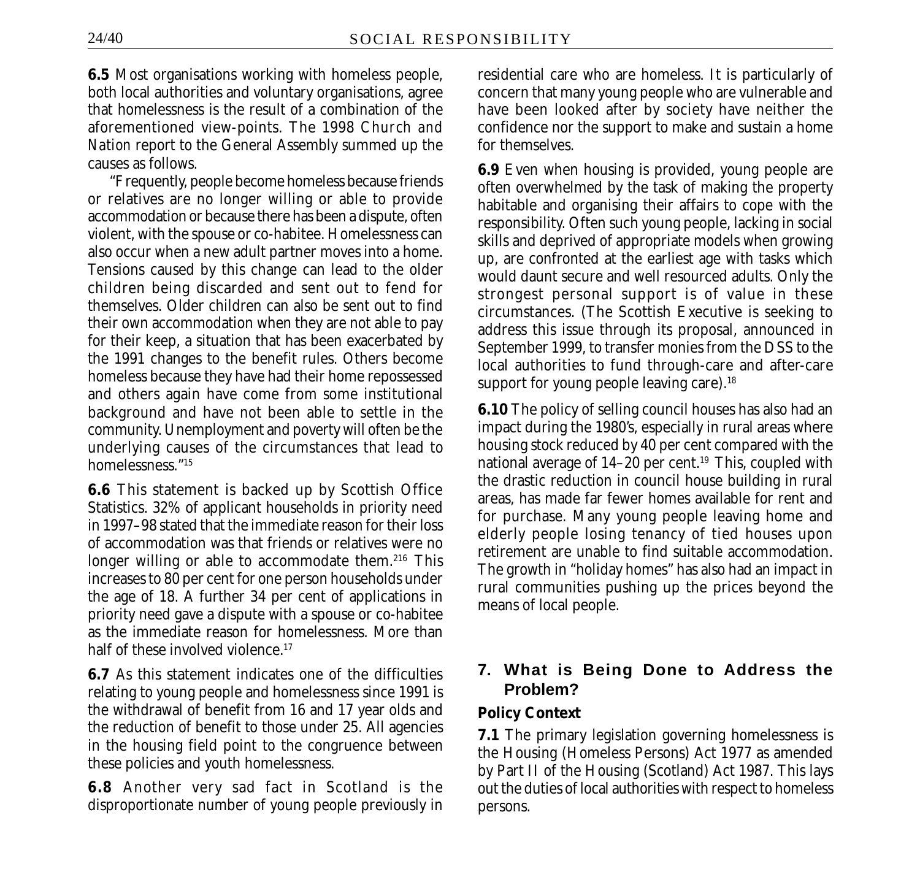**6.5** Most organisations working with homeless people, both local authorities and voluntary organisations, agree that homelessness is the result of a combination of the aforementioned view-points. The 1998 *Church and Nation* report to the General Assembly summed up the causes as follows.

"Frequently, people become homeless because friends or relatives are no longer willing or able to provide accommodation or because there has been a dispute, often violent, with the spouse or co-habitee. Homelessness can also occur when a new adult partner moves into a home. Tensions caused by this change can lead to the older children being discarded and sent out to fend for themselves. Older children can also be sent out to find their own accommodation when they are not able to pay for their keep, a situation that has been exacerbated by the 1991 changes to the benefit rules. Others become homeless because they have had their home repossessed and others again have come from some institutional background and have not been able to settle in the community. Unemployment and poverty will often be the underlying causes of the circumstances that lead to homelessness."[15]

**6.6** This statement is backed up by Scottish Office Statistics. 32% of applicant households in priority need in 1997–98 stated that the immediate reason for their loss of accommodation was that friends or relatives were no longer willing or able to accommodate them.[216] This increases to 80 per cent for one person households under the age of 18. A further 34 per cent of applications in priority need gave a dispute with a spouse or co-habitee as the immediate reason for homelessness. More than half of these involved violence.[17]

**6.7** As this statement indicates one of the difficulties relating to young people and homelessness since 1991 is the withdrawal of benefit from 16 and 17 year olds and the reduction of benefit to those under 25. All agencies in the housing field point to the congruence between these policies and youth homelessness.

**6.8** Another very sad fact in Scotland is the disproportionate number of young people previously in residential care who are homeless. It is particularly of concern that many young people who are vulnerable and have been looked after by society have neither the confidence nor the support to make and sustain a home for themselves.

**6.9** Even when housing is provided, young people are often overwhelmed by the task of making the property habitable and organising their affairs to cope with the responsibility. Often such young people, lacking in social skills and deprived of appropriate models when growing up, are confronted at the earliest age with tasks which would daunt secure and well resourced adults. Only the strongest personal support is of value in these circumstances. (The Scottish Executive is seeking to address this issue through its proposal, announced in September 1999, to transfer monies from the DSS to the local authorities to fund through-care and after-care support for young people leaving care).[18]

**6.10** The policy of selling council houses has also had an impact during the 1980's, especially in rural areas where housing stock reduced by 40 per cent compared with the national average of 14–20 per cent.[19] This, coupled with the drastic reduction in council house building in rural areas, has made far fewer homes available for rent and for purchase. Many young people leaving home and elderly people losing tenancy of tied houses upon retirement are unable to find suitable accommodation. The growth in "holiday homes" has also had an impact in rural communities pushing up the prices beyond the means of local people.

## 7. What is Being Done to Address the Problem?

### Policy Context

**7.1** The primary legislation governing homelessness is the Housing (Homeless Persons) Act 1977 as amended by Part II of the Housing (Scotland) Act 1987. This lays out the duties of local authorities with respect to homeless persons.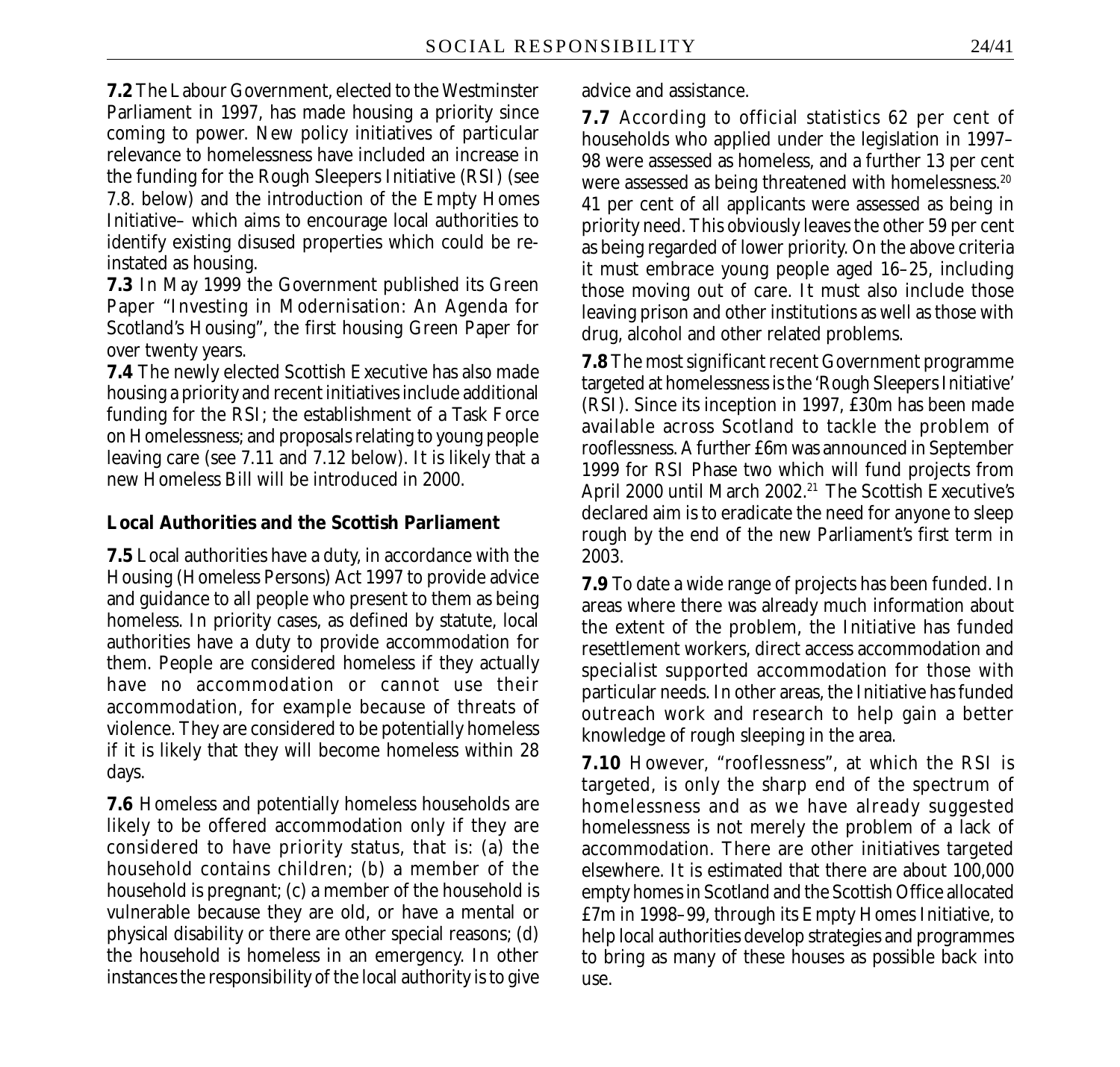**7.2** The Labour Government, elected to the Westminster Parliament in 1997, has made housing a priority since coming to power. New policy initiatives of particular relevance to homelessness have included an increase in the funding for the Rough Sleepers Initiative (RSI) (see 7.8. below) and the introduction of the Empty Homes Initiative– which aims to encourage local authorities to identify existing disused properties which could be re-instated as housing.

**7.3** In May 1999 the Government published its Green Paper "Investing in Modernisation: An Agenda for Scotland's Housing", the first housing Green Paper for over twenty years.

**7.4** The newly elected Scottish Executive has also made housing a priority and recent initiatives include additional funding for the RSI; the establishment of a Task Force on Homelessness; and proposals relating to young people leaving care (see 7.11 and 7.12 below). It is likely that a new Homeless Bill will be introduced in 2000.

### Local Authorities and the Scottish Parliament

**7.5** Local authorities have a duty, in accordance with the Housing (Homeless Persons) Act 1997 to provide advice and guidance to all people who present to them as being homeless. In priority cases, as defined by statute, local authorities have a duty to provide accommodation for them. People are considered homeless if they actually have no accommodation or cannot use their accommodation, for example because of threats of violence. They are considered to be potentially homeless if it is likely that they will become homeless within 28 days.

**7.6** Homeless and potentially homeless households are likely to be offered accommodation only if they are considered to have priority status, that is: (a) the household contains children; (b) a member of the household is pregnant; (c) a member of the household is vulnerable because they are old, or have a mental or physical disability or there are other special reasons; (d) the household is homeless in an emergency. In other instances the responsibility of the local authority is to give advice and assistance.

**7.7** According to official statistics 62 per cent of households who applied under the legislation in 1997–98 were assessed as homeless, and a further 13 per cent were assessed as being threatened with homelessness.[20] 41 per cent of all applicants were assessed as being in priority need. This obviously leaves the other 59 per cent as being regarded of lower priority. On the above criteria it must embrace young people aged 16–25, including those moving out of care. It must also include those leaving prison and other institutions as well as those with drug, alcohol and other related problems.

**7.8** The most significant recent Government programme targeted at homelessness is the 'Rough Sleepers Initiative' (RSI). Since its inception in 1997, £30m has been made available across Scotland to tackle the problem of rooflessness. A further £6m was announced in September 1999 for RSI Phase two which will fund projects from April 2000 until March 2002.[21] The Scottish Executive's declared aim is to eradicate the need for anyone to sleep rough by the end of the new Parliament's first term in 2003.

**7.9** To date a wide range of projects has been funded. In areas where there was already much information about the extent of the problem, the Initiative has funded resettlement workers, direct access accommodation and specialist supported accommodation for those with particular needs. In other areas, the Initiative has funded outreach work and research to help gain a better knowledge of rough sleeping in the area.

**7.10** However, "rooflessness", at which the RSI is targeted, is only the sharp end of the spectrum of homelessness and as we have already suggested homelessness is not merely the problem of a lack of accommodation. There are other initiatives targeted elsewhere. It is estimated that there are about 100,000 empty homes in Scotland and the Scottish Office allocated £7m in 1998–99, through its Empty Homes Initiative, to help local authorities develop strategies and programmes to bring as many of these houses as possible back into use.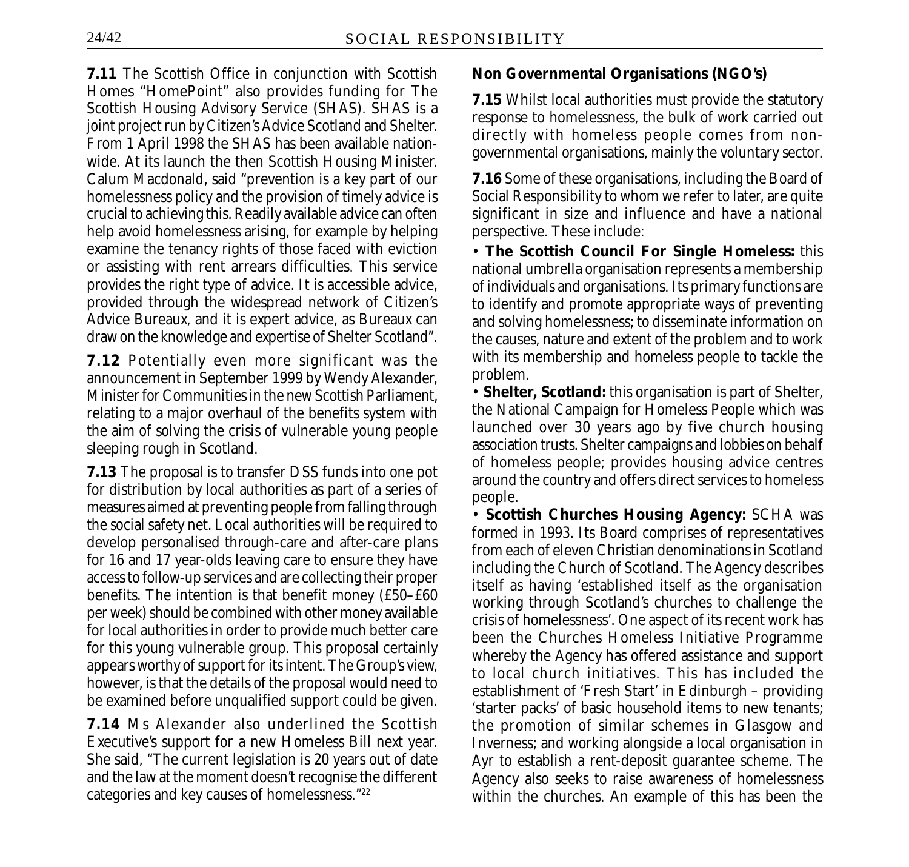**7.11** The Scottish Office in conjunction with Scottish Homes "HomePoint" also provides funding for The Scottish Housing Advisory Service (SHAS). SHAS is a joint project run by Citizen's Advice Scotland and Shelter. From 1 April 1998 the SHAS has been available nationwide. At its launch the then Scottish Housing Minister. Calum Macdonald, said "prevention is a key part of our homelessness policy and the provision of timely advice is crucial to achieving this. Readily available advice can often help avoid homelessness arising, for example by helping examine the tenancy rights of those faced with eviction or assisting with rent arrears difficulties. This service provides the right type of advice. It is accessible advice, provided through the widespread network of Citizen's Advice Bureaux, and it is expert advice, as Bureaux can draw on the knowledge and expertise of Shelter Scotland".

**7.12** Potentially even more significant was the announcement in September 1999 by Wendy Alexander, Minister for Communities in the new Scottish Parliament, relating to a major overhaul of the benefits system with the aim of solving the crisis of vulnerable young people sleeping rough in Scotland.

**7.13** The proposal is to transfer DSS funds into one pot for distribution by local authorities as part of a series of measures aimed at preventing people from falling through the social safety net. Local authorities will be required to develop personalised through-care and after-care plans for 16 and 17 year-olds leaving care to ensure they have access to follow-up services and are collecting their proper benefits. The intention is that benefit money (£50–£60 per week) should be combined with other money available for local authorities in order to provide much better care for this young vulnerable group. This proposal certainly appears worthy of support for its intent. The Group's view, however, is that the details of the proposal would need to be examined before unqualified support could be given.

**7.14** Ms Alexander also underlined the Scottish Executive's support for a new Homeless Bill next year. She said, "The current legislation is 20 years out of date and the law at the moment doesn't recognise the different categories and key causes of homelessness."[22]

**Non Governmental Organisations (NGO's)**

**7.15** Whilst local authorities must provide the statutory response to homelessness, the bulk of work carried out directly with homeless people comes from non-governmental organisations, mainly the voluntary sector.

**7.16** Some of these organisations, including the Board of Social Responsibility to whom we refer to later, are quite significant in size and influence and have a national perspective. These include:

- **The Scottish Council For Single Homeless:** this national umbrella organisation represents a membership of individuals and organisations. Its primary functions are to identify and promote appropriate ways of preventing and solving homelessness; to disseminate information on the causes, nature and extent of the problem and to work with its membership and homeless people to tackle the problem.
- **Shelter, Scotland:** this organisation is part of Shelter, the National Campaign for Homeless People which was launched over 30 years ago by five church housing association trusts. Shelter campaigns and lobbies on behalf of homeless people; provides housing advice centres around the country and offers direct services to homeless people.
- **Scottish Churches Housing Agency:** SCHA was formed in 1993. Its Board comprises of representatives from each of eleven Christian denominations in Scotland including the Church of Scotland. The Agency describes itself as having 'established itself as the organisation working through Scotland's churches to challenge the crisis of homelessness'. One aspect of its recent work has been the Churches Homeless Initiative Programme whereby the Agency has offered assistance and support to local church initiatives. This has included the establishment of 'Fresh Start' in Edinburgh – providing 'starter packs' of basic household items to new tenants; the promotion of similar schemes in Glasgow and Inverness; and working alongside a local organisation in Ayr to establish a rent-deposit guarantee scheme. The Agency also seeks to raise awareness of homelessness within the churches. An example of this has been the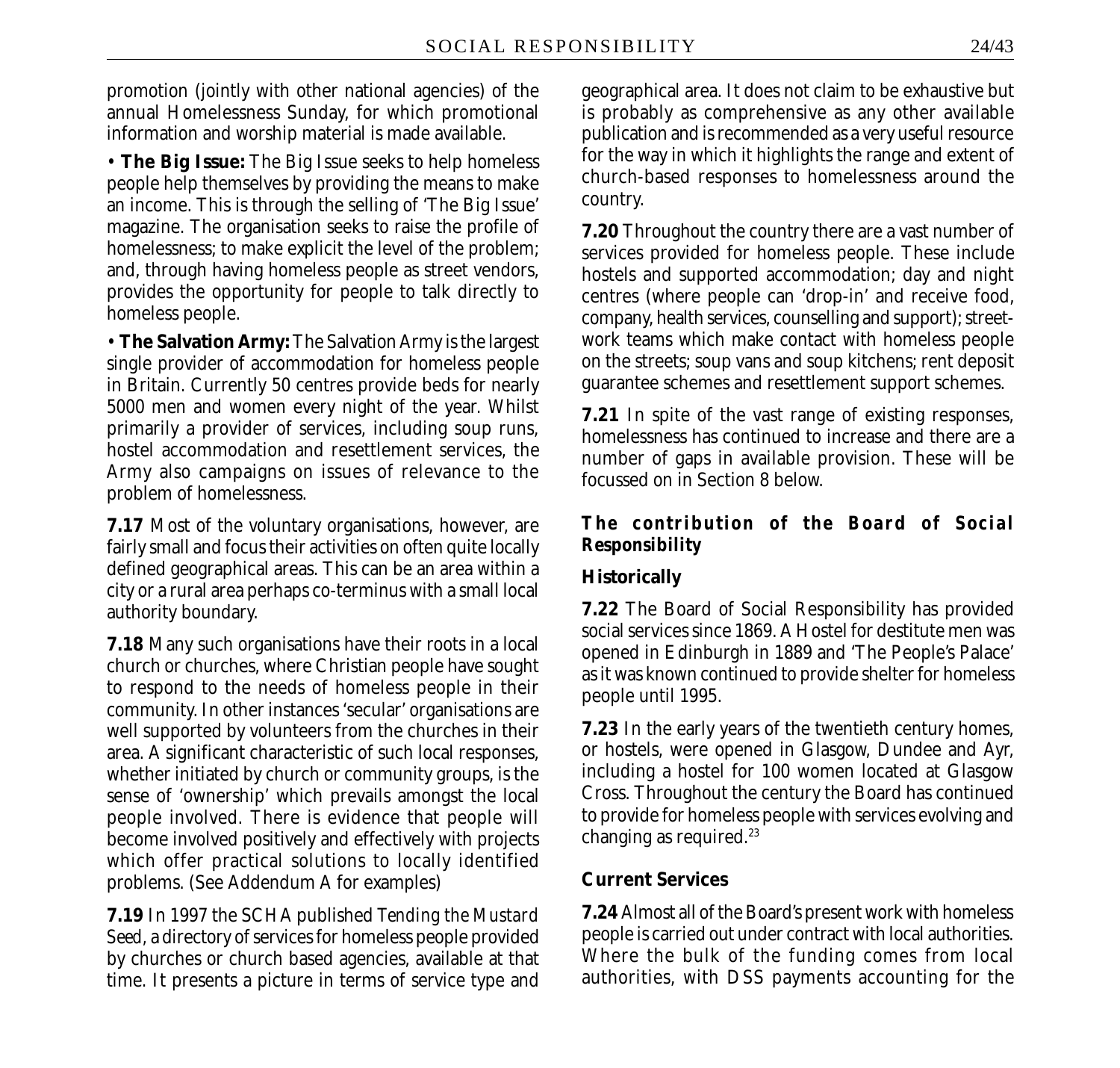promotion (jointly with other national agencies) of the annual Homelessness Sunday, for which promotional information and worship material is made available.

- **The Big Issue:** The Big Issue seeks to help homeless people help themselves by providing the means to make an income. This is through the selling of 'The Big Issue' magazine. The organisation seeks to raise the profile of homelessness; to make explicit the level of the problem; and, through having homeless people as street vendors, provides the opportunity for people to talk directly to homeless people.

- **The Salvation Army:** The Salvation Army is the largest single provider of accommodation for homeless people in Britain. Currently 50 centres provide beds for nearly 5000 men and women every night of the year. Whilst primarily a provider of services, including soup runs, hostel accommodation and resettlement services, the Army also campaigns on issues of relevance to the problem of homelessness.

**7.17** Most of the voluntary organisations, however, are fairly small and focus their activities on often quite locally defined geographical areas. This can be an area within a city or a rural area perhaps co-terminus with a small local authority boundary.

**7.18** Many such organisations have their roots in a local church or churches, where Christian people have sought to respond to the needs of homeless people in their community. In other instances 'secular' organisations are well supported by volunteers from the churches in their area. A significant characteristic of such local responses, whether initiated by church or community groups, is the sense of 'ownership' which prevails amongst the local people involved. There is evidence that people will become involved positively and effectively with projects which offer practical solutions to locally identified problems. (See Addendum A for examples)

**7.19** In 1997 the SCHA published *Tending the Mustard Seed*, a directory of services for homeless people provided by churches or church based agencies, available at that time. It presents a picture in terms of service type and geographical area. It does not claim to be exhaustive but is probably as comprehensive as any other available publication and is recommended as a very useful resource for the way in which it highlights the range and extent of church-based responses to homelessness around the country.

**7.20** Throughout the country there are a vast number of services provided for homeless people. These include hostels and supported accommodation; day and night centres (where people can 'drop-in' and receive food, company, health services, counselling and support); street-work teams which make contact with homeless people on the streets; soup vans and soup kitchens; rent deposit guarantee schemes and resettlement support schemes.

**7.21** In spite of the vast range of existing responses, homelessness has continued to increase and there are a number of gaps in available provision. These will be focussed on in Section 8 below.

### The contribution of the Board of Social Responsibility

#### Historically

**7.22** The Board of Social Responsibility has provided social services since 1869. A Hostel for destitute men was opened in Edinburgh in 1889 and 'The People's Palace' as it was known continued to provide shelter for homeless people until 1995.

**7.23** In the early years of the twentieth century homes, or hostels, were opened in Glasgow, Dundee and Ayr, including a hostel for 100 women located at Glasgow Cross. Throughout the century the Board has continued to provide for homeless people with services evolving and changing as required.[23]

#### Current Services

**7.24** Almost all of the Board's present work with homeless people is carried out under contract with local authorities. Where the bulk of the funding comes from local authorities, with DSS payments accounting for the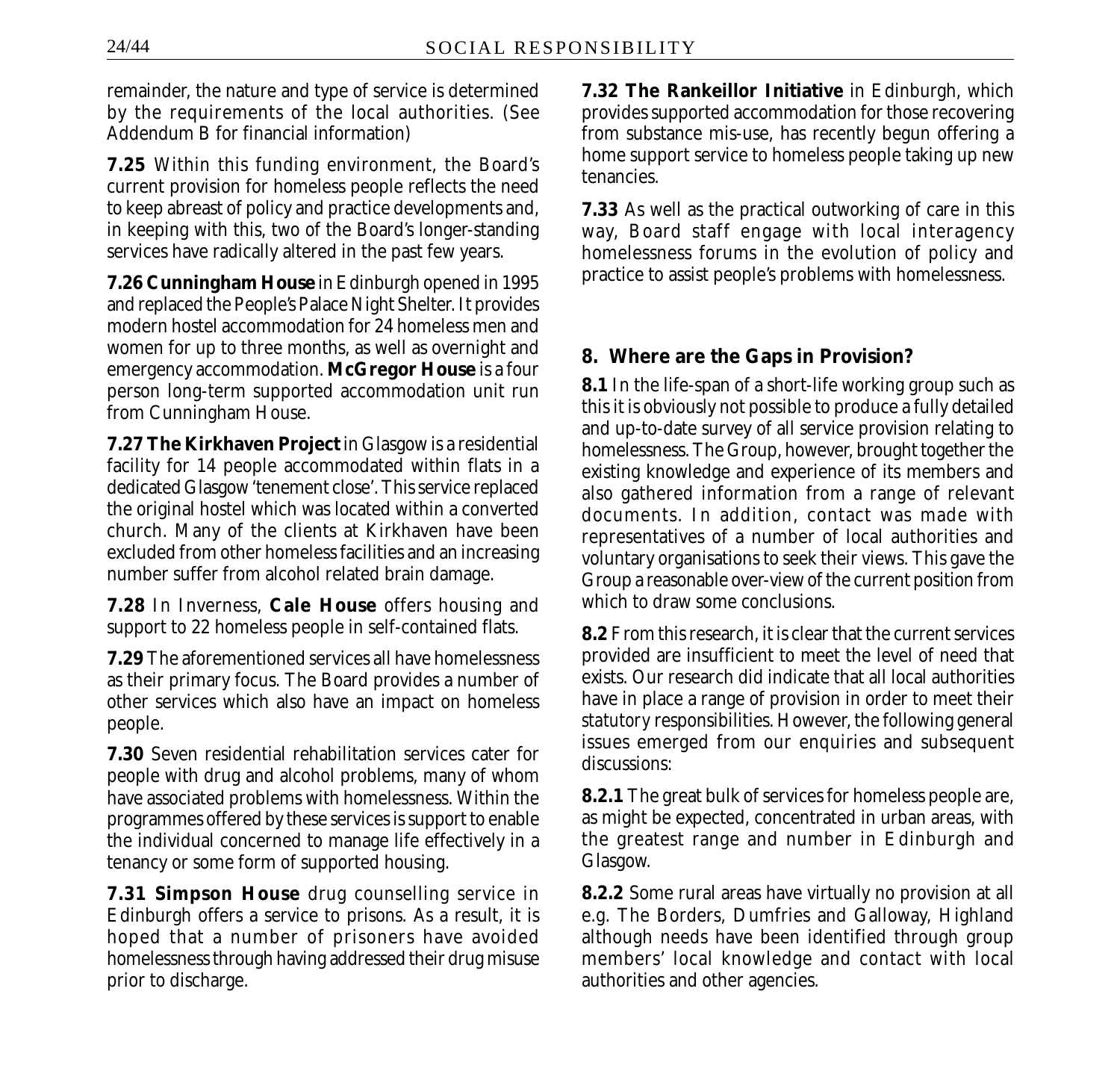remainder, the nature and type of service is determined by the requirements of the local authorities. (See Addendum B for financial information)

**7.25** Within this funding environment, the Board's current provision for homeless people reflects the need to keep abreast of policy and practice developments and, in keeping with this, two of the Board's longer-standing services have radically altered in the past few years.

**7.26 Cunningham House** in Edinburgh opened in 1995 and replaced the People's Palace Night Shelter. It provides modern hostel accommodation for 24 homeless men and women for up to three months, as well as overnight and emergency accommodation. **McGregor House** is a four person long-term supported accommodation unit run from Cunningham House.

**7.27 The Kirkhaven Project** in Glasgow is a residential facility for 14 people accommodated within flats in a dedicated Glasgow 'tenement close'. This service replaced the original hostel which was located within a converted church. Many of the clients at Kirkhaven have been excluded from other homeless facilities and an increasing number suffer from alcohol related brain damage.

**7.28** In Inverness, **Cale House** offers housing and support to 22 homeless people in self-contained flats.

**7.29** The aforementioned services all have homelessness as their primary focus. The Board provides a number of other services which also have an impact on homeless people.

**7.30** Seven residential rehabilitation services cater for people with drug and alcohol problems, many of whom have associated problems with homelessness. Within the programmes offered by these services is support to enable the individual concerned to manage life effectively in a tenancy or some form of supported housing.

**7.31 Simpson House** drug counselling service in Edinburgh offers a service to prisons. As a result, it is hoped that a number of prisoners have avoided homelessness through having addressed their drug misuse prior to discharge.

**7.32 The Rankeillor Initiative** in Edinburgh, which provides supported accommodation for those recovering from substance mis-use, has recently begun offering a home support service to homeless people taking up new tenancies.

**7.33** As well as the practical outworking of care in this way, Board staff engage with local interagency homelessness forums in the evolution of policy and practice to assist people's problems with homelessness.

## 8. Where are the Gaps in Provision?

**8.1** In the life-span of a short-life working group such as this it is obviously not possible to produce a fully detailed and up-to-date survey of all service provision relating to homelessness. The Group, however, brought together the existing knowledge and experience of its members and also gathered information from a range of relevant documents. In addition, contact was made with representatives of a number of local authorities and voluntary organisations to seek their views. This gave the Group a reasonable over-view of the current position from which to draw some conclusions.

**8.2** From this research, it is clear that the current services provided are insufficient to meet the level of need that exists. Our research did indicate that all local authorities have in place a range of provision in order to meet their statutory responsibilities. However, the following general issues emerged from our enquiries and subsequent discussions:

**8.2.1** The great bulk of services for homeless people are, as might be expected, concentrated in urban areas, with the greatest range and number in Edinburgh and Glasgow.

**8.2.2** Some rural areas have virtually no provision at all e.g. The Borders, Dumfries and Galloway, Highland although needs have been identified through group members' local knowledge and contact with local authorities and other agencies.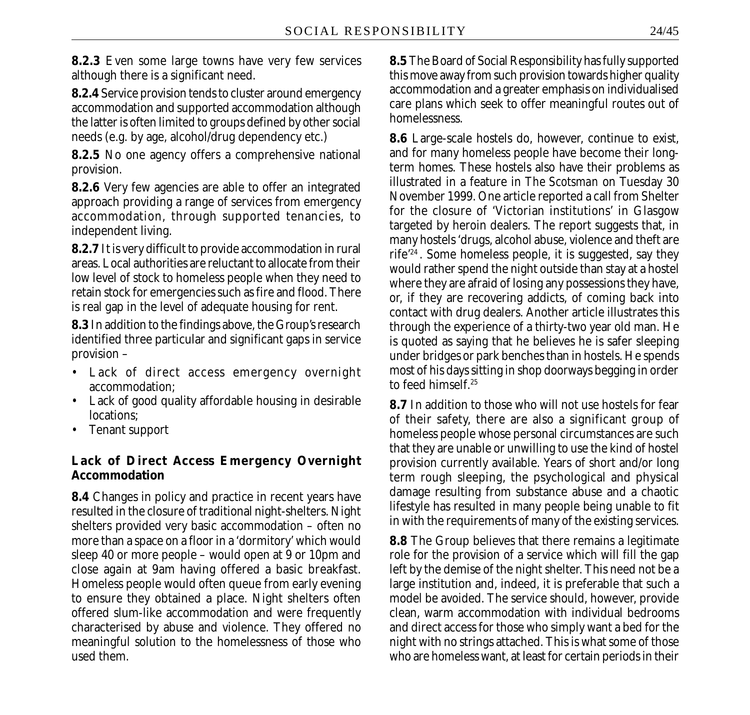**8.2.3** Even some large towns have very few services although there is a significant need.

**8.2.4** Service provision tends to cluster around emergency accommodation and supported accommodation although the latter is often limited to groups defined by other social needs (e.g. by age, alcohol/drug dependency etc.)

**8.2.5** No one agency offers a comprehensive national provision.

**8.2.6** Very few agencies are able to offer an integrated approach providing a range of services from emergency accommodation, through supported tenancies, to independent living.

**8.2.7** It is very difficult to provide accommodation in rural areas. Local authorities are reluctant to allocate from their low level of stock to homeless people when they need to retain stock for emergencies such as fire and flood. There is real gap in the level of adequate housing for rent.

**8.3** In addition to the findings above, the Group's research identified three particular and significant gaps in service provision –

- Lack of direct access emergency overnight accommodation;
- Lack of good quality affordable housing in desirable locations;
- Tenant support

### Lack of Direct Access Emergency Overnight Accommodation

**8.4** Changes in policy and practice in recent years have resulted in the closure of traditional night-shelters. Night shelters provided very basic accommodation – often no more than a space on a floor in a 'dormitory' which would sleep 40 or more people – would open at 9 or 10pm and close again at 9am having offered a basic breakfast. Homeless people would often queue from early evening to ensure they obtained a place. Night shelters often offered slum-like accommodation and were frequently characterised by abuse and violence. They offered no meaningful solution to the homelessness of those who used them.

**8.5** The Board of Social Responsibility has fully supported this move away from such provision towards higher quality accommodation and a greater emphasis on individualised care plans which seek to offer meaningful routes out of homelessness.

**8.6** Large-scale hostels do, however, continue to exist, and for many homeless people have become their long-term homes. These hostels also have their problems as illustrated in a feature in *The Scotsman* on Tuesday 30 November 1999. One article reported a call from Shelter for the closure of 'Victorian institutions' in Glasgow targeted by heroin dealers. The report suggests that, in many hostels 'drugs, alcohol abuse, violence and theft are rife'[24]. Some homeless people, it is suggested, say they would rather spend the night outside than stay at a hostel where they are afraid of losing any possessions they have, or, if they are recovering addicts, of coming back into contact with drug dealers. Another article illustrates this through the experience of a thirty-two year old man. He is quoted as saying that he believes he is safer sleeping under bridges or park benches than in hostels. He spends most of his days sitting in shop doorways begging in order to feed himself.[25]

**8.7** In addition to those who will not use hostels for fear of their safety, there are also a significant group of homeless people whose personal circumstances are such that they are unable or unwilling to use the kind of hostel provision currently available. Years of short and/or long term rough sleeping, the psychological and physical damage resulting from substance abuse and a chaotic lifestyle has resulted in many people being unable to fit in with the requirements of many of the existing services.

**8.8** The Group believes that there remains a legitimate role for the provision of a service which will fill the gap left by the demise of the night shelter. This need not be a large institution and, indeed, it is preferable that such a model be avoided. The service should, however, provide clean, warm accommodation with individual bedrooms and direct access for those who simply want a bed for the night with no strings attached. This is what some of those who are homeless want, at least for certain periods in their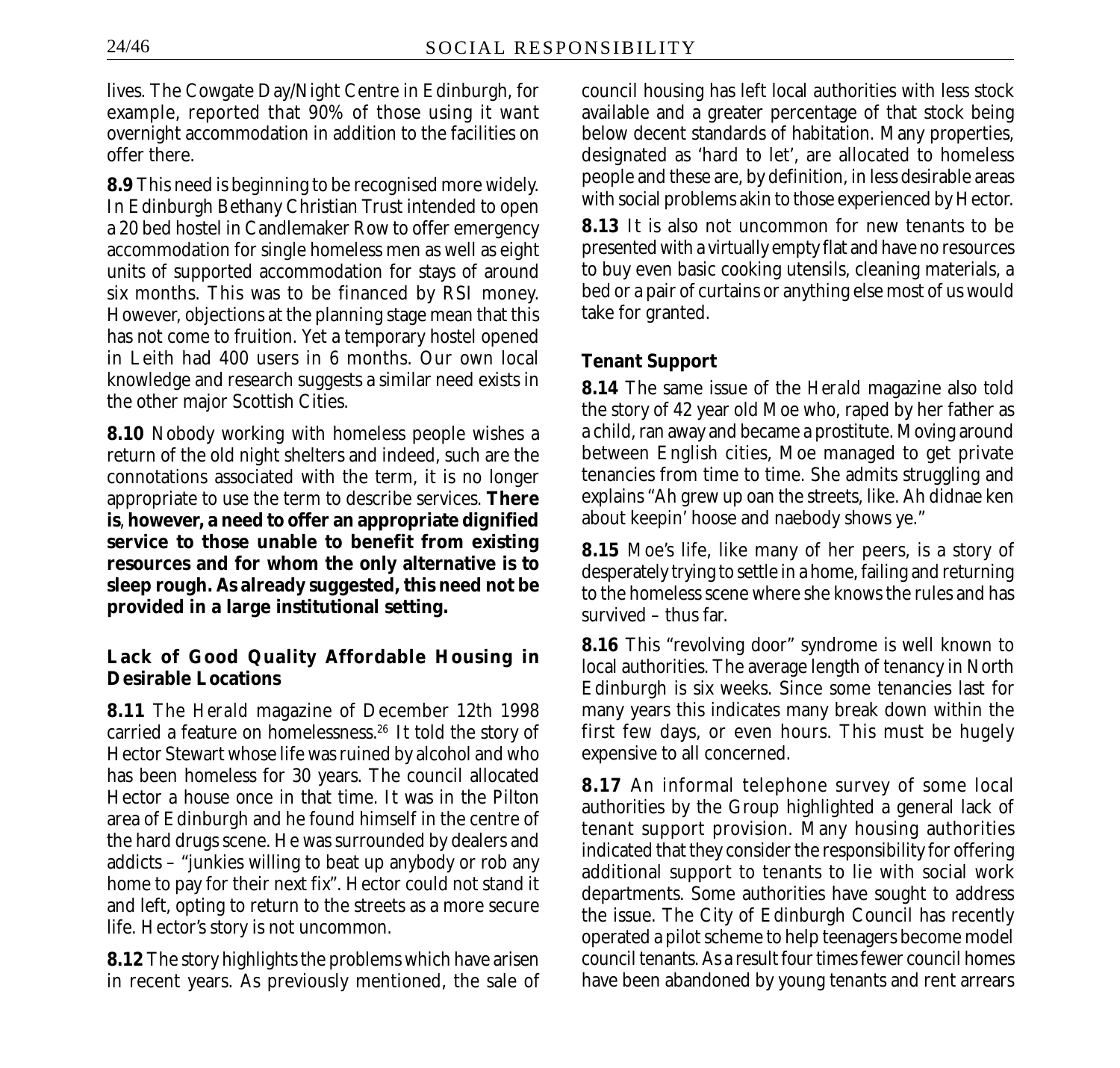lives. The Cowgate Day/Night Centre in Edinburgh, for example, reported that 90% of those using it want overnight accommodation in addition to the facilities on offer there.

**8.9** This need is beginning to be recognised more widely. In Edinburgh Bethany Christian Trust intended to open a 20 bed hostel in Candlemaker Row to offer emergency accommodation for single homeless men as well as eight units of supported accommodation for stays of around six months. This was to be financed by RSI money. However, objections at the planning stage mean that this has not come to fruition. Yet a temporary hostel opened in Leith had 400 users in 6 months. Our own local knowledge and research suggests a similar need exists in the other major Scottish Cities.

**8.10** Nobody working with homeless people wishes a return of the old night shelters and indeed, such are the connotations associated with the term, it is no longer appropriate to use the term to describe services. **There is, however, a need to offer an appropriate dignified service to those unable to benefit from existing resources and for whom the only alternative is to sleep rough. As already suggested, this need not be provided in a large institutional setting.**

### Lack of Good Quality Affordable Housing in Desirable Locations

**8.11** The *Herald* magazine of December 12th 1998 carried a feature on homelessness.[26] It told the story of Hector Stewart whose life was ruined by alcohol and who has been homeless for 30 years. The council allocated Hector a house once in that time. It was in the Pilton area of Edinburgh and he found himself in the centre of the hard drugs scene. He was surrounded by dealers and addicts – "junkies willing to beat up anybody or rob any home to pay for their next fix". Hector could not stand it and left, opting to return to the streets as a more secure life. Hector's story is not uncommon.

**8.12** The story highlights the problems which have arisen in recent years. As previously mentioned, the sale of council housing has left local authorities with less stock available and a greater percentage of that stock being below decent standards of habitation. Many properties, designated as 'hard to let', are allocated to homeless people and these are, by definition, in less desirable areas with social problems akin to those experienced by Hector.

**8.13** It is also not uncommon for new tenants to be presented with a virtually empty flat and have no resources to buy even basic cooking utensils, cleaning materials, a bed or a pair of curtains or anything else most of us would take for granted.

### Tenant Support

**8.14** The same issue of the *Herald* magazine also told the story of 42 year old Moe who, raped by her father as a child, ran away and became a prostitute. Moving around between English cities, Moe managed to get private tenancies from time to time. She admits struggling and explains "Ah grew up oan the streets, like. Ah didnae ken about keepin' hoose and naebody shows ye."

**8.15** Moe's life, like many of her peers, is a story of desperately trying to settle in a home, failing and returning to the homeless scene where she knows the rules and has survived – thus far.

**8.16** This "revolving door" syndrome is well known to local authorities. The average length of tenancy in North Edinburgh is six weeks. Since some tenancies last for many years this indicates many break down within the first few days, or even hours. This must be hugely expensive to all concerned.

**8.17** An informal telephone survey of some local authorities by the Group highlighted a general lack of tenant support provision. Many housing authorities indicated that they consider the responsibility for offering additional support to tenants to lie with social work departments. Some authorities have sought to address the issue. The City of Edinburgh Council has recently operated a pilot scheme to help teenagers become model council tenants. As a result four times fewer council homes have been abandoned by young tenants and rent arrears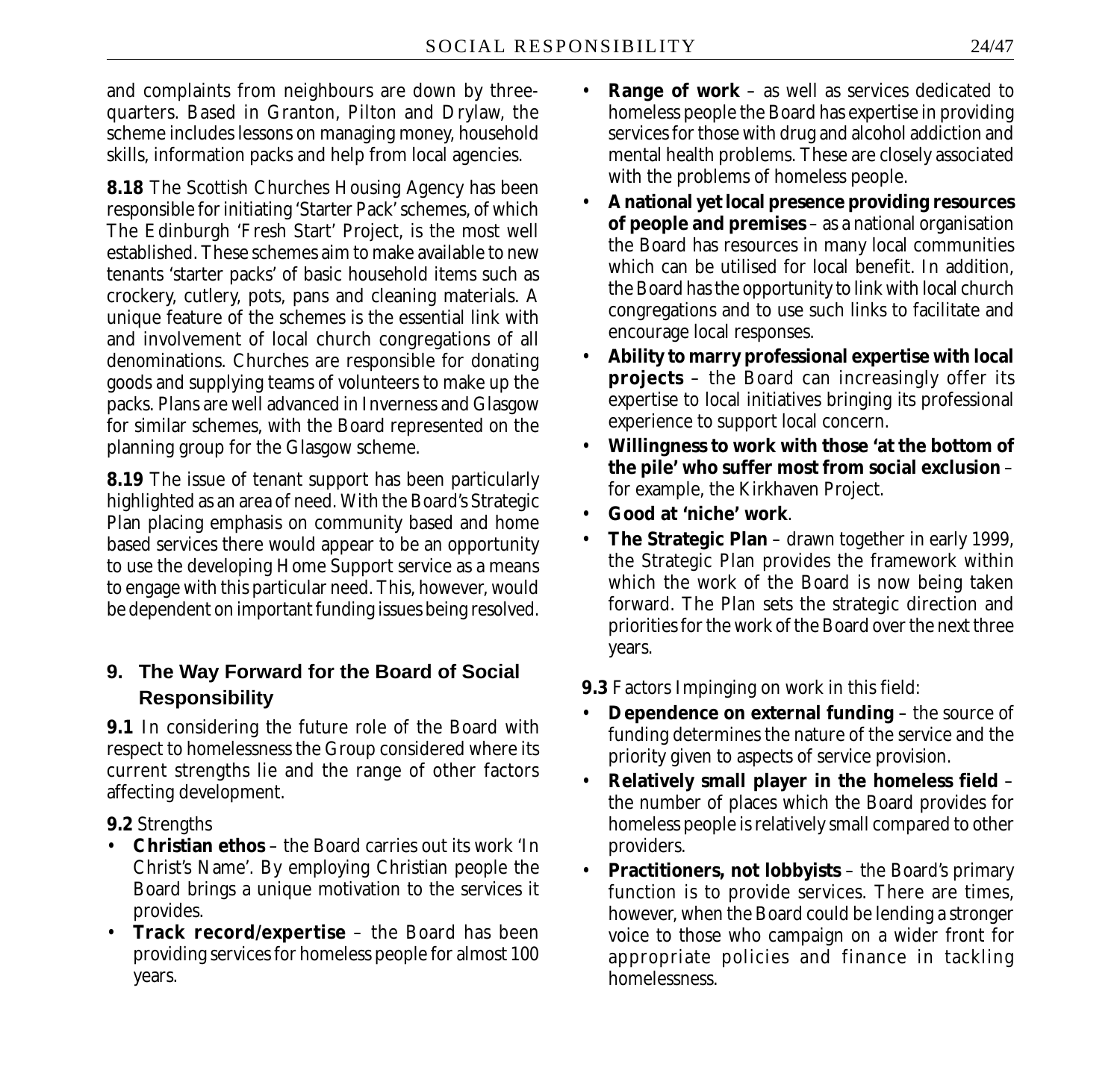and complaints from neighbours are down by three-quarters. Based in Granton, Pilton and Drylaw, the scheme includes lessons on managing money, household skills, information packs and help from local agencies.

**8.18** The Scottish Churches Housing Agency has been responsible for initiating 'Starter Pack' schemes, of which The Edinburgh 'Fresh Start' Project, is the most well established. These schemes aim to make available to new tenants 'starter packs' of basic household items such as crockery, cutlery, pots, pans and cleaning materials. A unique feature of the schemes is the essential link with and involvement of local church congregations of all denominations. Churches are responsible for donating goods and supplying teams of volunteers to make up the packs. Plans are well advanced in Inverness and Glasgow for similar schemes, with the Board represented on the planning group for the Glasgow scheme.

**8.19** The issue of tenant support has been particularly highlighted as an area of need. With the Board's Strategic Plan placing emphasis on community based and home based services there would appear to be an opportunity to use the developing Home Support service as a means to engage with this particular need. This, however, would be dependent on important funding issues being resolved.

## 9. The Way Forward for the Board of Social Responsibility

**9.1** In considering the future role of the Board with respect to homelessness the Group considered where its current strengths lie and the range of other factors affecting development.

**9.2** Strengths

- **Christian ethos** – the Board carries out its work 'In Christ's Name'. By employing Christian people the Board brings a unique motivation to the services it provides.
- **Track record/expertise** – the Board has been providing services for homeless people for almost 100 years.
- **Range of work** – as well as services dedicated to homeless people the Board has expertise in providing services for those with drug and alcohol addiction and mental health problems. These are closely associated with the problems of homeless people.
- **A national yet local presence providing resources of people and premises** – as a national organisation the Board has resources in many local communities which can be utilised for local benefit. In addition, the Board has the opportunity to link with local church congregations and to use such links to facilitate and encourage local responses.
- **Ability to marry professional expertise with local projects** – the Board can increasingly offer its expertise to local initiatives bringing its professional experience to support local concern.
- **Willingness to work with those 'at the bottom of the pile' who suffer most from social exclusion** – for example, the Kirkhaven Project.
- **Good at 'niche' work**.
- **The Strategic Plan** – drawn together in early 1999, the Strategic Plan provides the framework within which the work of the Board is now being taken forward. The Plan sets the strategic direction and priorities for the work of the Board over the next three years.

**9.3** Factors Impinging on work in this field:

- **Dependence on external funding** – the source of funding determines the nature of the service and the priority given to aspects of service provision.
- **Relatively small player in the homeless field** – the number of places which the Board provides for homeless people is relatively small compared to other providers.
- **Practitioners, not lobbyists** – the Board's primary function is to provide services. There are times, however, when the Board could be lending a stronger voice to those who campaign on a wider front for appropriate policies and finance in tackling homelessness.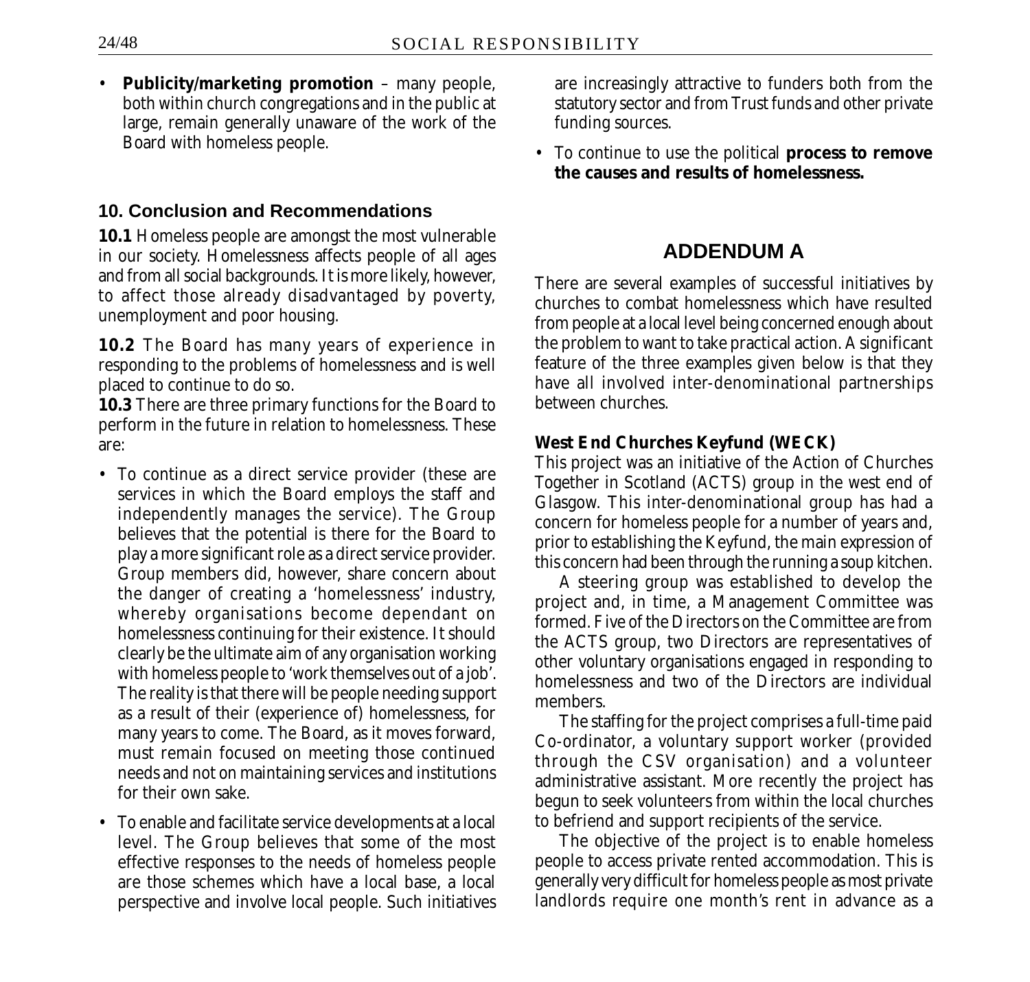- **Publicity/marketing promotion** – many people, both within church congregations and in the public at large, remain generally unaware of the work of the Board with homeless people.

## 10. Conclusion and Recommendations

**10.1** Homeless people are amongst the most vulnerable in our society. Homelessness affects people of all ages and from all social backgrounds. It is more likely, however, to affect those already disadvantaged by poverty, unemployment and poor housing.

**10.2** The Board has many years of experience in responding to the problems of homelessness and is well placed to continue to do so.

**10.3** There are three primary functions for the Board to perform in the future in relation to homelessness. These are:

- To continue as a direct service provider (these are services in which the Board employs the staff and independently manages the service). The Group believes that the potential is there for the Board to play a more significant role as a direct service provider. Group members did, however, share concern about the danger of creating a 'homelessness' industry, whereby organisations become dependant on homelessness continuing for their existence. It should clearly be the ultimate aim of any organisation working with homeless people to 'work themselves out of a job'. The reality is that there will be people needing support as a result of their (experience of) homelessness, for many years to come. The Board, as it moves forward, must remain focused on meeting those continued needs and not on maintaining services and institutions for their own sake.
- To enable and facilitate service developments at a local level. The Group believes that some of the most effective responses to the needs of homeless people are those schemes which have a local base, a local perspective and involve local people. Such initiatives are increasingly attractive to funders both from the statutory sector and from Trust funds and other private funding sources.
- To continue to use the political **process to remove the causes and results of homelessness.**

## ADDENDUM A

There are several examples of successful initiatives by churches to combat homelessness which have resulted from people at a local level being concerned enough about the problem to want to take practical action. A significant feature of the three examples given below is that they have all involved inter-denominational partnerships between churches.

**West End Churches Keyfund (WECK)**

This project was an initiative of the Action of Churches Together in Scotland (ACTS) group in the west end of Glasgow. This inter-denominational group has had a concern for homeless people for a number of years and, prior to establishing the Keyfund, the main expression of this concern had been through the running a soup kitchen.

A steering group was established to develop the project and, in time, a Management Committee was formed. Five of the Directors on the Committee are from the ACTS group, two Directors are representatives of other voluntary organisations engaged in responding to homelessness and two of the Directors are individual members.

The staffing for the project comprises a full-time paid Co-ordinator, a voluntary support worker (provided through the CSV organisation) and a volunteer administrative assistant. More recently the project has begun to seek volunteers from within the local churches to befriend and support recipients of the service.

The objective of the project is to enable homeless people to access private rented accommodation. This is generally very difficult for homeless people as most private landlords require one month's rent in advance as a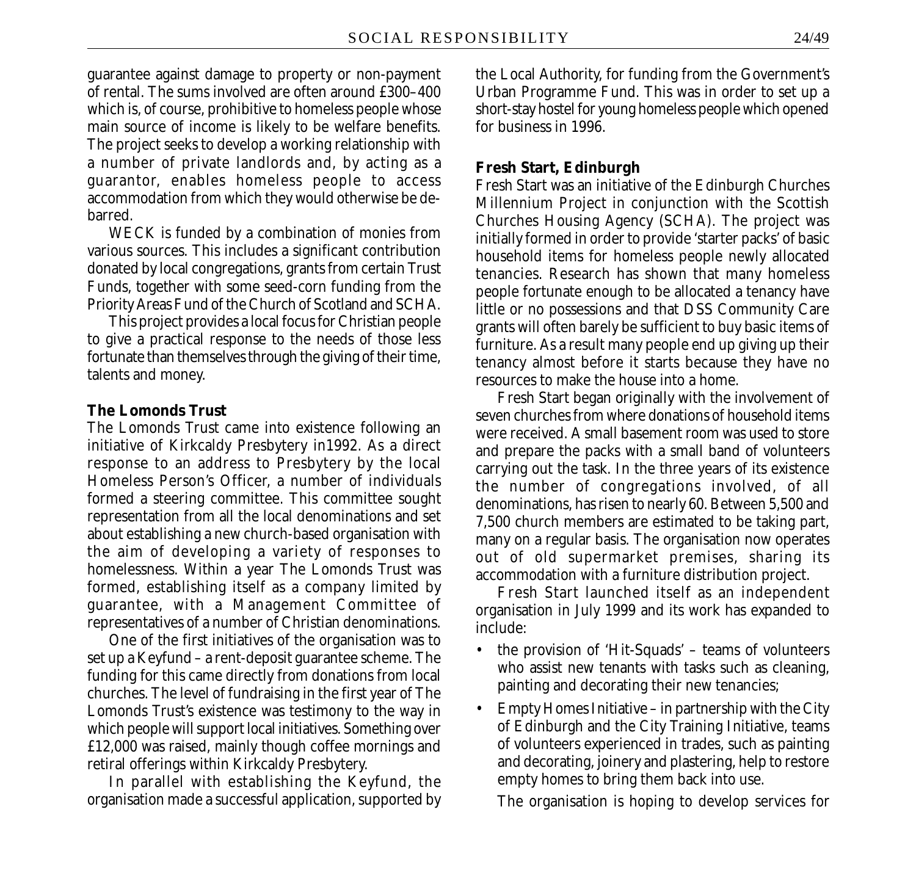guarantee against damage to property or non-payment of rental. The sums involved are often around £300–400 which is, of course, prohibitive to homeless people whose main source of income is likely to be welfare benefits. The project seeks to develop a working relationship with a number of private landlords and, by acting as a guarantor, enables homeless people to access accommodation from which they would otherwise be de-barred.

WECK is funded by a combination of monies from various sources. This includes a significant contribution donated by local congregations, grants from certain Trust Funds, together with some seed-corn funding from the Priority Areas Fund of the Church of Scotland and SCHA.

This project provides a local focus for Christian people to give a practical response to the needs of those less fortunate than themselves through the giving of their time, talents and money.

**The Lomonds Trust**

The Lomonds Trust came into existence following an initiative of Kirkcaldy Presbytery in1992. As a direct response to an address to Presbytery by the local Homeless Person's Officer, a number of individuals formed a steering committee. This committee sought representation from all the local denominations and set about establishing a new church-based organisation with the aim of developing a variety of responses to homelessness. Within a year The Lomonds Trust was formed, establishing itself as a company limited by guarantee, with a Management Committee of representatives of a number of Christian denominations.

One of the first initiatives of the organisation was to set up a Keyfund – a rent-deposit guarantee scheme. The funding for this came directly from donations from local churches. The level of fundraising in the first year of The Lomonds Trust's existence was testimony to the way in which people will support local initiatives. Something over £12,000 was raised, mainly though coffee mornings and retiral offerings within Kirkcaldy Presbytery.

In parallel with establishing the Keyfund, the organisation made a successful application, supported by the Local Authority, for funding from the Government's Urban Programme Fund. This was in order to set up a short-stay hostel for young homeless people which opened for business in 1996.

**Fresh Start, Edinburgh**

Fresh Start was an initiative of the Edinburgh Churches Millennium Project in conjunction with the Scottish Churches Housing Agency (SCHA). The project was initially formed in order to provide 'starter packs' of basic household items for homeless people newly allocated tenancies. Research has shown that many homeless people fortunate enough to be allocated a tenancy have little or no possessions and that DSS Community Care grants will often barely be sufficient to buy basic items of furniture. As a result many people end up giving up their tenancy almost before it starts because they have no resources to make the house into a home.

Fresh Start began originally with the involvement of seven churches from where donations of household items were received. A small basement room was used to store and prepare the packs with a small band of volunteers carrying out the task. In the three years of its existence the number of congregations involved, of all denominations, has risen to nearly 60. Between 5,500 and 7,500 church members are estimated to be taking part, many on a regular basis. The organisation now operates out of old supermarket premises, sharing its accommodation with a furniture distribution project.

Fresh Start launched itself as an independent organisation in July 1999 and its work has expanded to include:

- the provision of 'Hit-Squads' – teams of volunteers who assist new tenants with tasks such as cleaning, painting and decorating their new tenancies;
- Empty Homes Initiative – in partnership with the City of Edinburgh and the City Training Initiative, teams of volunteers experienced in trades, such as painting and decorating, joinery and plastering, help to restore empty homes to bring them back into use.

The organisation is hoping to develop services for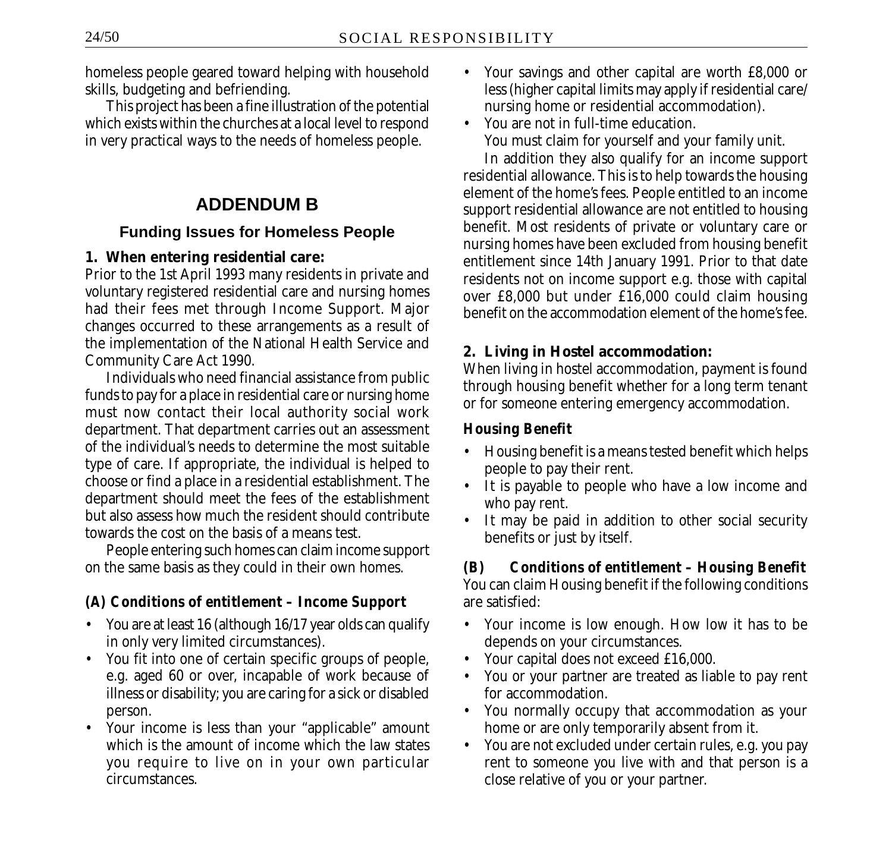homeless people geared toward helping with household skills, budgeting and befriending.

This project has been a fine illustration of the potential which exists within the churches at a local level to respond in very practical ways to the needs of homeless people.

## ADDENDUM B

### Funding Issues for Homeless People

**1. When entering residential care:**

Prior to the 1st April 1993 many residents in private and voluntary registered residential care and nursing homes had their fees met through Income Support. Major changes occurred to these arrangements as a result of the implementation of the National Health Service and Community Care Act 1990.

Individuals who need financial assistance from public funds to pay for a place in residential care or nursing home must now contact their local authority social work department. That department carries out an assessment of the individual's needs to determine the most suitable type of care. If appropriate, the individual is helped to choose or find a place in a residential establishment. The department should meet the fees of the establishment but also assess how much the resident should contribute towards the cost on the basis of a means test.

People entering such homes can claim income support on the same basis as they could in their own homes.

**(A) Conditions of entitlement – Income Support**

- You are at least 16 (although 16/17 year olds can qualify in only very limited circumstances).
- You fit into one of certain specific groups of people, e.g. aged 60 or over, incapable of work because of illness or disability; you are caring for a sick or disabled person.
- Your income is less than your "applicable" amount which is the amount of income which the law states you require to live on in your own particular circumstances.
- Your savings and other capital are worth £8,000 or less (higher capital limits may apply if residential care/ nursing home or residential accommodation).
- You are not in full-time education.

You must claim for yourself and your family unit.

In addition they also qualify for an income support residential allowance. This is to help towards the housing element of the home's fees. People entitled to an income support residential allowance are not entitled to housing benefit. Most residents of private or voluntary care or nursing homes have been excluded from housing benefit entitlement since 14th January 1991. Prior to that date residents not on income support e.g. those with capital over £8,000 but under £16,000 could claim housing benefit on the accommodation element of the home's fee.

**2. Living in Hostel accommodation:**

When living in hostel accommodation, payment is found through housing benefit whether for a long term tenant or for someone entering emergency accommodation.

**Housing Benefit**

- Housing benefit is a means tested benefit which helps people to pay their rent.
- It is payable to people who have a low income and who pay rent.
- It may be paid in addition to other social security benefits or just by itself.

**(B) Conditions of entitlement – Housing Benefit**

You can claim Housing benefit if the following conditions are satisfied:

- Your income is low enough. How low it has to be depends on your circumstances.
- Your capital does not exceed £16,000.
- You or your partner are treated as liable to pay rent for accommodation.
- You normally occupy that accommodation as your home or are only temporarily absent from it.
- You are not excluded under certain rules, e.g. you pay rent to someone you live with and that person is a close relative of you or your partner.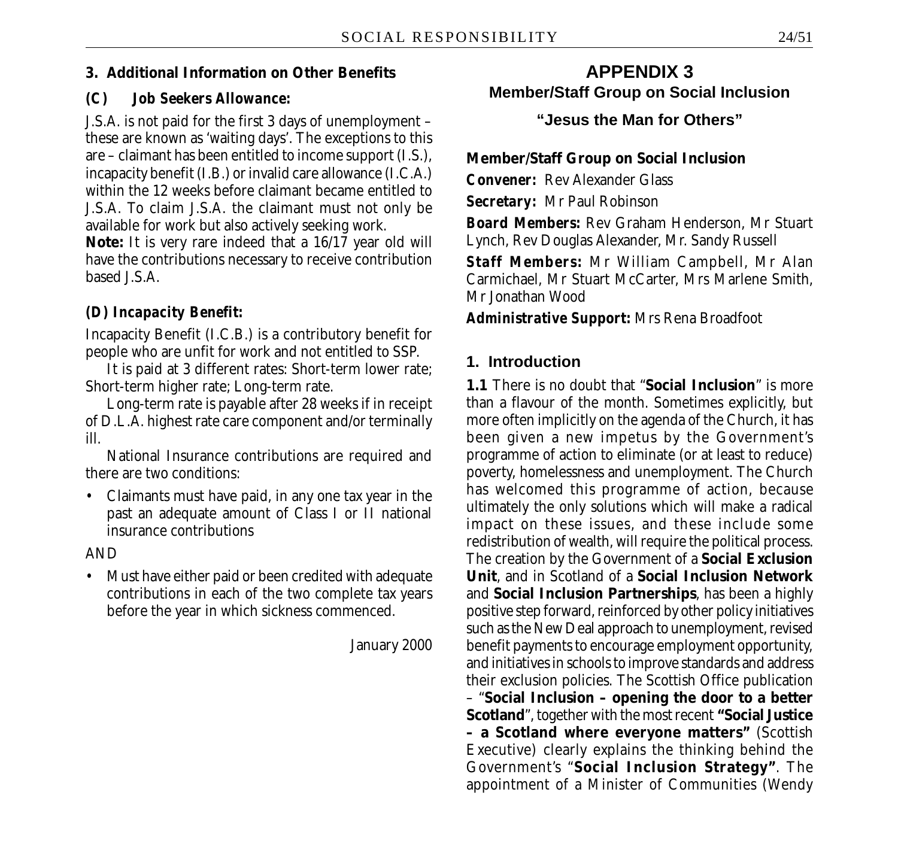### 3. Additional Information on Other Benefits

#### (C) Job Seekers Allowance:

J.S.A. is not paid for the first 3 days of unemployment – these are known as 'waiting days'. The exceptions to this are – claimant has been entitled to income support (I.S.), incapacity benefit (I.B.) or invalid care allowance (I.C.A.) within the 12 weeks before claimant became entitled to J.S.A. To claim J.S.A. the claimant must not only be available for work but also actively seeking work.

**Note:** It is very rare indeed that a 16/17 year old will have the contributions necessary to receive contribution based J.S.A.

#### (D) Incapacity Benefit:

Incapacity Benefit (I.C.B.) is a contributory benefit for people who are unfit for work and not entitled to SSP.

It is paid at 3 different rates: Short-term lower rate; Short-term higher rate; Long-term rate.

Long-term rate is payable after 28 weeks if in receipt of D.L.A. highest rate care component and/or terminally ill.

National Insurance contributions are required and there are two conditions:

- Claimants must have paid, in any one tax year in the past an adequate amount of Class I or II national insurance contributions

AND

- Must have either paid or been credited with adequate contributions in each of the two complete tax years before the year in which sickness commenced.

January 2000

# APPENDIX 3
## Member/Staff Group on Social Inclusion
### "Jesus the Man for Others"

**Member/Staff Group on Social Inclusion**

**Convener:** Rev Alexander Glass

**Secretary:** Mr Paul Robinson

**Board Members:** Rev Graham Henderson, Mr Stuart Lynch, Rev Douglas Alexander, Mr. Sandy Russell

**Staff Members:** Mr William Campbell, Mr Alan Carmichael, Mr Stuart McCarter, Mrs Marlene Smith, Mr Jonathan Wood

**Administrative Support:** Mrs Rena Broadfoot

### 1. Introduction

**1.1** There is no doubt that "**Social Inclusion**" is more than a flavour of the month. Sometimes explicitly, but more often implicitly on the agenda of the Church, it has been given a new impetus by the Government's programme of action to eliminate (or at least to reduce) poverty, homelessness and unemployment. The Church has welcomed this programme of action, because ultimately the only solutions which will make a radical impact on these issues, and these include some redistribution of wealth, will require the political process. The creation by the Government of a **Social Exclusion Unit**, and in Scotland of a **Social Inclusion Network** and **Social Inclusion Partnerships**, has been a highly positive step forward, reinforced by other policy initiatives such as the New Deal approach to unemployment, revised benefit payments to encourage employment opportunity, and initiatives in schools to improve standards and address their exclusion policies. The Scottish Office publication – "**Social Inclusion – opening the door to a better Scotland**", together with the most recent **"Social Justice – a Scotland where everyone matters"** (Scottish Executive) clearly explains the thinking behind the Government's "**Social Inclusion Strategy"**. The appointment of a Minister of Communities (Wendy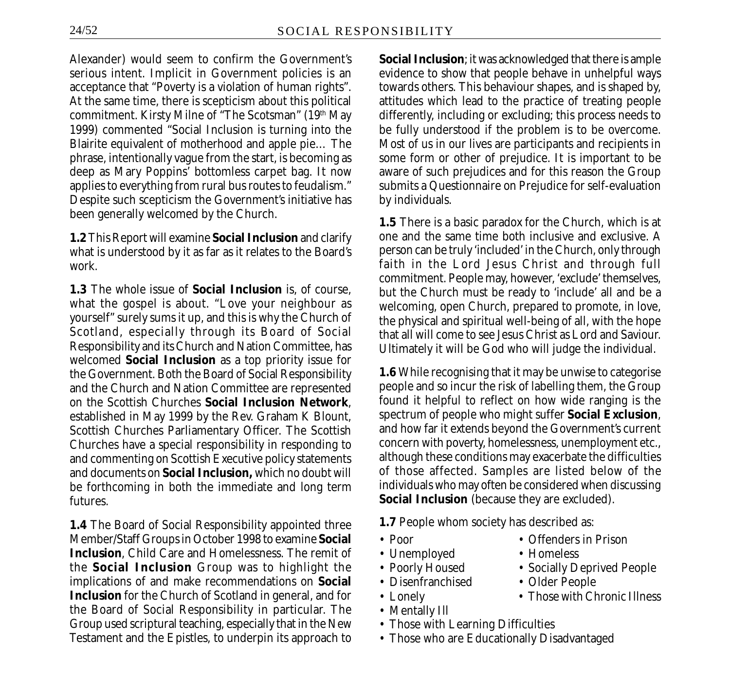Alexander) would seem to confirm the Government's serious intent. Implicit in Government policies is an acceptance that "Poverty is a violation of human rights". At the same time, there is scepticism about this political commitment. Kirsty Milne of "The Scotsman" (19th May 1999) commented "Social Inclusion is turning into the Blairite equivalent of motherhood and apple pie… The phrase, intentionally vague from the start, is becoming as deep as Mary Poppins' bottomless carpet bag. It now applies to everything from rural bus routes to feudalism." Despite such scepticism the Government's initiative has been generally welcomed by the Church.

**1.2** This Report will examine **Social Inclusion** and clarify what is understood by it as far as it relates to the Board's work.

**1.3** The whole issue of **Social Inclusion** is, of course, what the gospel is about. "Love your neighbour as yourself" surely sums it up, and this is why the Church of Scotland, especially through its Board of Social Responsibility and its Church and Nation Committee, has welcomed **Social Inclusion** as a top priority issue for the Government. Both the Board of Social Responsibility and the Church and Nation Committee are represented on the Scottish Churches **Social Inclusion Network**, established in May 1999 by the Rev. Graham K Blount, Scottish Churches Parliamentary Officer. The Scottish Churches have a special responsibility in responding to and commenting on Scottish Executive policy statements and documents on **Social Inclusion,** which no doubt will be forthcoming in both the immediate and long term futures.

**1.4** The Board of Social Responsibility appointed three Member/Staff Groups in October 1998 to examine **Social Inclusion**, Child Care and Homelessness. The remit of the **Social Inclusion** Group was to highlight the implications of and make recommendations on **Social Inclusion** for the Church of Scotland in general, and for the Board of Social Responsibility in particular. The Group used scriptural teaching, especially that in the New Testament and the Epistles, to underpin its approach to **Social Inclusion**; it was acknowledged that there is ample evidence to show that people behave in unhelpful ways towards others. This behaviour shapes, and is shaped by, attitudes which lead to the practice of treating people differently, including or excluding; this process needs to be fully understood if the problem is to be overcome. Most of us in our lives are participants and recipients in some form or other of prejudice. It is important to be aware of such prejudices and for this reason the Group submits a Questionnaire on Prejudice for self-evaluation by individuals.

**1.5** There is a basic paradox for the Church, which is at one and the same time both inclusive and exclusive. A person can be truly 'included' in the Church, only through faith in the Lord Jesus Christ and through full commitment. People may, however, 'exclude' themselves, but the Church must be ready to 'include' all and be a welcoming, open Church, prepared to promote, in love, the physical and spiritual well-being of all, with the hope that all will come to see Jesus Christ as Lord and Saviour. Ultimately it will be God who will judge the individual.

**1.6** While recognising that it may be unwise to categorise people and so incur the risk of labelling them, the Group found it helpful to reflect on how wide ranging is the spectrum of people who might suffer **Social Exclusion**, and how far it extends beyond the Government's current concern with poverty, homelessness, unemployment etc., although these conditions may exacerbate the difficulties of those affected. Samples are listed below of the individuals who may often be considered when discussing **Social Inclusion** (because they are excluded).

**1.7** People whom society has described as:

- Poor
- Unemployed
- Poorly Housed
- Disenfranchised
- Lonely
- Mentally Ill
- Those with Learning Difficulties
- Those who are Educationally Disadvantaged
- Offenders in Prison
- Homeless
- Socially Deprived People
- Older People
- Those with Chronic Illness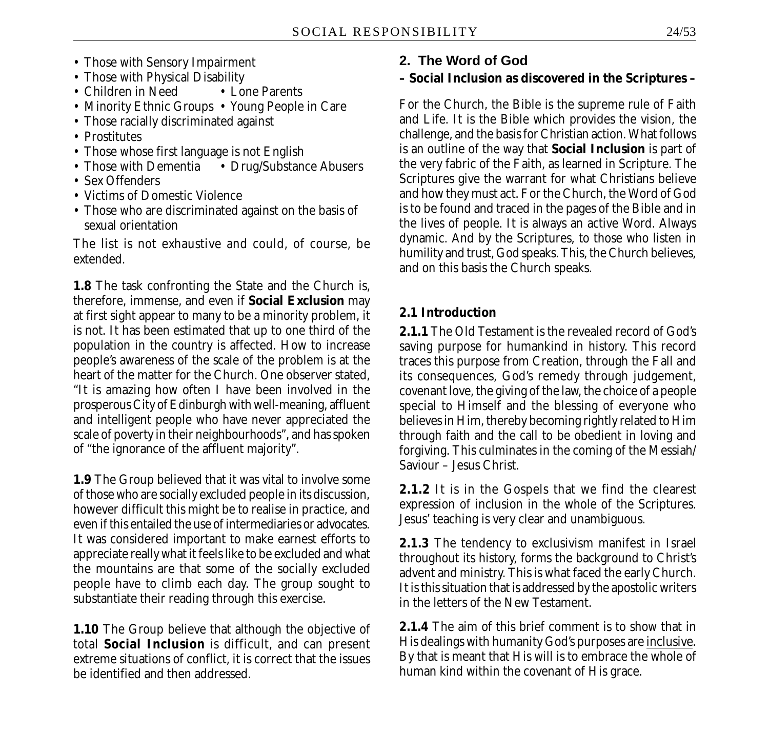- Those with Sensory Impairment
- Those with Physical Disability
- Children in Need • Lone Parents
- Minority Ethnic Groups • Young People in Care
- Those racially discriminated against
- Prostitutes
- Those whose first language is not English
- Those with Dementia • Drug/Substance Abusers
- Sex Offenders
- Victims of Domestic Violence
- Those who are discriminated against on the basis of sexual orientation

The list is not exhaustive and could, of course, be extended.

**1.8** The task confronting the State and the Church is, therefore, immense, and even if **Social Exclusion** may at first sight appear to many to be a minority problem, it is not. It has been estimated that up to one third of the population in the country is affected. How to increase people's awareness of the scale of the problem is at the heart of the matter for the Church. One observer stated, "It is amazing how often I have been involved in the prosperous City of Edinburgh with well-meaning, affluent and intelligent people who have never appreciated the scale of poverty in their neighbourhoods", and has spoken of "the ignorance of the affluent majority".

**1.9** The Group believed that it was vital to involve some of those who are socially excluded people in its discussion, however difficult this might be to realise in practice, and even if this entailed the use of intermediaries or advocates. It was considered important to make earnest efforts to appreciate really what it feels like to be excluded and what the mountains are that some of the socially excluded people have to climb each day. The group sought to substantiate their reading through this exercise.

**1.10** The Group believe that although the objective of total **Social Inclusion** is difficult, and can present extreme situations of conflict, it is correct that the issues be identified and then addressed.

## 2. The Word of God

**– Social Inclusion as discovered in the Scriptures –**

For the Church, the Bible is the supreme rule of Faith and Life. It is the Bible which provides the vision, the challenge, and the basis for Christian action. What follows is an outline of the way that **Social Inclusion** is part of the very fabric of the Faith, as learned in Scripture. The Scriptures give the warrant for what Christians believe and how they must act. For the Church, the Word of God is to be found and traced in the pages of the Bible and in the lives of people. It is always an active Word. Always dynamic. And by the Scriptures, to those who listen in humility and trust, God speaks. This, the Church believes, and on this basis the Church speaks.

### 2.1 Introduction

**2.1.1** The Old Testament is the revealed record of God's saving purpose for humankind in history. This record traces this purpose from Creation, through the Fall and its consequences, God's remedy through judgement, covenant love, the giving of the law, the choice of a people special to Himself and the blessing of everyone who believes in Him, thereby becoming rightly related to Him through faith and the call to be obedient in loving and forgiving. This culminates in the coming of the Messiah/Saviour – Jesus Christ.

**2.1.2** It is in the Gospels that we find the clearest expression of inclusion in the whole of the Scriptures. Jesus' teaching is very clear and unambiguous.

**2.1.3** The tendency to exclusivism manifest in Israel throughout its history, forms the background to Christ's advent and ministry. This is what faced the early Church. It is this situation that is addressed by the apostolic writers in the letters of the New Testament.

**2.1.4** The aim of this brief comment is to show that in His dealings with humanity God's purposes are inclusive. By that is meant that His will is to embrace the whole of human kind within the covenant of His grace.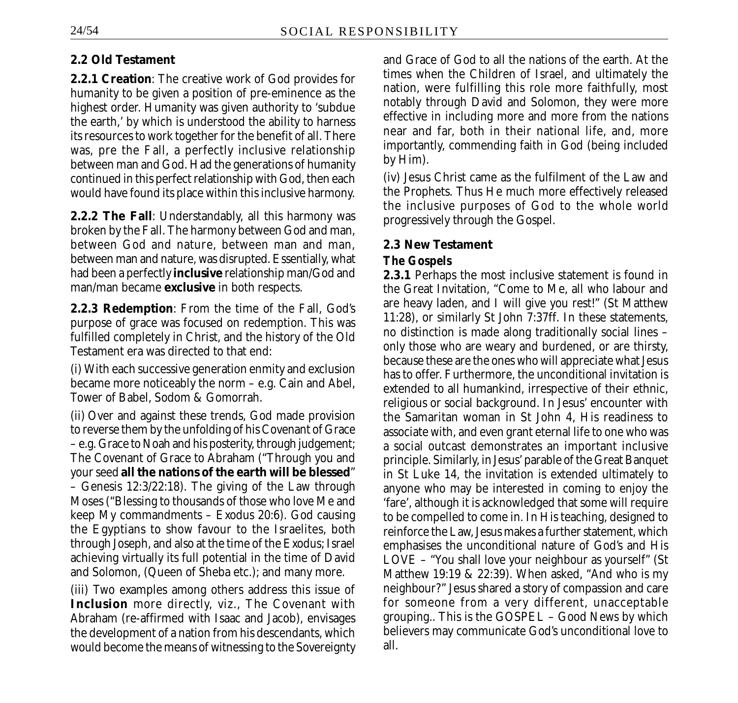## 2.2 Old Testament

**2.2.1 Creation**: The creative work of God provides for humanity to be given a position of pre-eminence as the highest order. Humanity was given authority to 'subdue the earth,' by which is understood the ability to harness its resources to work together for the benefit of all. There was, pre the Fall, a perfectly inclusive relationship between man and God. Had the generations of humanity continued in this perfect relationship with God, then each would have found its place within this inclusive harmony.

**2.2.2 The Fall**: Understandably, all this harmony was broken by the Fall. The harmony between God and man, between God and nature, between man and man, between man and nature, was disrupted. Essentially, what had been a perfectly **inclusive** relationship man/God and man/man became **exclusive** in both respects.

**2.2.3 Redemption**: From the time of the Fall, God's purpose of grace was focused on redemption. This was fulfilled completely in Christ, and the history of the Old Testament era was directed to that end:

(i) With each successive generation enmity and exclusion became more noticeably the norm – e.g. Cain and Abel, Tower of Babel, Sodom & Gomorrah.

(ii) Over and against these trends, God made provision to reverse them by the unfolding of his Covenant of Grace – e.g. Grace to Noah and his posterity, through judgement; The Covenant of Grace to Abraham ("Through you and your seed **all the nations of the earth will be blessed**" – Genesis 12:3/22:18). The giving of the Law through Moses ("Blessing to thousands of those who love Me and keep My commandments – Exodus 20:6). God causing the Egyptians to show favour to the Israelites, both through Joseph, and also at the time of the Exodus; Israel achieving virtually its full potential in the time of David and Solomon, (Queen of Sheba etc.); and many more.

(iii) Two examples among others address this issue of **Inclusion** more directly, viz., The Covenant with Abraham (re-affirmed with Isaac and Jacob), envisages the development of a nation from his descendants, which would become the means of witnessing to the Sovereignty and Grace of God to all the nations of the earth. At the times when the Children of Israel, and ultimately the nation, were fulfilling this role more faithfully, most notably through David and Solomon, they were more effective in including more and more from the nations near and far, both in their national life, and, more importantly, commending faith in God (being included by Him).

(iv) Jesus Christ came as the fulfilment of the Law and the Prophets. Thus He much more effectively released the inclusive purposes of God to the whole world progressively through the Gospel.

## 2.3 New Testament

### The Gospels

**2.3.1** Perhaps the most inclusive statement is found in the Great Invitation, "Come to Me, all who labour and are heavy laden, and I will give you rest!" (St Matthew 11:28), or similarly St John 7:37ff. In these statements, no distinction is made along traditionally social lines – only those who are weary and burdened, or are thirsty, because these are the ones who will appreciate what Jesus has to offer. Furthermore, the unconditional invitation is extended to all humankind, irrespective of their ethnic, religious or social background. In Jesus' encounter with the Samaritan woman in St John 4, His readiness to associate with, and even grant eternal life to one who was a social outcast demonstrates an important inclusive principle. Similarly, in Jesus' parable of the Great Banquet in St Luke 14, the invitation is extended ultimately to anyone who may be interested in coming to enjoy the 'fare', although it is acknowledged that some will require to be compelled to come in. In His teaching, designed to reinforce the Law, Jesus makes a further statement, which emphasises the unconditional nature of God's and His LOVE – "You shall love your neighbour as yourself" (St Matthew 19:19 & 22:39). When asked, "And who is my neighbour?" Jesus shared a story of compassion and care for someone from a very different, unacceptable grouping.. This is the GOSPEL – Good News by which believers may communicate God's unconditional love to all.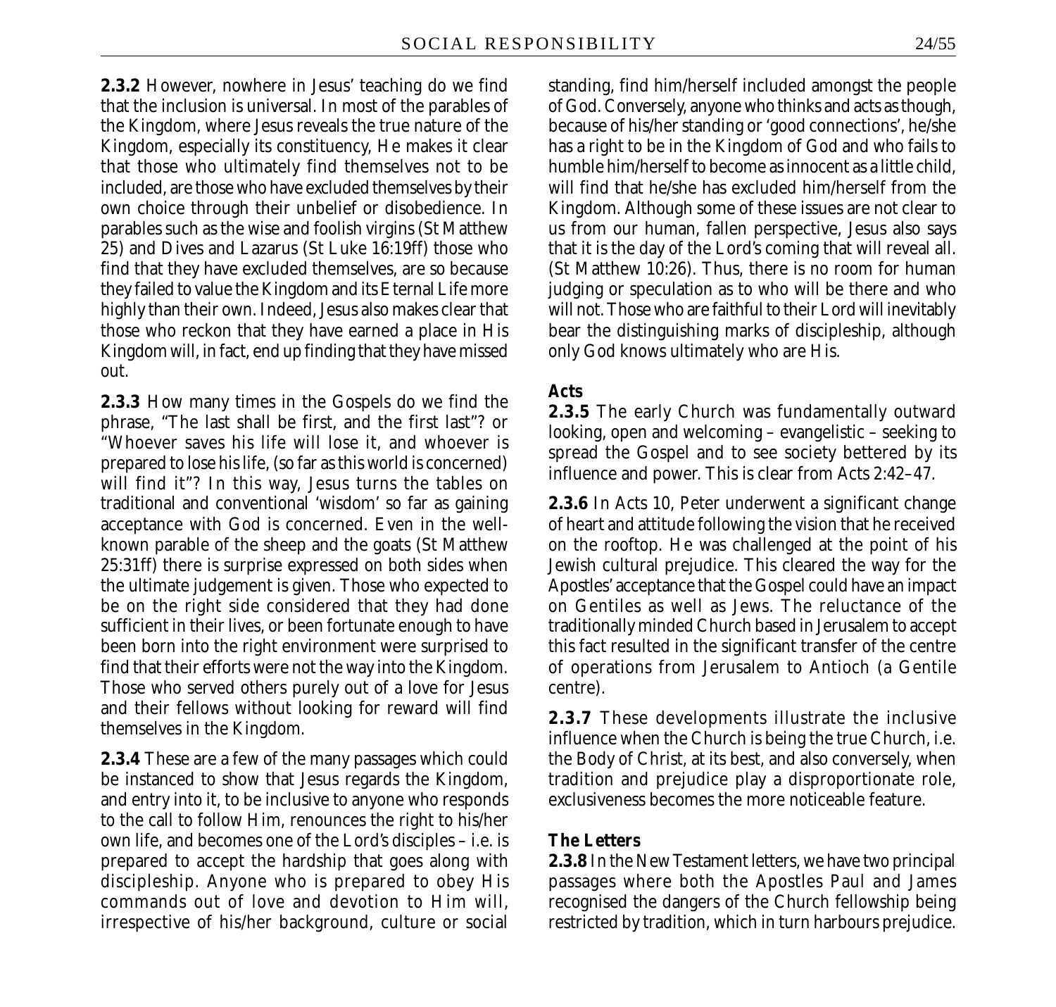**2.3.2** However, nowhere in Jesus' teaching do we find that the inclusion is universal. In most of the parables of the Kingdom, where Jesus reveals the true nature of the Kingdom, especially its constituency, He makes it clear that those who ultimately find themselves not to be included, are those who have excluded themselves by their own choice through their unbelief or disobedience. In parables such as the wise and foolish virgins (St Matthew 25) and Dives and Lazarus (St Luke 16:19ff) those who find that they have excluded themselves, are so because they failed to value the Kingdom and its Eternal Life more highly than their own. Indeed, Jesus also makes clear that those who reckon that they have earned a place in His Kingdom will, in fact, end up finding that they have missed out.

**2.3.3** How many times in the Gospels do we find the phrase, "The last shall be first, and the first last"? or "Whoever saves his life will lose it, and whoever is prepared to lose his life, (so far as this world is concerned) will find it"? In this way, Jesus turns the tables on traditional and conventional 'wisdom' so far as gaining acceptance with God is concerned. Even in the well-known parable of the sheep and the goats (St Matthew 25:31ff) there is surprise expressed on both sides when the ultimate judgement is given. Those who expected to be on the right side considered that they had done sufficient in their lives, or been fortunate enough to have been born into the right environment were surprised to find that their efforts were not the way into the Kingdom. Those who served others purely out of a love for Jesus and their fellows without looking for reward will find themselves in the Kingdom.

**2.3.4** These are a few of the many passages which could be instanced to show that Jesus regards the Kingdom, and entry into it, to be inclusive to anyone who responds to the call to follow Him, renounces the right to his/her own life, and becomes one of the Lord's disciples – i.e. is prepared to accept the hardship that goes along with discipleship. Anyone who is prepared to obey His commands out of love and devotion to Him will, irrespective of his/her background, culture or social standing, find him/herself included amongst the people of God. Conversely, anyone who thinks and acts as though, because of his/her standing or 'good connections', he/she has a right to be in the Kingdom of God and who fails to humble him/herself to become as innocent as a little child, will find that he/she has excluded him/herself from the Kingdom. Although some of these issues are not clear to us from our human, fallen perspective, Jesus also says that it is the day of the Lord's coming that will reveal all. (St Matthew 10:26). Thus, there is no room for human judging or speculation as to who will be there and who will not. Those who are faithful to their Lord will inevitably bear the distinguishing marks of discipleship, although only God knows ultimately who are His.

**Acts**

**2.3.5** The early Church was fundamentally outward looking, open and welcoming – evangelistic – seeking to spread the Gospel and to see society bettered by its influence and power. This is clear from Acts 2:42–47.

**2.3.6** In Acts 10, Peter underwent a significant change of heart and attitude following the vision that he received on the rooftop. He was challenged at the point of his Jewish cultural prejudice. This cleared the way for the Apostles' acceptance that the Gospel could have an impact on Gentiles as well as Jews. The reluctance of the traditionally minded Church based in Jerusalem to accept this fact resulted in the significant transfer of the centre of operations from Jerusalem to Antioch (a Gentile centre).

**2.3.7** These developments illustrate the inclusive influence when the Church is being the true Church, i.e. the Body of Christ, at its best, and also conversely, when tradition and prejudice play a disproportionate role, exclusiveness becomes the more noticeable feature.

**The Letters**

**2.3.8** In the New Testament letters, we have two principal passages where both the Apostles Paul and James recognised the dangers of the Church fellowship being restricted by tradition, which in turn harbours prejudice.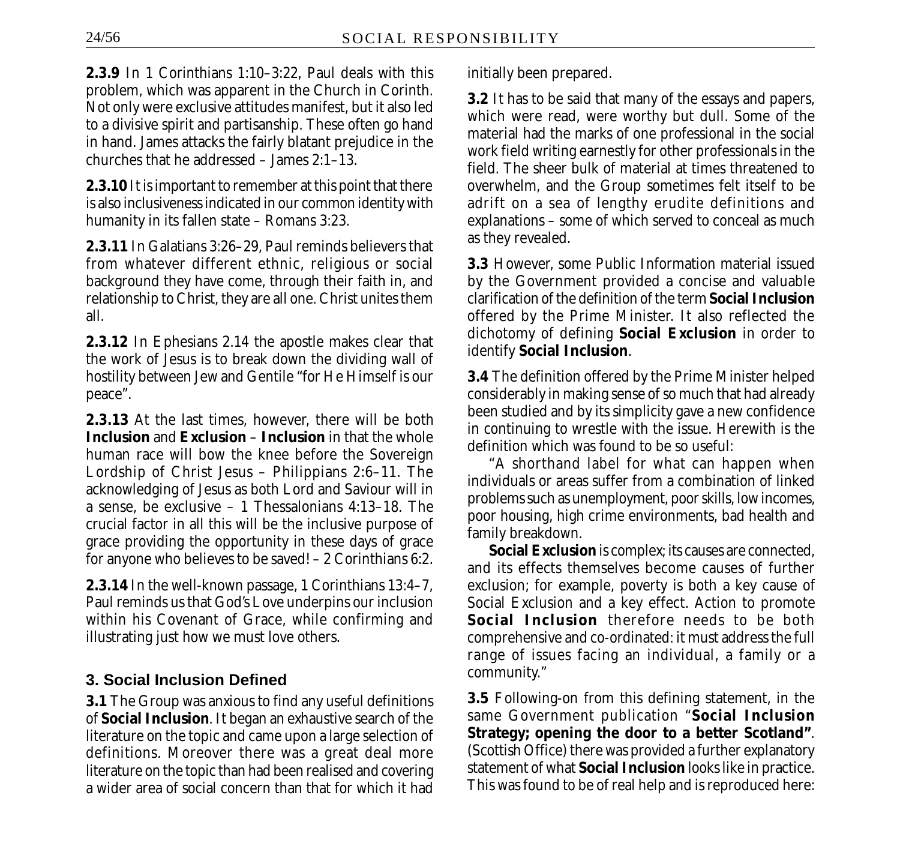**2.3.9** In 1 Corinthians 1:10–3:22, Paul deals with this problem, which was apparent in the Church in Corinth. Not only were exclusive attitudes manifest, but it also led to a divisive spirit and partisanship. These often go hand in hand. James attacks the fairly blatant prejudice in the churches that he addressed – James 2:1–13.

**2.3.10** It is important to remember at this point that there is also inclusiveness indicated in our common identity with humanity in its fallen state – Romans 3:23.

**2.3.11** In Galatians 3:26–29, Paul reminds believers that from whatever different ethnic, religious or social background they have come, through their faith in, and relationship to Christ, they are all one. Christ unites them all.

**2.3.12** In Ephesians 2.14 the apostle makes clear that the work of Jesus is to break down the dividing wall of hostility between Jew and Gentile "for He Himself is our peace".

**2.3.13** At the last times, however, there will be both **Inclusion** and **Exclusion** – **Inclusion** in that the whole human race will bow the knee before the Sovereign Lordship of Christ Jesus – Philippians 2:6–11. The acknowledging of Jesus as both Lord and Saviour will in a sense, be exclusive – 1 Thessalonians 4:13–18. The crucial factor in all this will be the inclusive purpose of grace providing the opportunity in these days of grace for anyone who believes to be saved! – 2 Corinthians 6:2.

**2.3.14** In the well-known passage, 1 Corinthians 13:4–7, Paul reminds us that God's Love underpins our inclusion within his Covenant of Grace, while confirming and illustrating just how we must love others.

## 3. Social Inclusion Defined

**3.1** The Group was anxious to find any useful definitions of **Social Inclusion**. It began an exhaustive search of the literature on the topic and came upon a large selection of definitions. Moreover there was a great deal more literature on the topic than had been realised and covering a wider area of social concern than that for which it had initially been prepared.

**3.2** It has to be said that many of the essays and papers, which were read, were worthy but dull. Some of the material had the marks of one professional in the social work field writing earnestly for other professionals in the field. The sheer bulk of material at times threatened to overwhelm, and the Group sometimes felt itself to be adrift on a sea of lengthy erudite definitions and explanations – some of which served to conceal as much as they revealed.

**3.3** However, some Public Information material issued by the Government provided a concise and valuable clarification of the definition of the term **Social Inclusion** offered by the Prime Minister. It also reflected the dichotomy of defining **Social Exclusion** in order to identify **Social Inclusion**.

**3.4** The definition offered by the Prime Minister helped considerably in making sense of so much that had already been studied and by its simplicity gave a new confidence in continuing to wrestle with the issue. Herewith is the definition which was found to be so useful:

"A shorthand label for what can happen when individuals or areas suffer from a combination of linked problems such as unemployment, poor skills, low incomes, poor housing, high crime environments, bad health and family breakdown.

**Social Exclusion** is complex; its causes are connected, and its effects themselves become causes of further exclusion; for example, poverty is both a key cause of Social Exclusion and a key effect. Action to promote **Social Inclusion** therefore needs to be both comprehensive and co-ordinated: it must address the full range of issues facing an individual, a family or a community."

**3.5** Following-on from this defining statement, in the same Government publication "**Social Inclusion Strategy; opening the door to a better Scotland"**. (Scottish Office) there was provided a further explanatory statement of what **Social Inclusion** looks like in practice. This was found to be of real help and is reproduced here: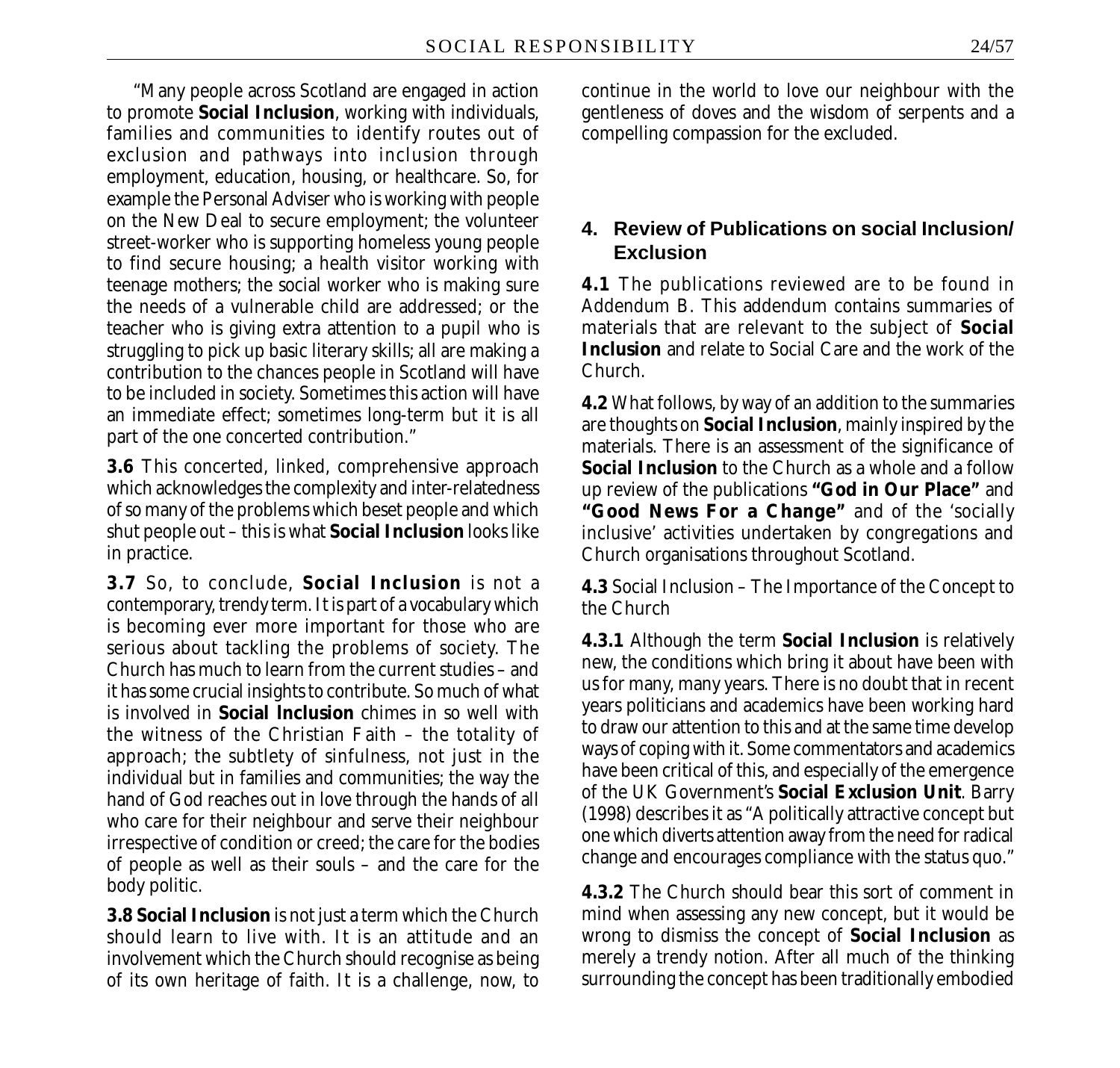"Many people across Scotland are engaged in action to promote **Social Inclusion**, working with individuals, families and communities to identify routes out of exclusion and pathways into inclusion through employment, education, housing, or healthcare. So, for example the Personal Adviser who is working with people on the New Deal to secure employment; the volunteer street-worker who is supporting homeless young people to find secure housing; a health visitor working with teenage mothers; the social worker who is making sure the needs of a vulnerable child are addressed; or the teacher who is giving extra attention to a pupil who is struggling to pick up basic literary skills; all are making a contribution to the chances people in Scotland will have to be included in society. Sometimes this action will have an immediate effect; sometimes long-term but it is all part of the one concerted contribution."

**3.6** This concerted, linked, comprehensive approach which acknowledges the complexity and inter-relatedness of so many of the problems which beset people and which shut people out – this is what **Social Inclusion** looks like in practice.

**3.7** So, to conclude, **Social Inclusion** is not a contemporary, trendy term. It is part of a vocabulary which is becoming ever more important for those who are serious about tackling the problems of society. The Church has much to learn from the current studies – and it has some crucial insights to contribute. So much of what is involved in **Social Inclusion** chimes in so well with the witness of the Christian Faith – the totality of approach; the subtlety of sinfulness, not just in the individual but in families and communities; the way the hand of God reaches out in love through the hands of all who care for their neighbour and serve their neighbour irrespective of condition or creed; the care for the bodies of people as well as their souls – and the care for the body politic.

**3.8 Social Inclusion** is not just a term which the Church should learn to live with. It is an attitude and an involvement which the Church should recognise as being of its own heritage of faith. It is a challenge, now, to continue in the world to love our neighbour with the gentleness of doves and the wisdom of serpents and a compelling compassion for the excluded.

## 4. Review of Publications on social Inclusion/ Exclusion

**4.1** The publications reviewed are to be found in Addendum B. This addendum contains summaries of materials that are relevant to the subject of **Social Inclusion** and relate to Social Care and the work of the Church.

**4.2** What follows, by way of an addition to the summaries are thoughts on **Social Inclusion**, mainly inspired by the materials. There is an assessment of the significance of **Social Inclusion** to the Church as a whole and a follow up review of the publications **"God in Our Place"** and **"Good News For a Change"** and of the 'socially inclusive' activities undertaken by congregations and Church organisations throughout Scotland.

**4.3** Social Inclusion – The Importance of the Concept to the Church

**4.3.1** Although the term **Social Inclusion** is relatively new, the conditions which bring it about have been with us for many, many years. There is no doubt that in recent years politicians and academics have been working hard to draw our attention to this and at the same time develop ways of coping with it. Some commentators and academics have been critical of this, and especially of the emergence of the UK Government's **Social Exclusion Unit**. Barry (1998) describes it as "A politically attractive concept but one which diverts attention away from the need for radical change and encourages compliance with the status quo."

**4.3.2** The Church should bear this sort of comment in mind when assessing any new concept, but it would be wrong to dismiss the concept of **Social Inclusion** as merely a trendy notion. After all much of the thinking surrounding the concept has been traditionally embodied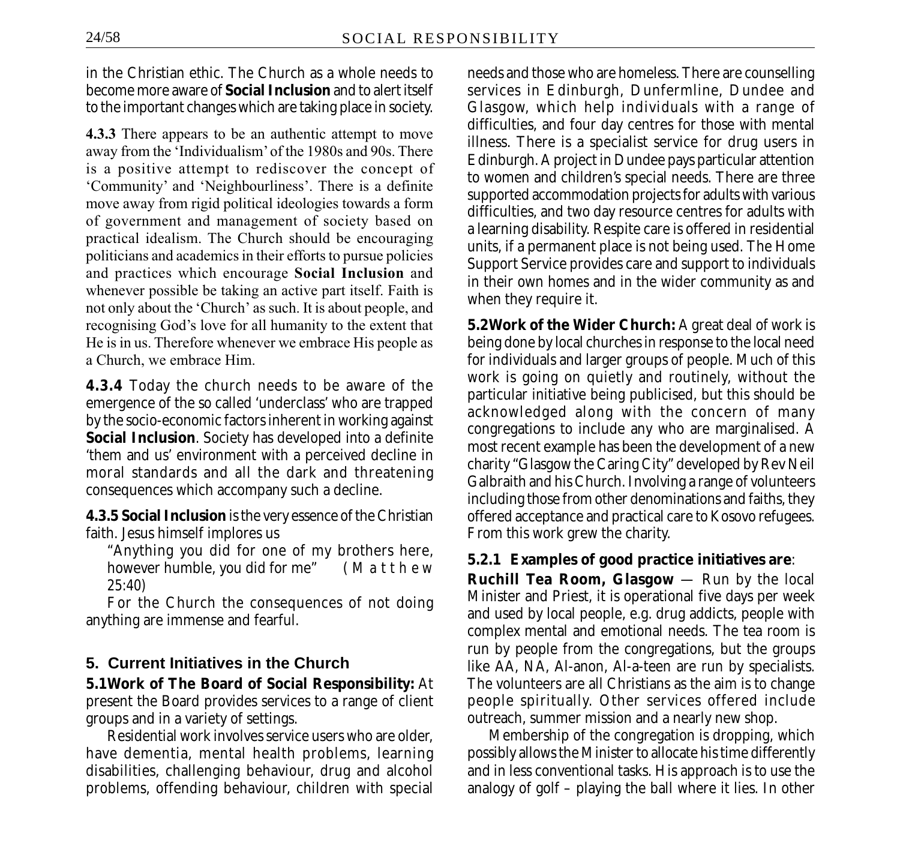in the Christian ethic. The Church as a whole needs to become more aware of **Social Inclusion** and to alert itself to the important changes which are taking place in society.

**4.3.3** There appears to be an authentic attempt to move away from the 'Individualism' of the 1980s and 90s. There is a positive attempt to rediscover the concept of 'Community' and 'Neighbourliness'. There is a definite move away from rigid political ideologies towards a form of government and management of society based on practical idealism. The Church should be encouraging politicians and academics in their efforts to pursue policies and practices which encourage **Social Inclusion** and whenever possible be taking an active part itself. Faith is not only about the 'Church' as such. It is about people, and recognising God's love for all humanity to the extent that He is in us. Therefore whenever we embrace His people as a Church, we embrace Him.

**4.3.4** Today the church needs to be aware of the emergence of the so called 'underclass' who are trapped by the socio-economic factors inherent in working against **Social Inclusion**. Society has developed into a definite 'them and us' environment with a perceived decline in moral standards and all the dark and threatening consequences which accompany such a decline.

**4.3.5 Social Inclusion** is the very essence of the Christian faith. Jesus himself implores us

"Anything you did for one of my brothers here, however humble, you did for me" (Matthew 25:40)

For the Church the consequences of not doing anything are immense and fearful.

## 5. Current Initiatives in the Church

**5.1 Work of The Board of Social Responsibility:** At present the Board provides services to a range of client groups and in a variety of settings.

Residential work involves service users who are older, have dementia, mental health problems, learning disabilities, challenging behaviour, drug and alcohol problems, offending behaviour, children with special needs and those who are homeless. There are counselling services in Edinburgh, Dunfermline, Dundee and Glasgow, which help individuals with a range of difficulties, and four day centres for those with mental illness. There is a specialist service for drug users in Edinburgh. A project in Dundee pays particular attention to women and children's special needs. There are three supported accommodation projects for adults with various difficulties, and two day resource centres for adults with a learning disability. Respite care is offered in residential units, if a permanent place is not being used. The Home Support Service provides care and support to individuals in their own homes and in the wider community as and when they require it.

**5.2 Work of the Wider Church:** A great deal of work is being done by local churches in response to the local need for individuals and larger groups of people. Much of this work is going on quietly and routinely, without the particular initiative being publicised, but this should be acknowledged along with the concern of many congregations to include any who are marginalised. A most recent example has been the development of a new charity "Glasgow the Caring City" developed by Rev Neil Galbraith and his Church. Involving a range of volunteers including those from other denominations and faiths, they offered acceptance and practical care to Kosovo refugees. From this work grew the charity.

**5.2.1 Examples of good practice initiatives are**:

**Ruchill Tea Room, Glasgow** — Run by the local Minister and Priest, it is operational five days per week and used by local people, e.g. drug addicts, people with complex mental and emotional needs. The tea room is run by people from the congregations, but the groups like AA, NA, Al-anon, Al-a-teen are run by specialists. The volunteers are all Christians as the aim is to change people spiritually. Other services offered include outreach, summer mission and a nearly new shop.

Membership of the congregation is dropping, which possibly allows the Minister to allocate his time differently and in less conventional tasks. His approach is to use the analogy of golf – playing the ball where it lies. In other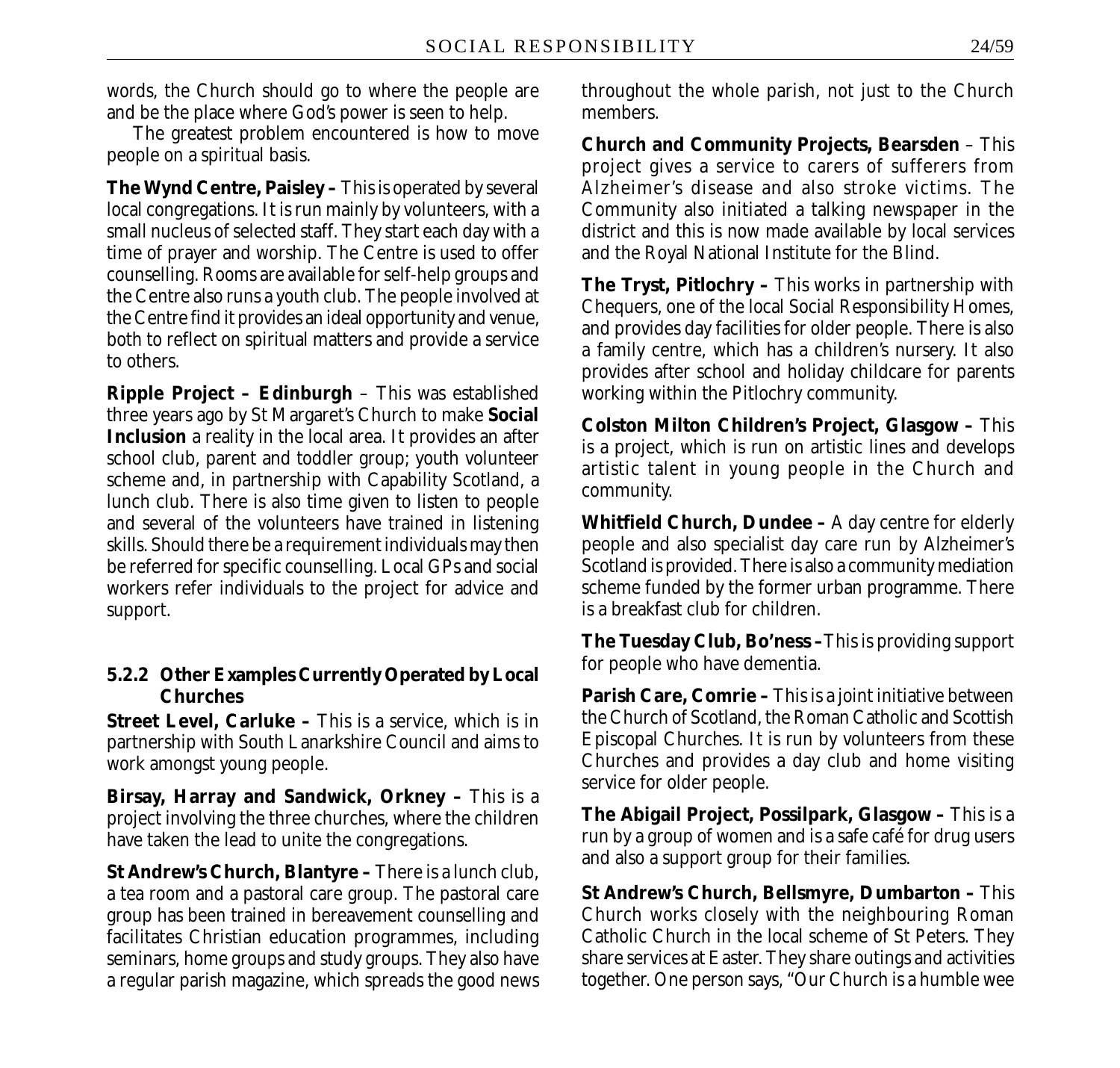words, the Church should go to where the people are and be the place where God's power is seen to help.

The greatest problem encountered is how to move people on a spiritual basis.

**The Wynd Centre, Paisley –** This is operated by several local congregations. It is run mainly by volunteers, with a small nucleus of selected staff. They start each day with a time of prayer and worship. The Centre is used to offer counselling. Rooms are available for self-help groups and the Centre also runs a youth club. The people involved at the Centre find it provides an ideal opportunity and venue, both to reflect on spiritual matters and provide a service to others.

**Ripple Project – Edinburgh** – This was established three years ago by St Margaret's Church to make **Social Inclusion** a reality in the local area. It provides an after school club, parent and toddler group; youth volunteer scheme and, in partnership with Capability Scotland, a lunch club. There is also time given to listen to people and several of the volunteers have trained in listening skills. Should there be a requirement individuals may then be referred for specific counselling. Local GPs and social workers refer individuals to the project for advice and support.

### 5.2.2 Other Examples Currently Operated by Local Churches

**Street Level, Carluke –** This is a service, which is in partnership with South Lanarkshire Council and aims to work amongst young people.

**Birsay, Harray and Sandwick, Orkney –** This is a project involving the three churches, where the children have taken the lead to unite the congregations.

**St Andrew's Church, Blantyre –** There is a lunch club, a tea room and a pastoral care group. The pastoral care group has been trained in bereavement counselling and facilitates Christian education programmes, including seminars, home groups and study groups. They also have a regular parish magazine, which spreads the good news throughout the whole parish, not just to the Church members.

**Church and Community Projects, Bearsden** – This project gives a service to carers of sufferers from Alzheimer's disease and also stroke victims. The Community also initiated a talking newspaper in the district and this is now made available by local services and the Royal National Institute for the Blind.

**The Tryst, Pitlochry –** This works in partnership with Chequers, one of the local Social Responsibility Homes, and provides day facilities for older people. There is also a family centre, which has a children's nursery. It also provides after school and holiday childcare for parents working within the Pitlochry community.

**Colston Milton Children's Project, Glasgow –** This is a project, which is run on artistic lines and develops artistic talent in young people in the Church and community.

**Whitfield Church, Dundee –** A day centre for elderly people and also specialist day care run by Alzheimer's Scotland is provided. There is also a community mediation scheme funded by the former urban programme. There is a breakfast club for children.

**The Tuesday Club, Bo'ness –** This is providing support for people who have dementia.

**Parish Care, Comrie –** This is a joint initiative between the Church of Scotland, the Roman Catholic and Scottish Episcopal Churches. It is run by volunteers from these Churches and provides a day club and home visiting service for older people.

**The Abigail Project, Possilpark, Glasgow –** This is a run by a group of women and is a safe café for drug users and also a support group for their families.

**St Andrew's Church, Bellsmyre, Dumbarton –** This Church works closely with the neighbouring Roman Catholic Church in the local scheme of St Peters. They share services at Easter. They share outings and activities together. One person says, "Our Church is a humble wee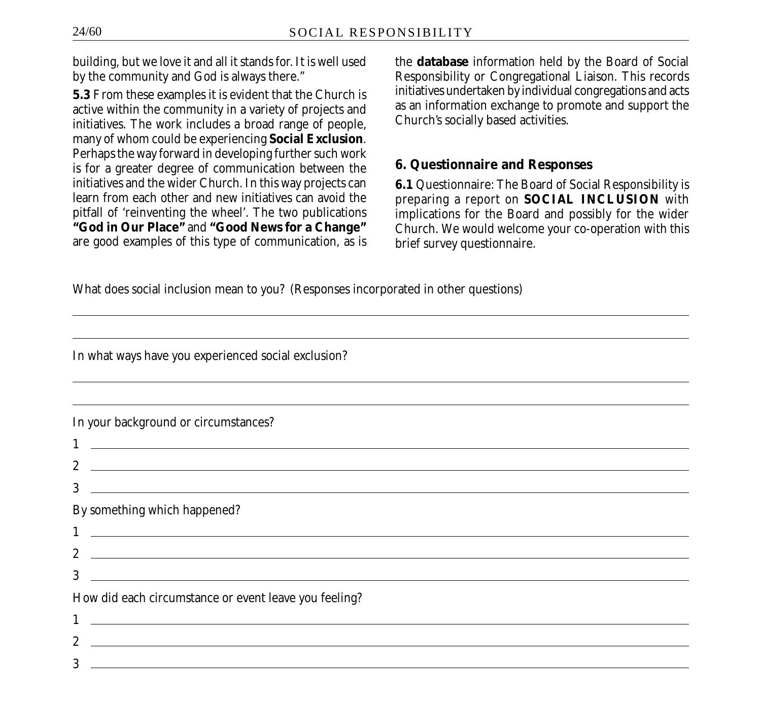building, but we love it and all it stands for. It is well used by the community and God is always there."

**5.3** From these examples it is evident that the Church is active within the community in a variety of projects and initiatives. The work includes a broad range of people, many of whom could be experiencing **Social Exclusion**. Perhaps the way forward in developing further such work is for a greater degree of communication between the initiatives and the wider Church. In this way projects can learn from each other and new initiatives can avoid the pitfall of 'reinventing the wheel'. The two publications **"God in Our Place"** and **"Good News for a Change"** are good examples of this type of communication, as is the **database** information held by the Board of Social Responsibility or Congregational Liaison. This records initiatives undertaken by individual congregations and acts as an information exchange to promote and support the Church's socially based activities.

### 6. Questionnaire and Responses

**6.1** Questionnaire: The Board of Social Responsibility is preparing a report on **SOCIAL INCLUSION** with implications for the Board and possibly for the wider Church. We would welcome your co-operation with this brief survey questionnaire.

What does social inclusion mean to you? (Responses incorporated in other questions)

______________________________

______________________________

In what ways have you experienced social exclusion?

______________________________

______________________________

In your background or circumstances?

1 ______________________________

2 ______________________________

3 ______________________________

By something which happened?

1 ______________________________

2 ______________________________

3 ______________________________

How did each circumstance or event leave you feeling?

1 ______________________________

2 ______________________________

3 ______________________________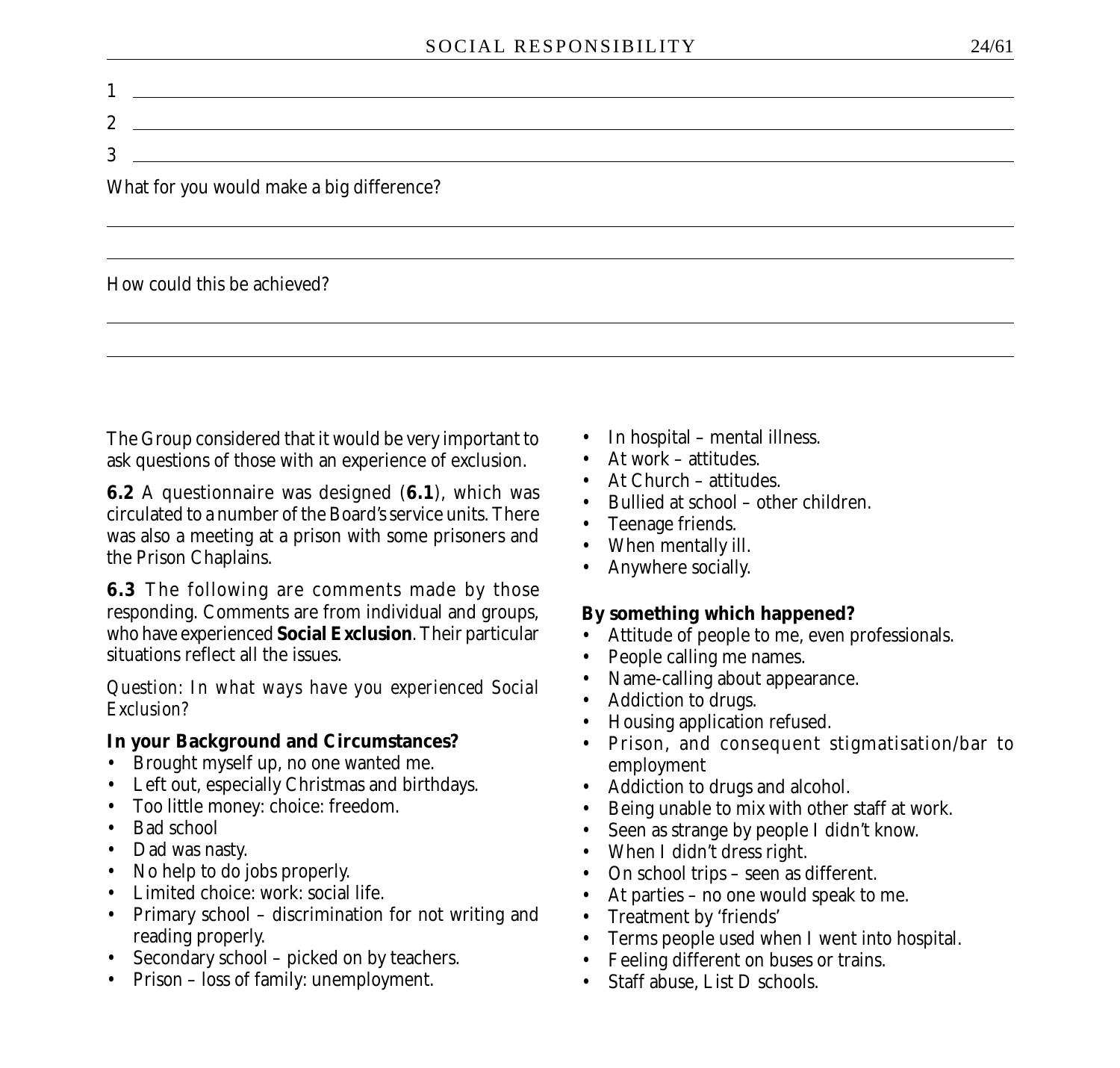1 \_\_\_\_\_\_\_\_\_\_\_\_\_\_\_\_\_\_\_\_\_\_\_\_\_\_\_\_\_\_\_\_

2 \_\_\_\_\_\_\_\_\_\_\_\_\_\_\_\_\_\_\_\_\_\_\_\_\_\_\_\_\_\_\_\_

3 \_\_\_\_\_\_\_\_\_\_\_\_\_\_\_\_\_\_\_\_\_\_\_\_\_\_\_\_\_\_\_\_

What for you would make a big difference?

\_\_\_\_\_\_\_\_\_\_\_\_\_\_\_\_\_\_\_\_\_\_\_\_\_\_\_\_\_\_\_\_

\_\_\_\_\_\_\_\_\_\_\_\_\_\_\_\_\_\_\_\_\_\_\_\_\_\_\_\_\_\_\_\_

How could this be achieved?

\_\_\_\_\_\_\_\_\_\_\_\_\_\_\_\_\_\_\_\_\_\_\_\_\_\_\_\_\_\_\_\_

\_\_\_\_\_\_\_\_\_\_\_\_\_\_\_\_\_\_\_\_\_\_\_\_\_\_\_\_\_\_\_\_

The Group considered that it would be very important to ask questions of those with an experience of exclusion.

**6.2** A questionnaire was designed (**6.1**), which was circulated to a number of the Board's service units. There was also a meeting at a prison with some prisoners and the Prison Chaplains.

**6.3** The following are comments made by those responding. Comments are from individual and groups, who have experienced **Social Exclusion**. Their particular situations reflect all the issues.

*Question: In what ways have you experienced Social Exclusion?*

**In your Background and Circumstances?**

- Brought myself up, no one wanted me.
- Left out, especially Christmas and birthdays.
- Too little money: choice: freedom.
- Bad school
- Dad was nasty.
- No help to do jobs properly.
- Limited choice: work: social life.
- Primary school – discrimination for not writing and reading properly.
- Secondary school – picked on by teachers.
- Prison – loss of family: unemployment.
- In hospital – mental illness.
- At work – attitudes.
- At Church – attitudes.
- Bullied at school – other children.
- Teenage friends.
- When mentally ill.
- Anywhere socially.

**By something which happened?**

- Attitude of people to me, even professionals.
- People calling me names.
- Name-calling about appearance.
- Addiction to drugs.
- Housing application refused.
- Prison, and consequent stigmatisation/bar to employment
- Addiction to drugs and alcohol.
- Being unable to mix with other staff at work.
- Seen as strange by people I didn't know.
- When I didn't dress right.
- On school trips – seen as different.
- At parties – no one would speak to me.
- Treatment by 'friends'
- Terms people used when I went into hospital.
- Feeling different on buses or trains.
- Staff abuse, List D schools.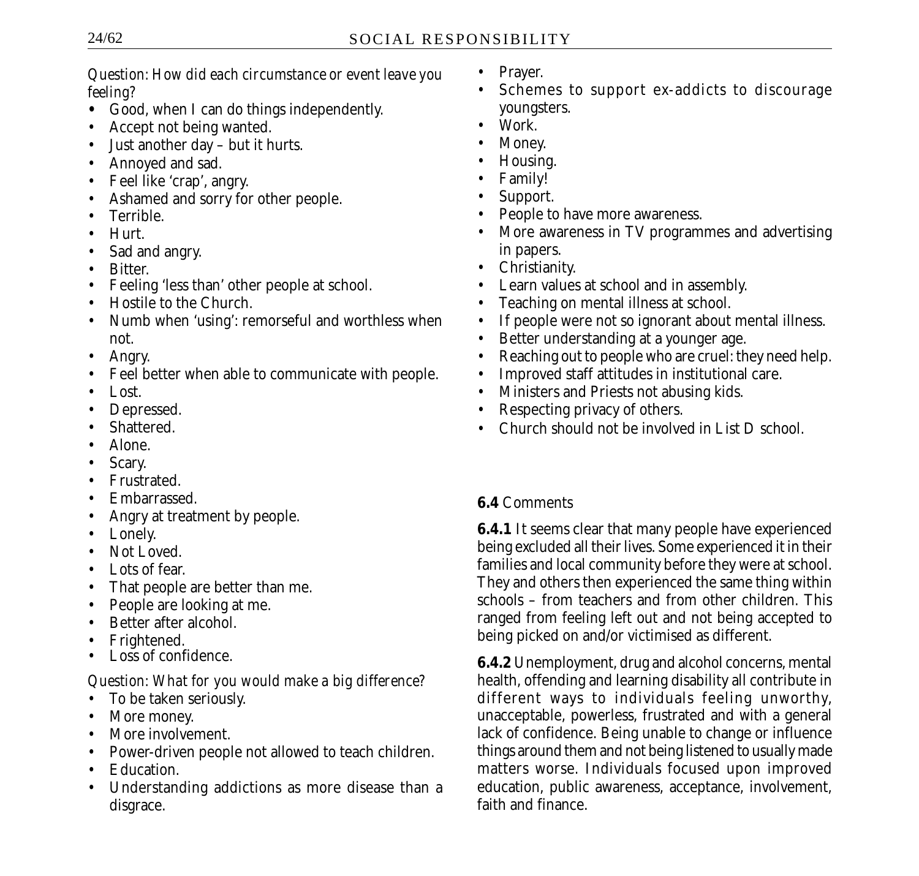*Question: How did each circumstance or event leave you feeling?*

- Good, when I can do things independently.
- Accept not being wanted.
- Just another day – but it hurts.
- Annoyed and sad.
- Feel like 'crap', angry.
- Ashamed and sorry for other people.
- Terrible.
- Hurt.
- Sad and angry.
- Bitter.
- Feeling 'less than' other people at school.
- Hostile to the Church.
- Numb when 'using': remorseful and worthless when not.
- Angry.
- Feel better when able to communicate with people.
- Lost.
- Depressed.
- Shattered.
- Alone.
- Scary.
- Frustrated.
- Embarrassed.
- Angry at treatment by people.
- Lonely.
- Not Loved.
- Lots of fear.
- That people are better than me.
- People are looking at me.
- Better after alcohol.
- Frightened.
- Loss of confidence.

*Question: What for you would make a big difference?*

- To be taken seriously.
- More money.
- More involvement.
- Power-driven people not allowed to teach children.
- Education.
- Understanding addictions as more disease than a disgrace.
- Prayer.
- Schemes to support ex-addicts to discourage youngsters.
- Work.
- Money.
- Housing.
- Family!
- Support.
- People to have more awareness.
- More awareness in TV programmes and advertising in papers.
- Christianity.
- Learn values at school and in assembly.
- Teaching on mental illness at school.
- If people were not so ignorant about mental illness.
- Better understanding at a younger age.
- Reaching out to people who are cruel: they need help.
- Improved staff attitudes in institutional care.
- Ministers and Priests not abusing kids.
- Respecting privacy of others.
- Church should not be involved in List D school.

### **6.4** Comments

**6.4.1** It seems clear that many people have experienced being excluded all their lives. Some experienced it in their families and local community before they were at school. They and others then experienced the same thing within schools – from teachers and from other children. This ranged from feeling left out and not being accepted to being picked on and/or victimised as different.

**6.4.2** Unemployment, drug and alcohol concerns, mental health, offending and learning disability all contribute in different ways to individuals feeling unworthy, unacceptable, powerless, frustrated and with a general lack of confidence. Being unable to change or influence things around them and not being listened to usually made matters worse. Individuals focused upon improved education, public awareness, acceptance, involvement, faith and finance.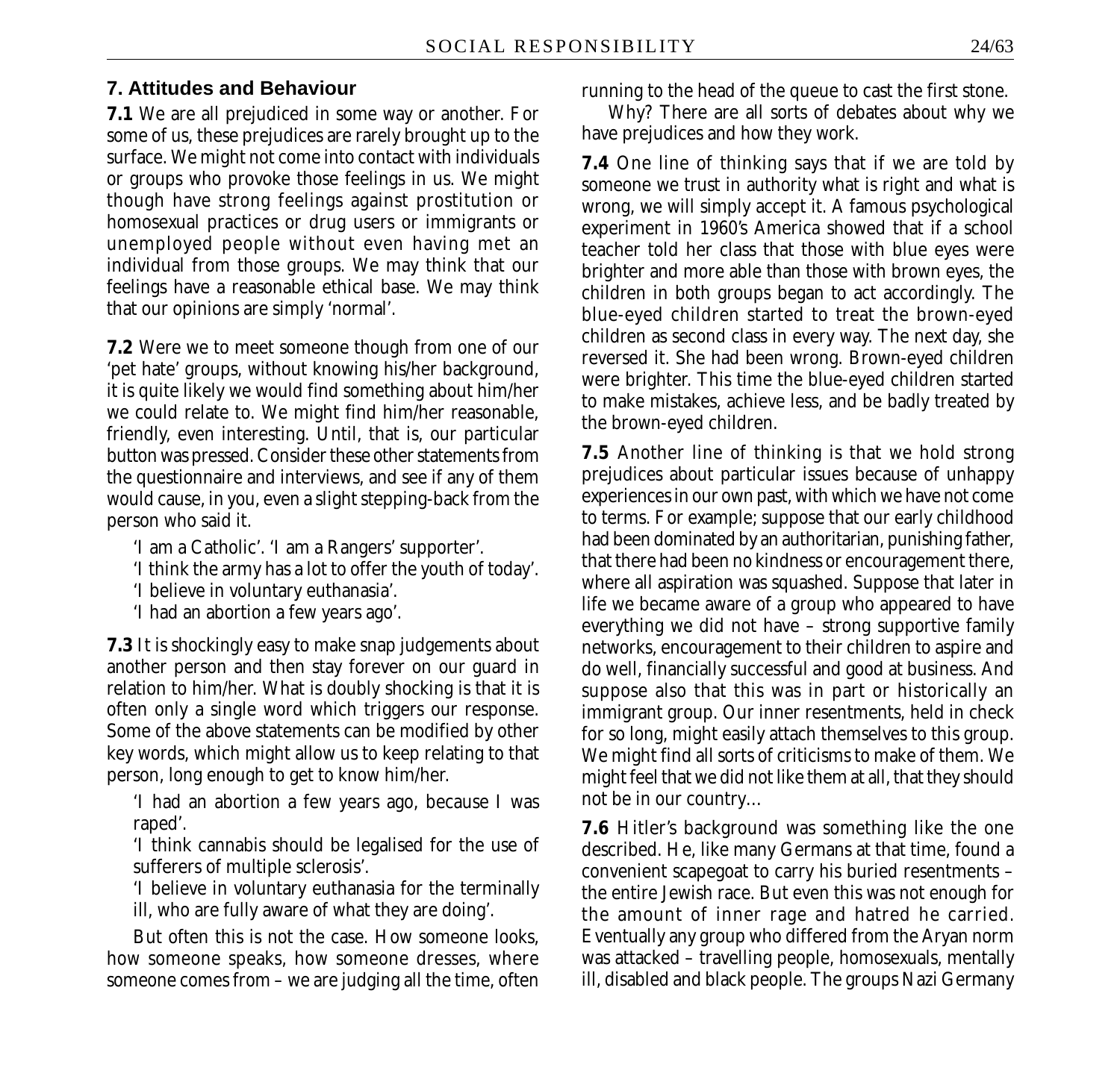## 7. Attitudes and Behaviour

**7.1** We are all prejudiced in some way or another. For some of us, these prejudices are rarely brought up to the surface. We might not come into contact with individuals or groups who provoke those feelings in us. We might though have strong feelings against prostitution or homosexual practices or drug users or immigrants or unemployed people without even having met an individual from those groups. We may think that our feelings have a reasonable ethical base. We may think that our opinions are simply 'normal'.

**7.2** Were we to meet someone though from one of our 'pet hate' groups, without knowing his/her background, it is quite likely we would find something about him/her we could relate to. We might find him/her reasonable, friendly, even interesting. Until, that is, our particular button was pressed. Consider these other statements from the questionnaire and interviews, and see if any of them would cause, in you, even a slight stepping-back from the person who said it.

'I am a Catholic'. 'I am a Rangers' supporter'.
'I think the army has a lot to offer the youth of today'.
'I believe in voluntary euthanasia'.
'I had an abortion a few years ago'.

**7.3** It is shockingly easy to make snap judgements about another person and then stay forever on our guard in relation to him/her. What is doubly shocking is that it is often only a single word which triggers our response. Some of the above statements can be modified by other key words, which might allow us to keep relating to that person, long enough to get to know him/her.

'I had an abortion a few years ago, because I was raped'.
'I think cannabis should be legalised for the use of sufferers of multiple sclerosis'.
'I believe in voluntary euthanasia for the terminally ill, who are fully aware of what they are doing'.

But often this is not the case. How someone looks, how someone speaks, how someone dresses, where someone comes from – we are judging all the time, often running to the head of the queue to cast the first stone.

Why? There are all sorts of debates about why we have prejudices and how they work.

**7.4** One line of thinking says that if we are told by someone we trust in authority what is right and what is wrong, we will simply accept it. A famous psychological experiment in 1960's America showed that if a school teacher told her class that those with blue eyes were brighter and more able than those with brown eyes, the children in both groups began to act accordingly. The blue-eyed children started to treat the brown-eyed children as second class in every way. The next day, she reversed it. She had been wrong. Brown-eyed children were brighter. This time the blue-eyed children started to make mistakes, achieve less, and be badly treated by the brown-eyed children.

**7.5** Another line of thinking is that we hold strong prejudices about particular issues because of unhappy experiences in our own past, with which we have not come to terms. For example; suppose that our early childhood had been dominated by an authoritarian, punishing father, that there had been no kindness or encouragement there, where all aspiration was squashed. Suppose that later in life we became aware of a group who appeared to have everything we did not have – strong supportive family networks, encouragement to their children to aspire and do well, financially successful and good at business. And suppose also that this was in part or historically an immigrant group. Our inner resentments, held in check for so long, might easily attach themselves to this group. We might find all sorts of criticisms to make of them. We might feel that we did not like them at all, that they should not be in our country…

**7.6** Hitler's background was something like the one described. He, like many Germans at that time, found a convenient scapegoat to carry his buried resentments – the entire Jewish race. But even this was not enough for the amount of inner rage and hatred he carried. Eventually any group who differed from the Aryan norm was attacked – travelling people, homosexuals, mentally ill, disabled and black people. The groups Nazi Germany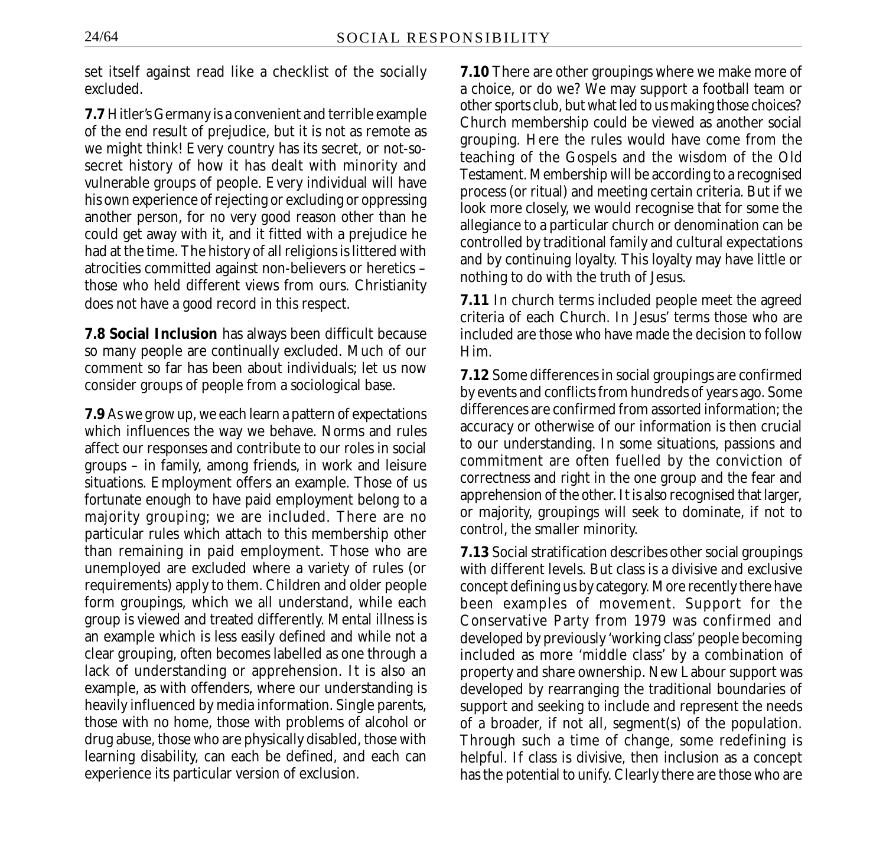set itself against read like a checklist of the socially excluded.

**7.7** Hitler's Germany is a convenient and terrible example of the end result of prejudice, but it is not as remote as we might think! Every country has its secret, or not-so-secret history of how it has dealt with minority and vulnerable groups of people. Every individual will have his own experience of rejecting or excluding or oppressing another person, for no very good reason other than he could get away with it, and it fitted with a prejudice he had at the time. The history of all religions is littered with atrocities committed against non-believers or heretics – those who held different views from ours. Christianity does not have a good record in this respect.

**7.8 Social Inclusion** has always been difficult because so many people are continually excluded. Much of our comment so far has been about individuals; let us now consider groups of people from a sociological base.

**7.9** As we grow up, we each learn a pattern of expectations which influences the way we behave. Norms and rules affect our responses and contribute to our roles in social groups – in family, among friends, in work and leisure situations. Employment offers an example. Those of us fortunate enough to have paid employment belong to a majority grouping; we are included. There are no particular rules which attach to this membership other than remaining in paid employment. Those who are unemployed are excluded where a variety of rules (or requirements) apply to them. Children and older people form groupings, which we all understand, while each group is viewed and treated differently. Mental illness is an example which is less easily defined and while not a clear grouping, often becomes labelled as one through a lack of understanding or apprehension. It is also an example, as with offenders, where our understanding is heavily influenced by media information. Single parents, those with no home, those with problems of alcohol or drug abuse, those who are physically disabled, those with learning disability, can each be defined, and each can experience its particular version of exclusion.

**7.10** There are other groupings where we make more of a choice, or do we? We may support a football team or other sports club, but what led to us making those choices? Church membership could be viewed as another social grouping. Here the rules would have come from the teaching of the Gospels and the wisdom of the Old Testament. Membership will be according to a recognised process (or ritual) and meeting certain criteria. But if we look more closely, we would recognise that for some the allegiance to a particular church or denomination can be controlled by traditional family and cultural expectations and by continuing loyalty. This loyalty may have little or nothing to do with the truth of Jesus.

**7.11** In church terms included people meet the agreed criteria of each Church. In Jesus' terms those who are included are those who have made the decision to follow Him.

**7.12** Some differences in social groupings are confirmed by events and conflicts from hundreds of years ago. Some differences are confirmed from assorted information; the accuracy or otherwise of our information is then crucial to our understanding. In some situations, passions and commitment are often fuelled by the conviction of correctness and right in the one group and the fear and apprehension of the other. It is also recognised that larger, or majority, groupings will seek to dominate, if not to control, the smaller minority.

**7.13** Social stratification describes other social groupings with different levels. But class is a divisive and exclusive concept defining us by category. More recently there have been examples of movement. Support for the Conservative Party from 1979 was confirmed and developed by previously 'working class' people becoming included as more 'middle class' by a combination of property and share ownership. New Labour support was developed by rearranging the traditional boundaries of support and seeking to include and represent the needs of a broader, if not all, segment(s) of the population. Through such a time of change, some redefining is helpful. If class is divisive, then inclusion as a concept has the potential to unify. Clearly there are those who are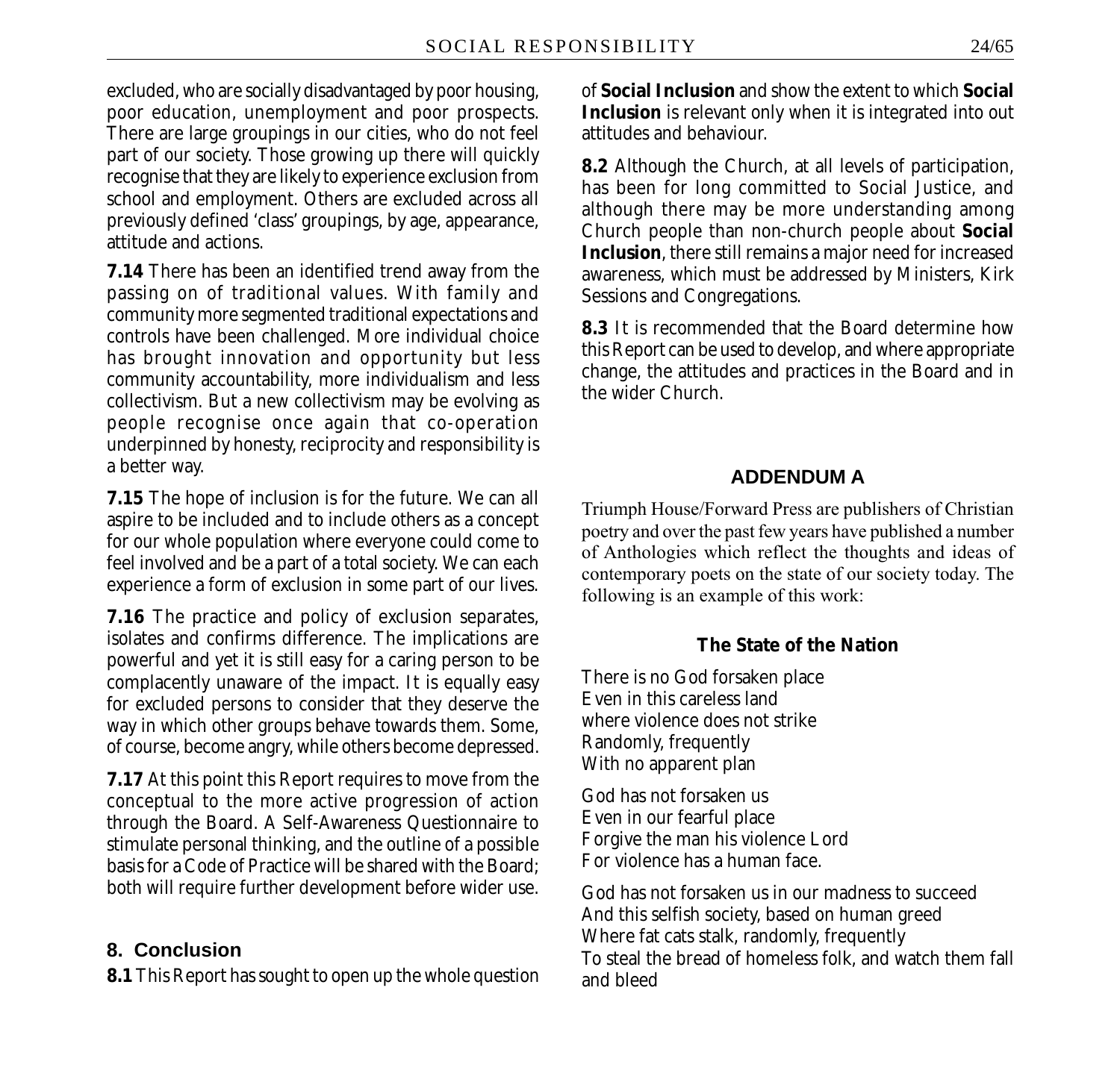excluded, who are socially disadvantaged by poor housing, poor education, unemployment and poor prospects. There are large groupings in our cities, who do not feel part of our society. Those growing up there will quickly recognise that they are likely to experience exclusion from school and employment. Others are excluded across all previously defined 'class' groupings, by age, appearance, attitude and actions.

**7.14** There has been an identified trend away from the passing on of traditional values. With family and community more segmented traditional expectations and controls have been challenged. More individual choice has brought innovation and opportunity but less community accountability, more individualism and less collectivism. But a new collectivism may be evolving as people recognise once again that co-operation underpinned by honesty, reciprocity and responsibility is a better way.

**7.15** The hope of inclusion is for the future. We can all aspire to be included and to include others as a concept for our whole population where everyone could come to feel involved and be a part of a total society. We can each experience a form of exclusion in some part of our lives.

**7.16** The practice and policy of exclusion separates, isolates and confirms difference. The implications are powerful and yet it is still easy for a caring person to be complacently unaware of the impact. It is equally easy for excluded persons to consider that they deserve the way in which other groups behave towards them. Some, of course, become angry, while others become depressed.

**7.17** At this point this Report requires to move from the conceptual to the more active progression of action through the Board. A Self-Awareness Questionnaire to stimulate personal thinking, and the outline of a possible basis for a Code of Practice will be shared with the Board; both will require further development before wider use.

## 8. Conclusion

**8.1** This Report has sought to open up the whole question of **Social Inclusion** and show the extent to which **Social Inclusion** is relevant only when it is integrated into out attitudes and behaviour.

**8.2** Although the Church, at all levels of participation, has been for long committed to Social Justice, and although there may be more understanding among Church people than non-church people about **Social Inclusion**, there still remains a major need for increased awareness, which must be addressed by Ministers, Kirk Sessions and Congregations.

**8.3** It is recommended that the Board determine how this Report can be used to develop, and where appropriate change, the attitudes and practices in the Board and in the wider Church.

## ADDENDUM A

Triumph House/Forward Press are publishers of Christian poetry and over the past few years have published a number of Anthologies which reflect the thoughts and ideas of contemporary poets on the state of our society today. The following is an example of this work:

### The State of the Nation

There is no God forsaken place
Even in this careless land
where violence does not strike
Randomly, frequently
With no apparent plan

God has not forsaken us
Even in our fearful place
Forgive the man his violence Lord
For violence has a human face.

God has not forsaken us in our madness to succeed
And this selfish society, based on human greed
Where fat cats stalk, randomly, frequently
To steal the bread of homeless folk, and watch them fall and bleed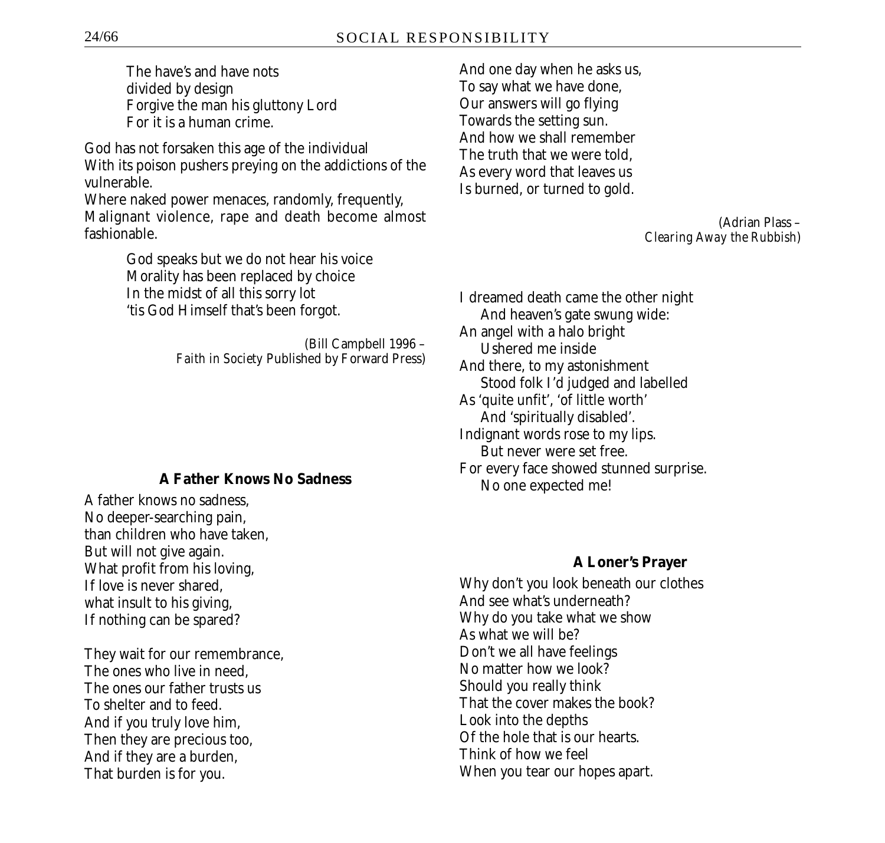The have's and have nots
divided by design
Forgive the man his gluttony Lord
For it is a human crime.

God has not forsaken this age of the individual
With its poison pushers preying on the addictions of the vulnerable.
Where naked power menaces, randomly, frequently,
Malignant violence, rape and death become almost fashionable.

God speaks but we do not hear his voice
Morality has been replaced by choice
In the midst of all this sorry lot
'tis God Himself that's been forgot.

(Bill Campbell 1996 –
*Faith in Society* Published by Forward Press)

**A Father Knows No Sadness**

A father knows no sadness,
No deeper-searching pain,
than children who have taken,
But will not give again.
What profit from his loving,
If love is never shared,
what insult to his giving,
If nothing can be spared?

They wait for our remembrance,
The ones who live in need,
The ones our father trusts us
To shelter and to feed.
And if you truly love him,
Then they are precious too,
And if they are a burden,
That burden is for you.

And one day when he asks us,
To say what we have done,
Our answers will go flying
Towards the setting sun.
And how we shall remember
The truth that we were told,
As every word that leaves us
Is burned, or turned to gold.

(Adrian Plass –
*Clearing Away the Rubbish*)

I dreamed death came the other night
And heaven's gate swung wide:
An angel with a halo bright
Ushered me inside
And there, to my astonishment
Stood folk I'd judged and labelled
As 'quite unfit', 'of little worth'
And 'spiritually disabled'.
Indignant words rose to my lips.
But never were set free.
For every face showed stunned surprise.
No one expected me!

**A Loner's Prayer**

Why don't you look beneath our clothes
And see what's underneath?
Why do you take what we show
As what we will be?
Don't we all have feelings
No matter how we look?
Should you really think
That the cover makes the book?
Look into the depths
Of the hole that is our hearts.
Think of how we feel
When you tear our hopes apart.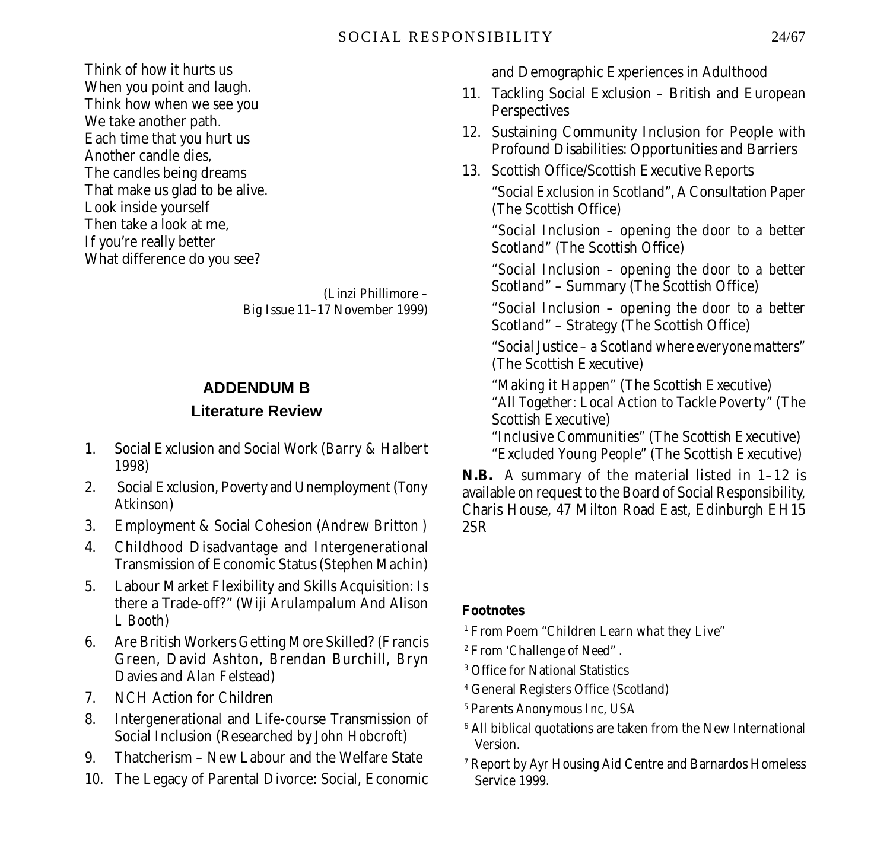Think of how it hurts us
When you point and laugh.
Think how when we see you
We take another path.
Each time that you hurt us
Another candle dies,
The candles being dreams
That make us glad to be alive.
Look inside yourself
Then take a look at me,
If you're really better
What difference do you see?

*(Linzi Phillimore – Big Issue 11–17 November 1999)*

## ADDENDUM B

### Literature Review

1. Social Exclusion and Social Work (*Barry & Halbert 1998*)
2. Social Exclusion, Poverty and Unemployment (*Tony Atkinson*)
3. Employment & Social Cohesion (*Andrew Britton* )
4. Childhood Disadvantage and Intergenerational Transmission of Economic Status (*Stephen Machin*)
5. Labour Market Flexibility and Skills Acquisition: Is there a Trade-off?" (*Wiji Arulampalum And Alison L Booth*)
6. Are British Workers Getting More Skilled? (*Francis Green, David Ashton, Brendan Burchill, Bryn Davies and Alan Felstead*)
7. NCH Action for Children
8. Intergenerational and Life-course Transmission of Social Inclusion (*Researched by John Hobcroft*)
9. Thatcherism – New Labour and the Welfare State
10. The Legacy of Parental Divorce: Social, Economic and Demographic Experiences in Adulthood
11. Tackling Social Exclusion – British and European Perspectives
12. Sustaining Community Inclusion for People with Profound Disabilities: Opportunities and Barriers
13. Scottish Office/Scottish Executive Reports

    "*Social Exclusion in Scotland*", A Consultation Paper (The Scottish Office)

    "*Social Inclusion – opening the door to a better Scotland*" (The Scottish Office)

    "*Social Inclusion – opening the door to a better Scotland*" – Summary (The Scottish Office)

    "*Social Inclusion – opening the door to a better Scotland*" – Strategy (The Scottish Office)

    "*Social Justice – a Scotland where everyone matters*" (The Scottish Executive)

    "*Making it Happen*" (The Scottish Executive)

    "*All Together: Local Action to Tackle Poverty*" (The Scottish Executive)

    "*Inclusive Communities*" (The Scottish Executive)

    "*Excluded Young People*" (The Scottish Executive)

**N.B.** A summary of the material listed in 1–12 is available on request to the Board of Social Responsibility, Charis House, 47 Milton Road East, Edinburgh EH15 2SR

---

**Footnotes**

[1] From Poem "*Children Learn what they Live*"

[2] From '*Challenge of Need*" .

[3] Office for National Statistics

[4] General Registers Office (Scotland)

[5] Parents Anonymous Inc, USA

[6] All biblical quotations are taken from the New International Version.

[7] Report by Ayr Housing Aid Centre and Barnardos Homeless Service 1999.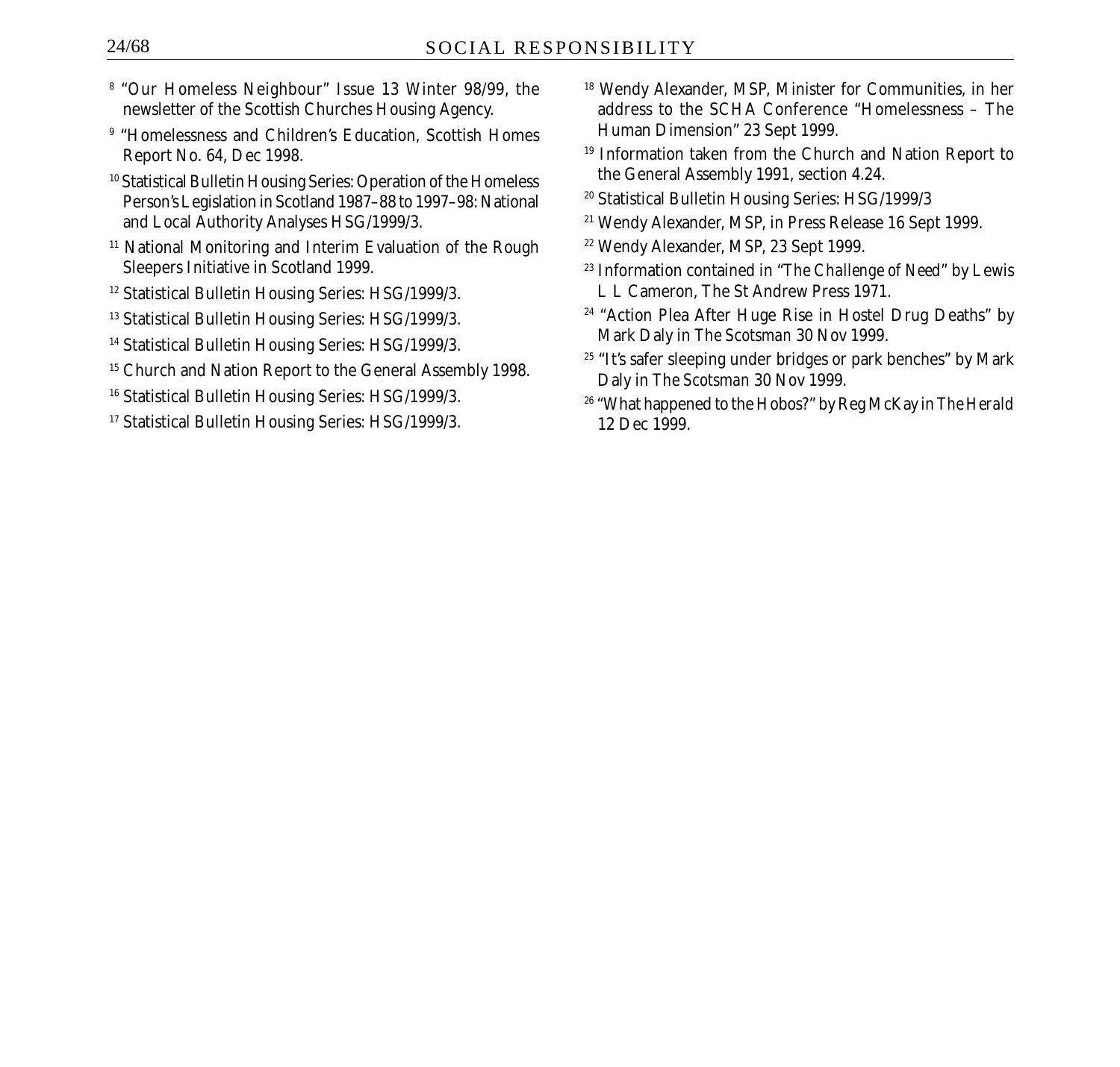[8] "Our Homeless Neighbour" Issue 13 Winter 98/99, the newsletter of the Scottish Churches Housing Agency.

[9] "Homelessness and Children's Education, Scottish Homes Report No. 64, Dec 1998.

[10] Statistical Bulletin Housing Series: Operation of the Homeless Person's Legislation in Scotland 1987–88 to 1997–98: National and Local Authority Analyses HSG/1999/3.

[11] National Monitoring and Interim Evaluation of the Rough Sleepers Initiative in Scotland 1999.

[12] Statistical Bulletin Housing Series: HSG/1999/3.

[13] Statistical Bulletin Housing Series: HSG/1999/3.

[14] Statistical Bulletin Housing Series: HSG/1999/3.

[15] Church and Nation Report to the General Assembly 1998.

[16] Statistical Bulletin Housing Series: HSG/1999/3.

[17] Statistical Bulletin Housing Series: HSG/1999/3.

[18] Wendy Alexander, MSP, Minister for Communities, in her address to the SCHA Conference "Homelessness – The Human Dimension" 23 Sept 1999.

[19] Information taken from the Church and Nation Report to the General Assembly 1991, section 4.24.

[20] Statistical Bulletin Housing Series: HSG/1999/3

[21] Wendy Alexander, MSP, in Press Release 16 Sept 1999.

[22] Wendy Alexander, MSP, 23 Sept 1999.

[23] Information contained in "*The Challenge of Need*" by Lewis L L Cameron, The St Andrew Press 1971.

[24] "Action Plea After Huge Rise in Hostel Drug Deaths" by Mark Daly in *The Scotsman* 30 Nov 1999.

[25] "It's safer sleeping under bridges or park benches" by Mark Daly in *The Scotsman* 30 Nov 1999.

[26] "What happened to the Hobos?" by Reg McKay in *The Herald* 12 Dec 1999.